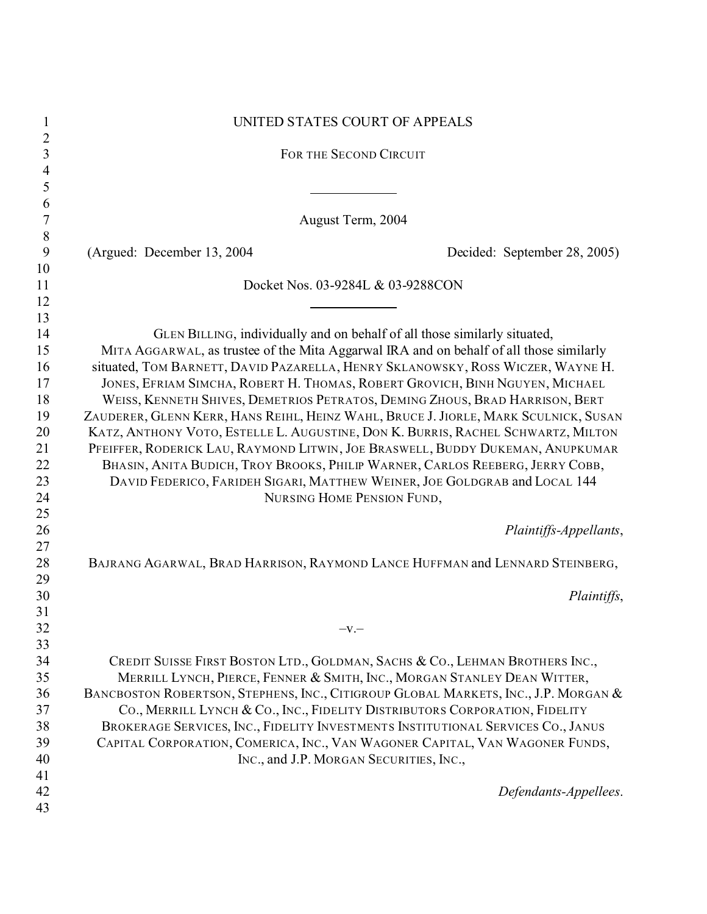UNITED STATES COURT OF APPEALS

FOR THE SECOND CIRCUIT

August Term, 2004

(Argued: December 13, 2004 Decided: September 28, 2005)

Docket Nos. 03-9284L & 03-9288CON

GLEN BILLING, individually and on behalf of all those similarly situated, MITA AGGARWAL, as trustee of the Mita Aggarwal IRA and on behalf of all those similarly situated, TOM BARNETT, DAVID PAZARELLA, HENRY SKLANOWSKY, ROSS WICZER, WAYNE H. JONES, EFRIAM SIMCHA, ROBERT H. THOMAS, ROBERT GROVICH, BINH NGUYEN, MICHAEL WEISS, KENNETH SHIVES, DEMETRIOS PETRATOS, DEMING ZHOUS, BRAD HARRISON, BERT ZAUDERER, GLENN KERR, HANS REIHL, HEINZ WAHL, BRUCE J. JIORLE, MARK SCULNICK, SUSAN KATZ, ANTHONY VOTO, ESTELLE L. AUGUSTINE, DON K. BURRIS, RACHEL SCHWARTZ, MILTON PFEIFFER, RODERICK LAU, RAYMOND LITWIN, JOE BRASWELL, BUDDY DUKEMAN, ANUPKUMAR BHASIN, ANITA BUDICH, TROY BROOKS, PHILIP WARNER, CARLOS REEBERG, JERRY COBB, DAVID FEDERICO, FARIDEH SIGARI, MATTHEW WEINER, JOE GOLDGRAB and LOCAL 144 NURSING HOME PENSION FUND,

*Plaintiffs-Appellants*,

BAJRANG AGARWAL, BRAD HARRISON, RAYMOND LANCE HUFFMAN and LENNARD STEINBERG,

*Plaintiffs*,

–v.–

CREDIT SUISSE FIRST BOSTON LTD., GOLDMAN, SACHS & CO., LEHMAN BROTHERS INC., MERRILL LYNCH, PIERCE, FENNER & SMITH, INC., MORGAN STANLEY DEAN WITTER, BANCBOSTON ROBERTSON, STEPHENS, INC., CITIGROUP GLOBAL MARKETS, INC., J.P. MORGAN & CO., MERRILL LYNCH & CO., INC., FIDELITY DISTRIBUTORS CORPORATION, FIDELITY BROKERAGE SERVICES, INC., FIDELITY INVESTMENTS INSTITUTIONAL SERVICES CO., JANUS CAPITAL CORPORATION, COMERICA, INC., VAN WAGONER CAPITAL, VAN WAGONER FUNDS, INC., and J.P. MORGAN SECURITIES, INC.,

*Defendants-Appellees*.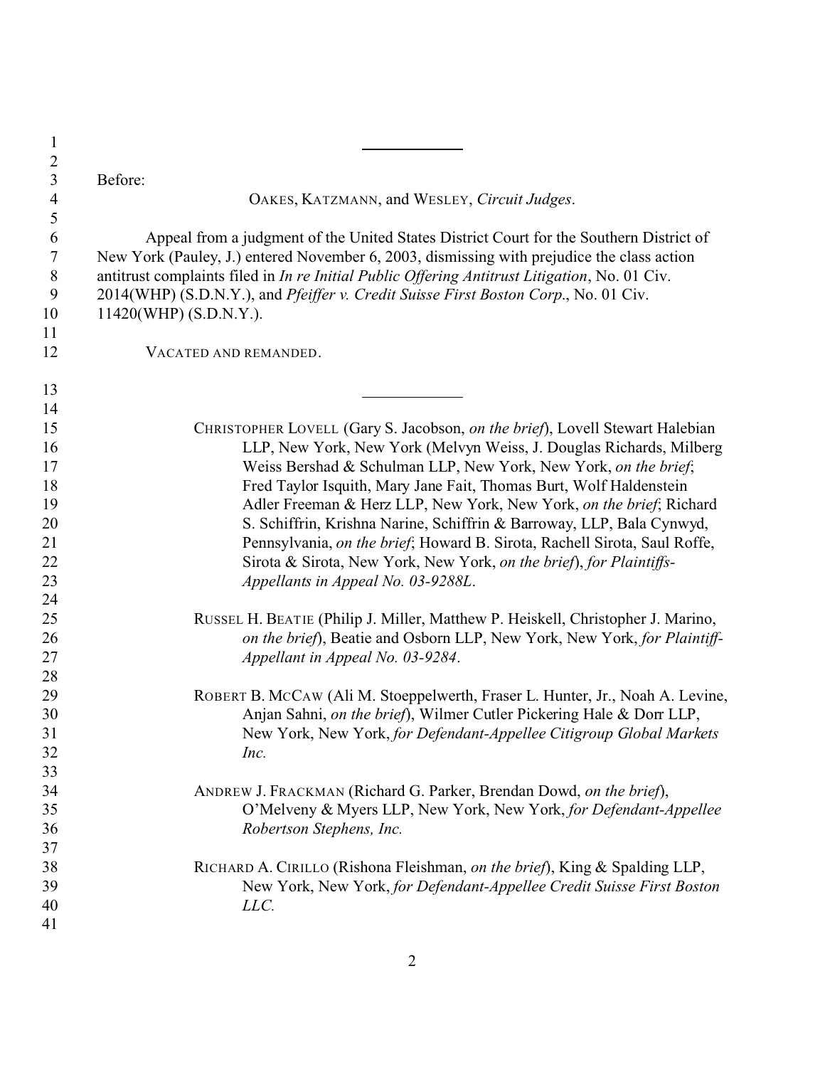Before:

OAKES, KATZMANN, and WESLEY, *Circuit Judges*.

Appeal from a judgment of the United States District Court for the Southern District of New York (Pauley, J.) entered November 6, 2003, dismissing with prejudice the class action antitrust complaints filed in *In re Initial Public Offering Antitrust Litigation*, No. 01 Civ. 2014(WHP) (S.D.N.Y.), and *Pfeiffer v. Credit Suisse First Boston Corp.*, No. 01 Civ. 11420(WHP) (S.D.N.Y.).

VACATED AND REMANDED.

---

CHRISTOPHER LOVELL (Gary S. Jacobson, *on the brief*), Lovell Stewart Halebian LLP, New York, New York (Melvyn Weiss, J. Douglas Richards, Milberg Weiss Bershad & Schulman LLP, New York, New York, *on the brief*; Fred Taylor Isquith, Mary Jane Fait, Thomas Burt, Wolf Haldenstein Adler Freeman & Herz LLP, New York, New York, *on the brief*; Richard S. Schiffrin, Krishna Narine, Schiffrin & Barroway, LLP, Bala Cynwyd, Pennsylvania, *on the brief*; Howard B. Sirota, Rachell Sirota, Saul Roffe, Sirota & Sirota, New York, New York, *on the brief*), *for Plaintiffs-Appellants in Appeal No. 03-9288L*.

RUSSEL H. BEATIE (Philip J. Miller, Matthew P. Heiskell, Christopher J. Marino, *on the brief*), Beatie and Osborn LLP, New York, New York, *for Plaintiff-Appellant in Appeal No. 03-9284*.

ROBERT B. MCCAW (Ali M. Stoeppelwerth, Fraser L. Hunter, Jr., Noah A. Levine, Anjan Sahni, *on the brief*), Wilmer Cutler Pickering Hale & Dorr LLP, New York, New York, *for Defendant-Appellee Citigroup Global Markets Inc.*

ANDREW J. FRACKMAN (Richard G. Parker, Brendan Dowd, *on the brief*), O'Melveny & Myers LLP, New York, New York, *for Defendant-Appellee Robertson Stephens, Inc.*

RICHARD A. CIRILLO (Rishona Fleishman, *on the brief*), King & Spalding LLP, New York, New York, *for Defendant-Appellee Credit Suisse First Boston LLC.*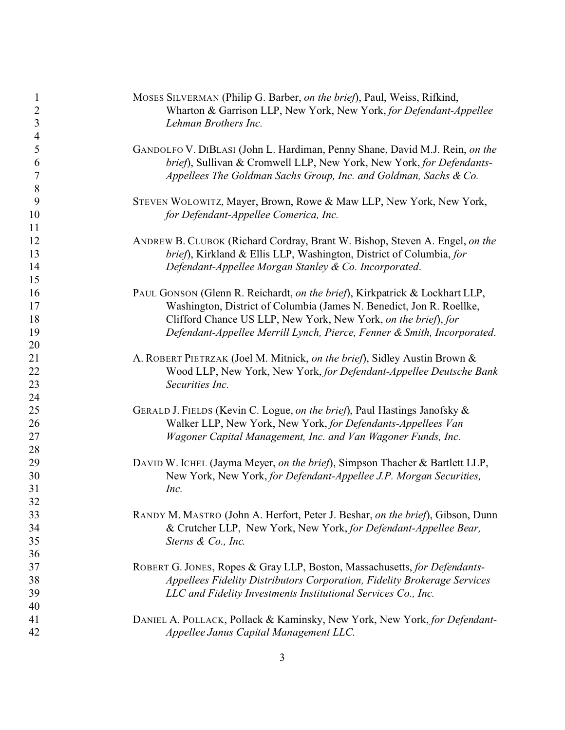MOSES SILVERMAN (Philip G. Barber, *on the brief*), Paul, Weiss, Rifkind, Wharton & Garrison LLP, New York, New York, *for Defendant-Appellee Lehman Brothers Inc.*

GANDOLFO V. DIBLASI (John L. Hardiman, Penny Shane, David M.J. Rein, *on the brief*), Sullivan & Cromwell LLP, New York, New York, *for Defendants-Appellees The Goldman Sachs Group, Inc. and Goldman, Sachs & Co.*

STEVEN WOLOWITZ, Mayer, Brown, Rowe & Maw LLP, New York, New York, *for Defendant-Appellee Comerica, Inc.*

ANDREW B. CLUBOK (Richard Cordray, Brant W. Bishop, Steven A. Engel, *on the brief*), Kirkland & Ellis LLP, Washington, District of Columbia, *for Defendant-Appellee Morgan Stanley & Co. Incorporated*.

PAUL GONSON (Glenn R. Reichardt, *on the brief*), Kirkpatrick & Lockhart LLP, Washington, District of Columbia (James N. Benedict, Jon R. Roellke, Clifford Chance US LLP, New York, New York, *on the brief*), *for Defendant-Appellee Merrill Lynch, Pierce, Fenner & Smith, Incorporated*.

A. ROBERT PIETRZAK (Joel M. Mitnick, *on the brief*), Sidley Austin Brown & Wood LLP, New York, New York, *for Defendant-Appellee Deutsche Bank Securities Inc.*

GERALD J. FIELDS (Kevin C. Logue, *on the brief*), Paul Hastings Janofsky & Walker LLP, New York, New York, *for Defendants-Appellees Van Wagoner Capital Management, Inc. and Van Wagoner Funds, Inc.*

DAVID W. ICHEL (Jayma Meyer, *on the brief*), Simpson Thacher & Bartlett LLP, New York, New York, *for Defendant-Appellee J.P. Morgan Securities, Inc.*

RANDY M. MASTRO (John A. Herfort, Peter J. Beshar, *on the brief*), Gibson, Dunn & Crutcher LLP, New York, New York, *for Defendant-Appellee Bear, Sterns & Co., Inc.*

ROBERT G. JONES, Ropes & Gray LLP, Boston, Massachusetts, *for Defendants-Appellees Fidelity Distributors Corporation, Fidelity Brokerage Services LLC and Fidelity Investments Institutional Services Co., Inc.*

DANIEL A. POLLACK, Pollack & Kaminsky, New York, New York, *for Defendant-Appellee Janus Capital Management LLC.*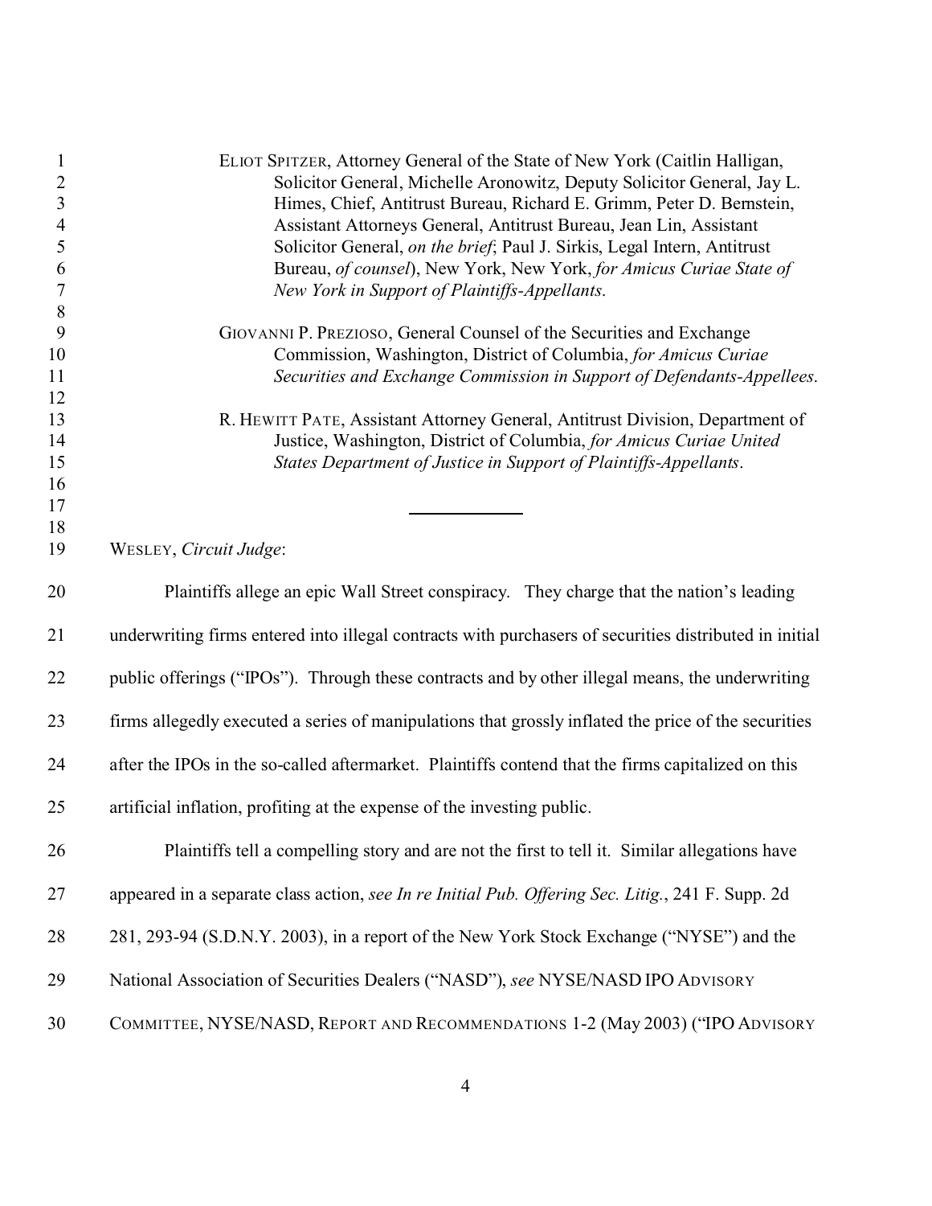ELIOT SPITZER, Attorney General of the State of New York (Caitlin Halligan, Solicitor General, Michelle Aronowitz, Deputy Solicitor General, Jay L. Himes, Chief, Antitrust Bureau, Richard E. Grimm, Peter D. Bernstein, Assistant Attorneys General, Antitrust Bureau, Jean Lin, Assistant Solicitor General, *on the brief*; Paul J. Sirkis, Legal Intern, Antitrust Bureau, *of counsel*), New York, New York, *for Amicus Curiae State of New York in Support of Plaintiffs-Appellants*.

GIOVANNI P. PREZIOSO, General Counsel of the Securities and Exchange Commission, Washington, District of Columbia, *for Amicus Curiae Securities and Exchange Commission in Support of Defendants-Appellees*.

R. HEWITT PATE, Assistant Attorney General, Antitrust Division, Department of Justice, Washington, District of Columbia, *for Amicus Curiae United States Department of Justice in Support of Plaintiffs-Appellants*.

---

WESLEY, *Circuit Judge*:

Plaintiffs allege an epic Wall Street conspiracy. They charge that the nation's leading underwriting firms entered into illegal contracts with purchasers of securities distributed in initial public offerings ("IPOs"). Through these contracts and by other illegal means, the underwriting firms allegedly executed a series of manipulations that grossly inflated the price of the securities after the IPOs in the so-called aftermarket. Plaintiffs contend that the firms capitalized on this artificial inflation, profiting at the expense of the investing public.

Plaintiffs tell a compelling story and are not the first to tell it. Similar allegations have appeared in a separate class action, *see In re Initial Pub. Offering Sec. Litig.*, 241 F. Supp. 2d 281, 293-94 (S.D.N.Y. 2003), in a report of the New York Stock Exchange ("NYSE") and the National Association of Securities Dealers ("NASD"), *see* NYSE/NASD IPO ADVISORY COMMITTEE, NYSE/NASD, REPORT AND RECOMMENDATIONS 1-2 (May 2003) ("IPO ADVISORY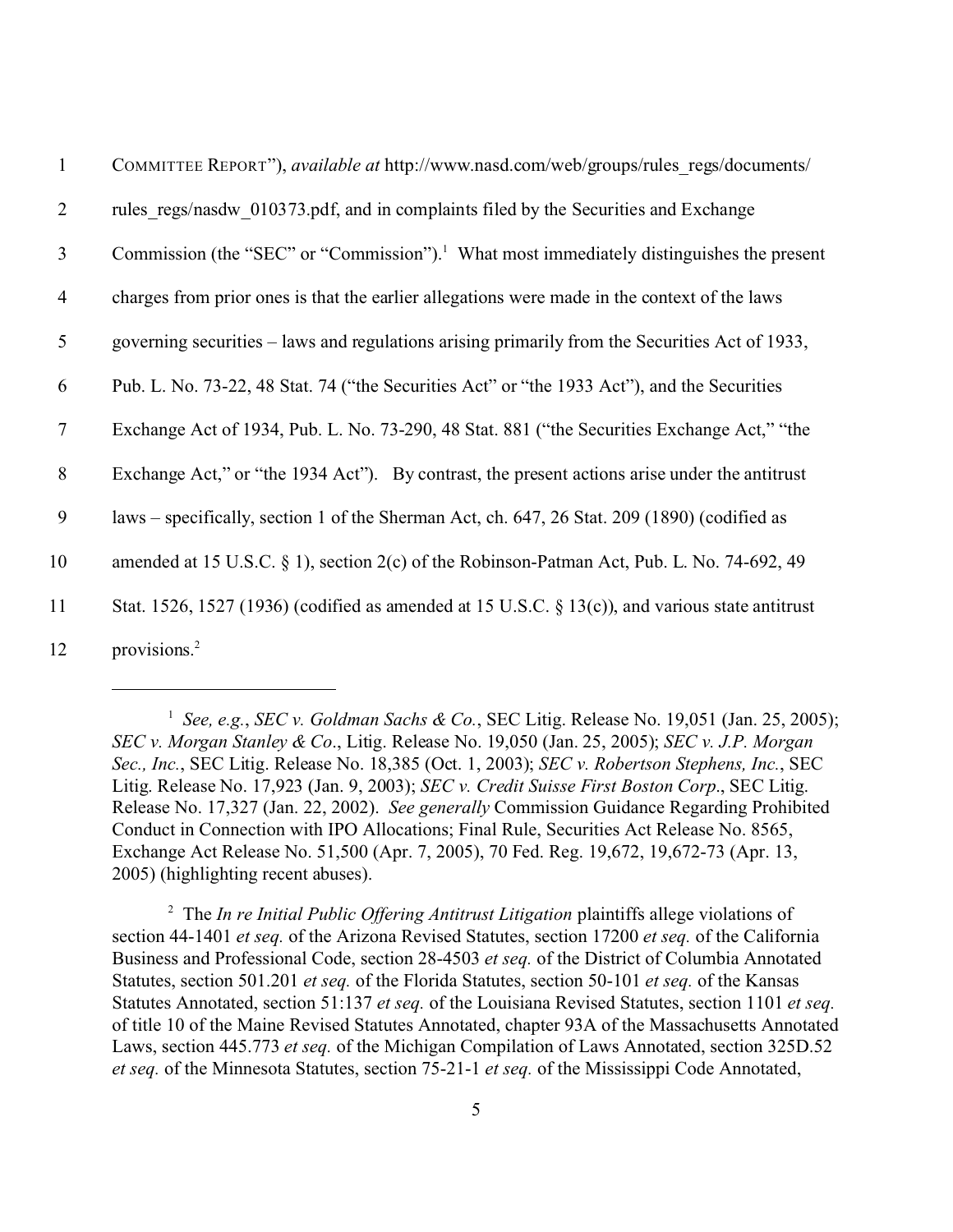COMMITTEE REPORT"), *available at* http://www.nasd.com/web/groups/rules_regs/documents/rules_regs/nasdw_010373.pdf, and in complaints filed by the Securities and Exchange Commission (the "SEC" or "Commission").[1] What most immediately distinguishes the present charges from prior ones is that the earlier allegations were made in the context of the laws governing securities – laws and regulations arising primarily from the Securities Act of 1933, Pub. L. No. 73-22, 48 Stat. 74 ("the Securities Act" or "the 1933 Act"), and the Securities Exchange Act of 1934, Pub. L. No. 73-290, 48 Stat. 881 ("the Securities Exchange Act," "the Exchange Act," or "the 1934 Act"). By contrast, the present actions arise under the antitrust laws – specifically, section 1 of the Sherman Act, ch. 647, 26 Stat. 209 (1890) (codified as amended at 15 U.S.C. § 1), section 2(c) of the Robinson-Patman Act, Pub. L. No. 74-692, 49 Stat. 1526, 1527 (1936) (codified as amended at 15 U.S.C. § 13(c)), and various state antitrust provisions.[2]

---

[1] *See, e.g.*, *SEC v. Goldman Sachs & Co.*, SEC Litig. Release No. 19,051 (Jan. 25, 2005); *SEC v. Morgan Stanley & Co*., Litig. Release No. 19,050 (Jan. 25, 2005); *SEC v. J.P. Morgan Sec., Inc.*, SEC Litig. Release No. 18,385 (Oct. 1, 2003); *SEC v. Robertson Stephens, Inc.*, SEC Litig. Release No. 17,923 (Jan. 9, 2003); *SEC v. Credit Suisse First Boston Corp*., SEC Litig. Release No. 17,327 (Jan. 22, 2002). *See generally* Commission Guidance Regarding Prohibited Conduct in Connection with IPO Allocations; Final Rule, Securities Act Release No. 8565, Exchange Act Release No. 51,500 (Apr. 7, 2005), 70 Fed. Reg. 19,672, 19,672-73 (Apr. 13, 2005) (highlighting recent abuses).

[2] The *In re Initial Public Offering Antitrust Litigation* plaintiffs allege violations of section 44-1401 *et seq.* of the Arizona Revised Statutes, section 17200 *et seq.* of the California Business and Professional Code, section 28-4503 *et seq.* of the District of Columbia Annotated Statutes, section 501.201 *et seq.* of the Florida Statutes, section 50-101 *et seq.* of the Kansas Statutes Annotated, section 51:137 *et seq.* of the Louisiana Revised Statutes, section 1101 *et seq.* of title 10 of the Maine Revised Statutes Annotated, chapter 93A of the Massachusetts Annotated Laws, section 445.773 *et seq.* of the Michigan Compilation of Laws Annotated, section 325D.52 *et seq.* of the Minnesota Statutes, section 75-21-1 *et seq.* of the Mississippi Code Annotated,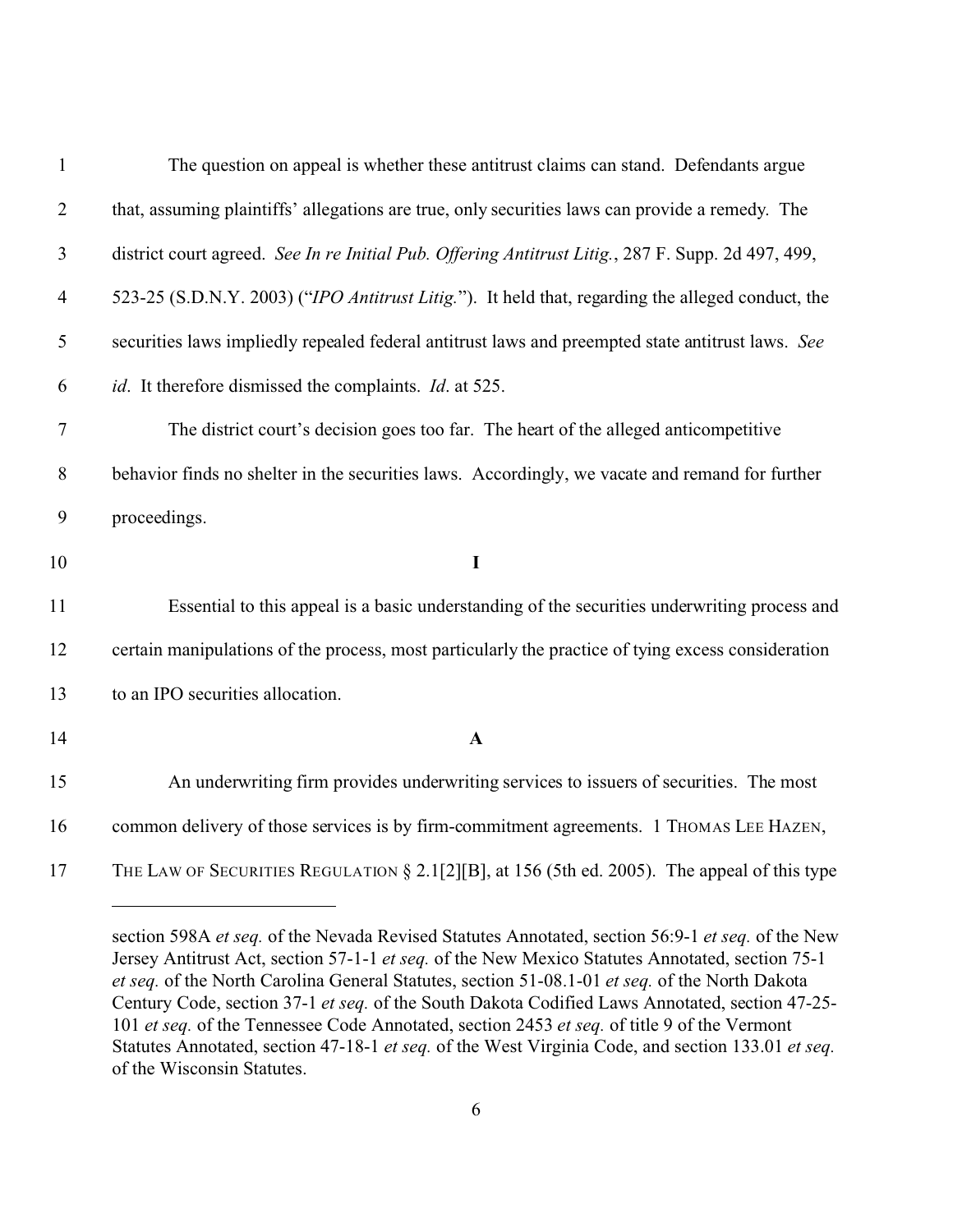The question on appeal is whether these antitrust claims can stand. Defendants argue that, assuming plaintiffs' allegations are true, only securities laws can provide a remedy. The district court agreed. *See In re Initial Pub. Offering Antitrust Litig.*, 287 F. Supp. 2d 497, 499, 523-25 (S.D.N.Y. 2003) ("*IPO Antitrust Litig.*"). It held that, regarding the alleged conduct, the securities laws impliedly repealed federal antitrust laws and preempted state antitrust laws. *See id*. It therefore dismissed the complaints. *Id*. at 525.

The district court's decision goes too far. The heart of the alleged anticompetitive behavior finds no shelter in the securities laws. Accordingly, we vacate and remand for further proceedings.

## I

Essential to this appeal is a basic understanding of the securities underwriting process and certain manipulations of the process, most particularly the practice of tying excess consideration to an IPO securities allocation.

### A

An underwriting firm provides underwriting services to issuers of securities. The most common delivery of those services is by firm-commitment agreements. 1 THOMAS LEE HAZEN, THE LAW OF SECURITIES REGULATION § 2.1[2][B], at 156 (5th ed. 2005). The appeal of this type

---

section 598A *et seq.* of the Nevada Revised Statutes Annotated, section 56:9-1 *et seq.* of the New Jersey Antitrust Act, section 57-1-1 *et seq.* of the New Mexico Statutes Annotated, section 75-1 *et seq.* of the North Carolina General Statutes, section 51-08.1-01 *et seq.* of the North Dakota Century Code, section 37-1 *et seq.* of the South Dakota Codified Laws Annotated, section 47-25-101 *et seq.* of the Tennessee Code Annotated, section 2453 *et seq.* of title 9 of the Vermont Statutes Annotated, section 47-18-1 *et seq.* of the West Virginia Code, and section 133.01 *et seq.* of the Wisconsin Statutes.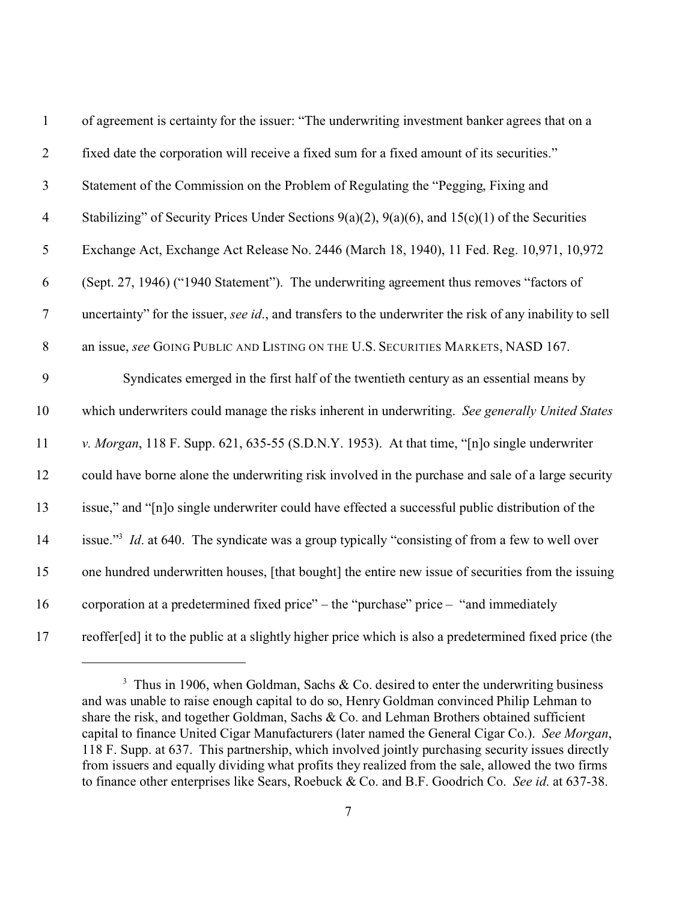of agreement is certainty for the issuer: "The underwriting investment banker agrees that on a fixed date the corporation will receive a fixed sum for a fixed amount of its securities." Statement of the Commission on the Problem of Regulating the "Pegging, Fixing and Stabilizing" of Security Prices Under Sections 9(a)(2), 9(a)(6), and 15(c)(1) of the Securities Exchange Act, Exchange Act Release No. 2446 (March 18, 1940), 11 Fed. Reg. 10,971, 10,972 (Sept. 27, 1946) ("1940 Statement"). The underwriting agreement thus removes "factors of uncertainty" for the issuer, *see id.*, and transfers to the underwriter the risk of any inability to sell an issue, *see* GOING PUBLIC AND LISTING ON THE U.S. SECURITIES MARKETS, NASD 167.

Syndicates emerged in the first half of the twentieth century as an essential means by which underwriters could manage the risks inherent in underwriting. *See generally United States v. Morgan*, 118 F. Supp. 621, 635-55 (S.D.N.Y. 1953). At that time, "[n]o single underwriter could have borne alone the underwriting risk involved in the purchase and sale of a large security issue," and "[n]o single underwriter could have effected a successful public distribution of the issue."[3] *Id*. at 640. The syndicate was a group typically "consisting of from a few to well over one hundred underwritten houses, [that bought] the entire new issue of securities from the issuing corporation at a predetermined fixed price" – the "purchase" price – "and immediately reoffer[ed] it to the public at a slightly higher price which is also a predetermined fixed price (the

---

[3] Thus in 1906, when Goldman, Sachs & Co. desired to enter the underwriting business and was unable to raise enough capital to do so, Henry Goldman convinced Philip Lehman to share the risk, and together Goldman, Sachs & Co. and Lehman Brothers obtained sufficient capital to finance United Cigar Manufacturers (later named the General Cigar Co.). *See Morgan*, 118 F. Supp. at 637. This partnership, which involved jointly purchasing security issues directly from issuers and equally dividing what profits they realized from the sale, allowed the two firms to finance other enterprises like Sears, Roebuck & Co. and B.F. Goodrich Co. *See id.* at 637-38.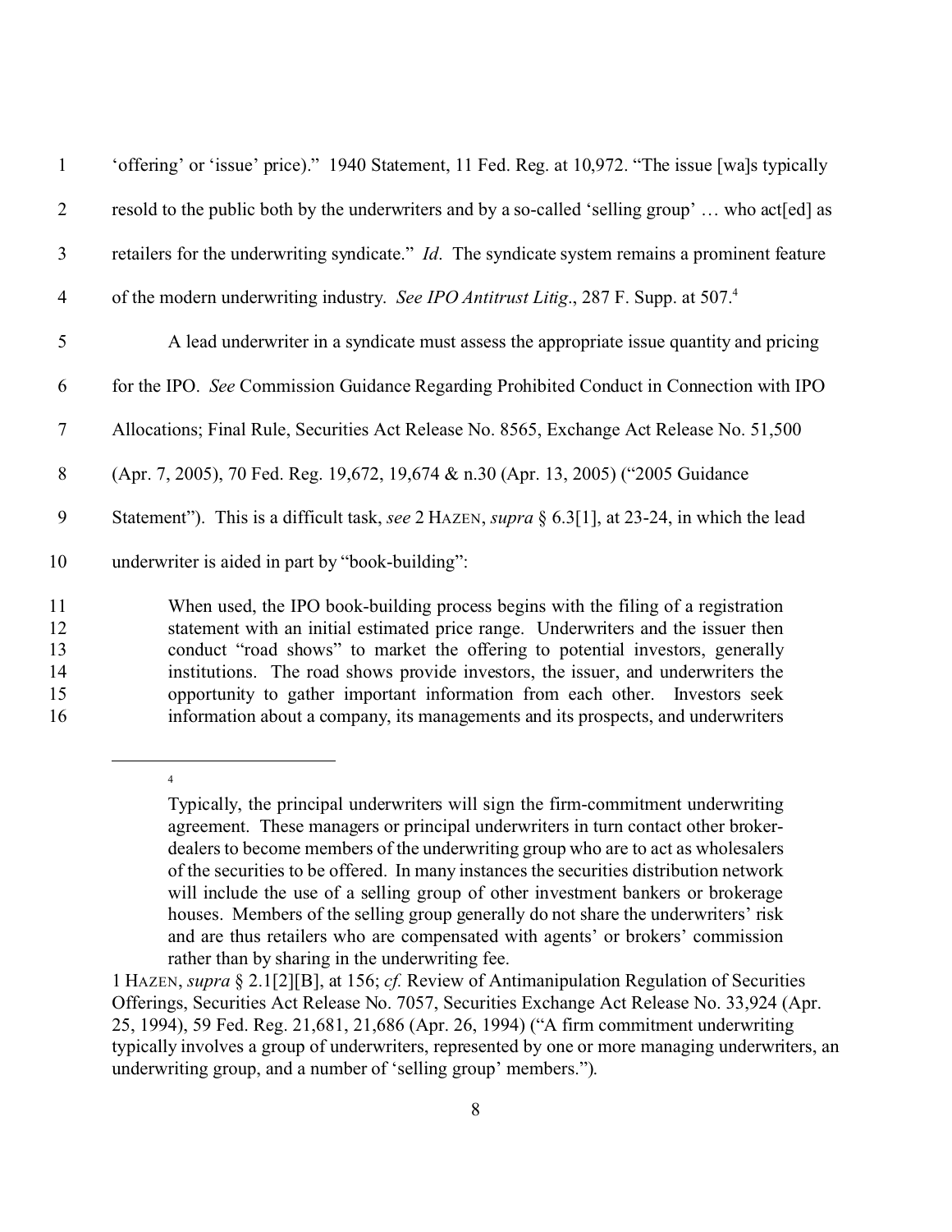'offering' or 'issue' price)." 1940 Statement, 11 Fed. Reg. at 10,972. "The issue [wa]s typically resold to the public both by the underwriters and by a so-called 'selling group' … who act[ed] as retailers for the underwriting syndicate." *Id*. The syndicate system remains a prominent feature of the modern underwriting industry. *See IPO Antitrust Litig*., 287 F. Supp. at 507.[4]

A lead underwriter in a syndicate must assess the appropriate issue quantity and pricing for the IPO. *See* Commission Guidance Regarding Prohibited Conduct in Connection with IPO Allocations; Final Rule, Securities Act Release No. 8565, Exchange Act Release No. 51,500 (Apr. 7, 2005), 70 Fed. Reg. 19,672, 19,674 & n.30 (Apr. 13, 2005) ("2005 Guidance Statement"). This is a difficult task, *see* 2 HAZEN, *supra* § 6.3[1], at 23-24, in which the lead underwriter is aided in part by "book-building":

> When used, the IPO book-building process begins with the filing of a registration statement with an initial estimated price range. Underwriters and the issuer then conduct "road shows" to market the offering to potential investors, generally institutions. The road shows provide investors, the issuer, and underwriters the opportunity to gather important information from each other. Investors seek information about a company, its managements and its prospects, and underwriters

---

[4]

> Typically, the principal underwriters will sign the firm-commitment underwriting agreement. These managers or principal underwriters in turn contact other broker-dealers to become members of the underwriting group who are to act as wholesalers of the securities to be offered. In many instances the securities distribution network will include the use of a selling group of other investment bankers or brokerage houses. Members of the selling group generally do not share the underwriters' risk and are thus retailers who are compensated with agents' or brokers' commission rather than by sharing in the underwriting fee.

1 HAZEN, *supra* § 2.1[2][B], at 156; *cf.* Review of Antimanipulation Regulation of Securities Offerings, Securities Act Release No. 7057, Securities Exchange Act Release No. 33,924 (Apr. 25, 1994), 59 Fed. Reg. 21,681, 21,686 (Apr. 26, 1994) ("A firm commitment underwriting typically involves a group of underwriters, represented by one or more managing underwriters, an underwriting group, and a number of 'selling group' members.").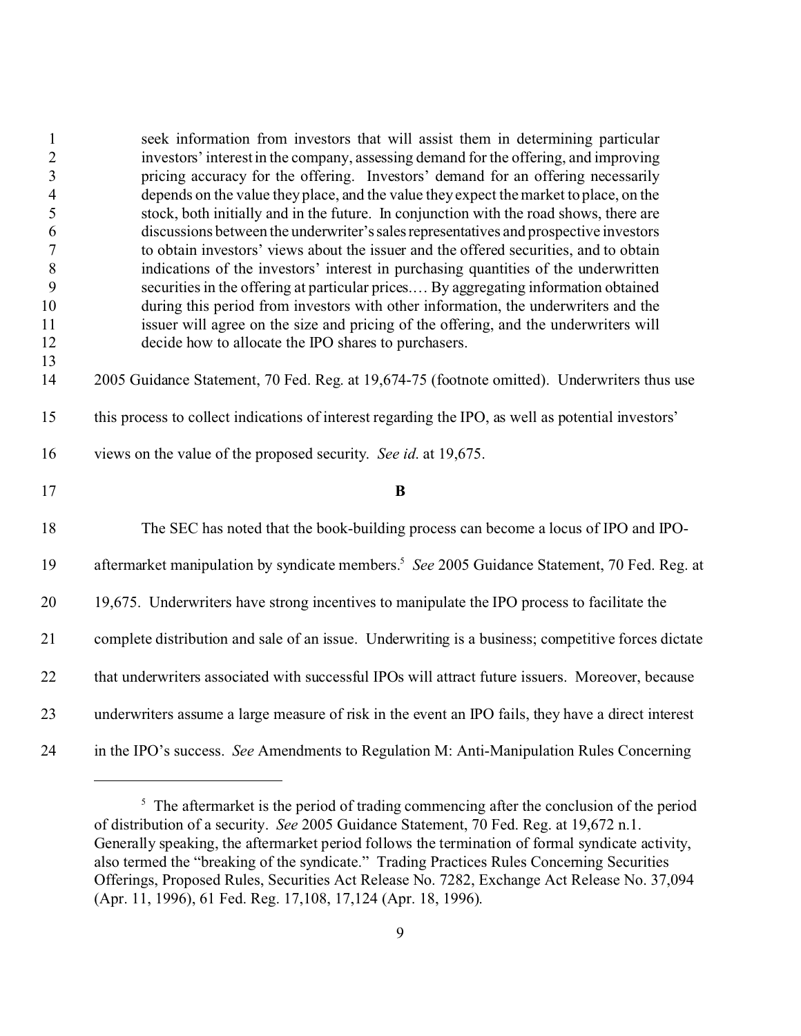> seek information from investors that will assist them in determining particular investors' interest in the company, assessing demand for the offering, and improving pricing accuracy for the offering. Investors' demand for an offering necessarily depends on the value they place, and the value they expect the market to place, on the stock, both initially and in the future. In conjunction with the road shows, there are discussions between the underwriter's sales representatives and prospective investors to obtain investors' views about the issuer and the offered securities, and to obtain indications of the investors' interest in purchasing quantities of the underwritten securities in the offering at particular prices.… By aggregating information obtained during this period from investors with other information, the underwriters and the issuer will agree on the size and pricing of the offering, and the underwriters will decide how to allocate the IPO shares to purchasers.

2005 Guidance Statement, 70 Fed. Reg. at 19,674-75 (footnote omitted). Underwriters thus use this process to collect indications of interest regarding the IPO, as well as potential investors' views on the value of the proposed security. *See id.* at 19,675.

**B**

The SEC has noted that the book-building process can become a locus of IPO and IPO-aftermarket manipulation by syndicate members.[5] *See* 2005 Guidance Statement, 70 Fed. Reg. at 19,675. Underwriters have strong incentives to manipulate the IPO process to facilitate the complete distribution and sale of an issue. Underwriting is a business; competitive forces dictate that underwriters associated with successful IPOs will attract future issuers. Moreover, because underwriters assume a large measure of risk in the event an IPO fails, they have a direct interest in the IPO's success. *See* Amendments to Regulation M: Anti-Manipulation Rules Concerning

---

[5] The aftermarket is the period of trading commencing after the conclusion of the period of distribution of a security. *See* 2005 Guidance Statement, 70 Fed. Reg. at 19,672 n.1. Generally speaking, the aftermarket period follows the termination of formal syndicate activity, also termed the "breaking of the syndicate." Trading Practices Rules Concerning Securities Offerings, Proposed Rules, Securities Act Release No. 7282, Exchange Act Release No. 37,094 (Apr. 11, 1996), 61 Fed. Reg. 17,108, 17,124 (Apr. 18, 1996).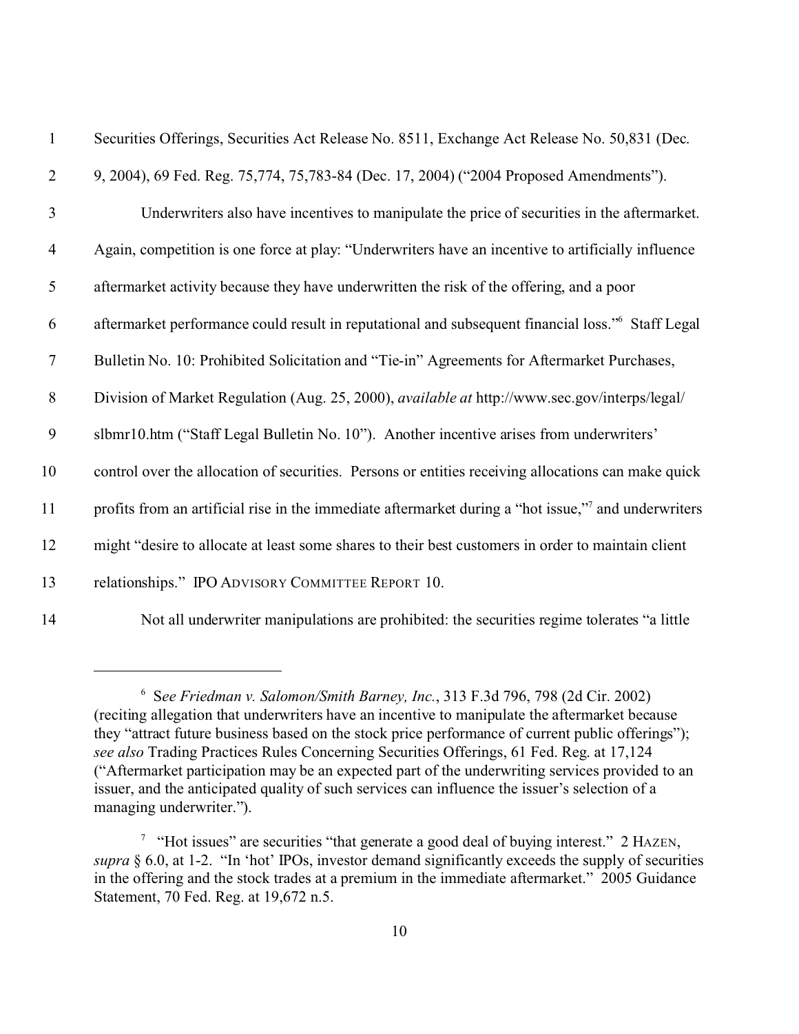Securities Offerings, Securities Act Release No. 8511, Exchange Act Release No. 50,831 (Dec. 9, 2004), 69 Fed. Reg. 75,774, 75,783-84 (Dec. 17, 2004) ("2004 Proposed Amendments").

Underwriters also have incentives to manipulate the price of securities in the aftermarket. Again, competition is one force at play: "Underwriters have an incentive to artificially influence aftermarket activity because they have underwritten the risk of the offering, and a poor aftermarket performance could result in reputational and subsequent financial loss."[6] Staff Legal Bulletin No. 10: Prohibited Solicitation and "Tie-in" Agreements for Aftermarket Purchases, Division of Market Regulation (Aug. 25, 2000), *available at* http://www.sec.gov/interps/legal/slbmr10.htm ("Staff Legal Bulletin No. 10"). Another incentive arises from underwriters' control over the allocation of securities. Persons or entities receiving allocations can make quick profits from an artificial rise in the immediate aftermarket during a "hot issue,"[7] and underwriters might "desire to allocate at least some shares to their best customers in order to maintain client relationships." IPO ADVISORY COMMITTEE REPORT 10.

Not all underwriter manipulations are prohibited: the securities regime tolerates "a little

---

[6] S*ee Friedman v. Salomon/Smith Barney, Inc.*, 313 F.3d 796, 798 (2d Cir. 2002) (reciting allegation that underwriters have an incentive to manipulate the aftermarket because they "attract future business based on the stock price performance of current public offerings"); *see also* Trading Practices Rules Concerning Securities Offerings, 61 Fed. Reg. at 17,124 ("Aftermarket participation may be an expected part of the underwriting services provided to an issuer, and the anticipated quality of such services can influence the issuer's selection of a managing underwriter.").

[7] "Hot issues" are securities "that generate a good deal of buying interest." 2 HAZEN, *supra* § 6.0, at 1-2. "In 'hot' IPOs, investor demand significantly exceeds the supply of securities in the offering and the stock trades at a premium in the immediate aftermarket." 2005 Guidance Statement, 70 Fed. Reg. at 19,672 n.5.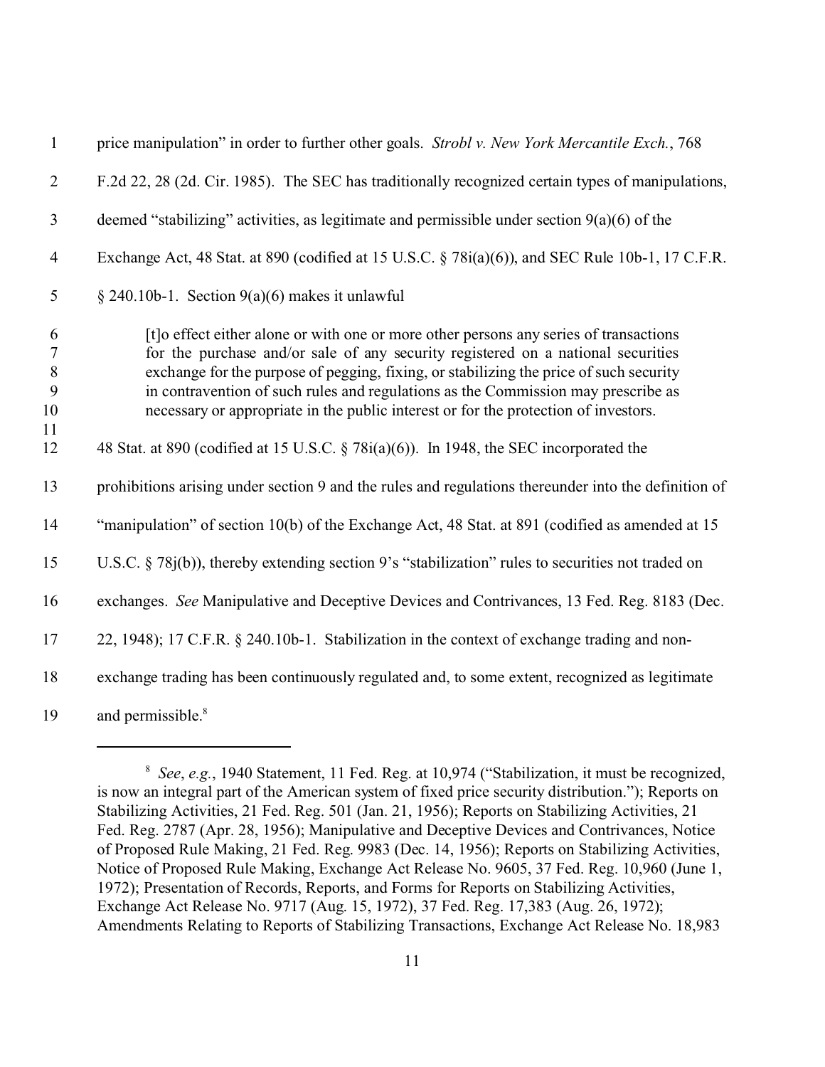price manipulation" in order to further other goals. *Strobl v. New York Mercantile Exch.*, 768 F.2d 22, 28 (2d. Cir. 1985). The SEC has traditionally recognized certain types of manipulations, deemed "stabilizing" activities, as legitimate and permissible under section 9(a)(6) of the Exchange Act, 48 Stat. at 890 (codified at 15 U.S.C. § 78i(a)(6)), and SEC Rule 10b-1, 17 C.F.R. § 240.10b-1. Section 9(a)(6) makes it unlawful

> [t]o effect either alone or with one or more other persons any series of transactions for the purchase and/or sale of any security registered on a national securities exchange for the purpose of pegging, fixing, or stabilizing the price of such security in contravention of such rules and regulations as the Commission may prescribe as necessary or appropriate in the public interest or for the protection of investors.

48 Stat. at 890 (codified at 15 U.S.C. § 78i(a)(6)). In 1948, the SEC incorporated the prohibitions arising under section 9 and the rules and regulations thereunder into the definition of "manipulation" of section 10(b) of the Exchange Act, 48 Stat. at 891 (codified as amended at 15 U.S.C. § 78j(b)), thereby extending section 9's "stabilization" rules to securities not traded on exchanges. *See* Manipulative and Deceptive Devices and Contrivances, 13 Fed. Reg. 8183 (Dec. 22, 1948); 17 C.F.R. § 240.10b-1. Stabilization in the context of exchange trading and non-exchange trading has been continuously regulated and, to some extent, recognized as legitimate and permissible.[8]

---

[8] *See*, *e.g.*, 1940 Statement, 11 Fed. Reg. at 10,974 ("Stabilization, it must be recognized, is now an integral part of the American system of fixed price security distribution."); Reports on Stabilizing Activities, 21 Fed. Reg. 501 (Jan. 21, 1956); Reports on Stabilizing Activities, 21 Fed. Reg. 2787 (Apr. 28, 1956); Manipulative and Deceptive Devices and Contrivances, Notice of Proposed Rule Making, 21 Fed. Reg. 9983 (Dec. 14, 1956); Reports on Stabilizing Activities, Notice of Proposed Rule Making, Exchange Act Release No. 9605, 37 Fed. Reg. 10,960 (June 1, 1972); Presentation of Records, Reports, and Forms for Reports on Stabilizing Activities, Exchange Act Release No. 9717 (Aug. 15, 1972), 37 Fed. Reg. 17,383 (Aug. 26, 1972); Amendments Relating to Reports of Stabilizing Transactions, Exchange Act Release No. 18,983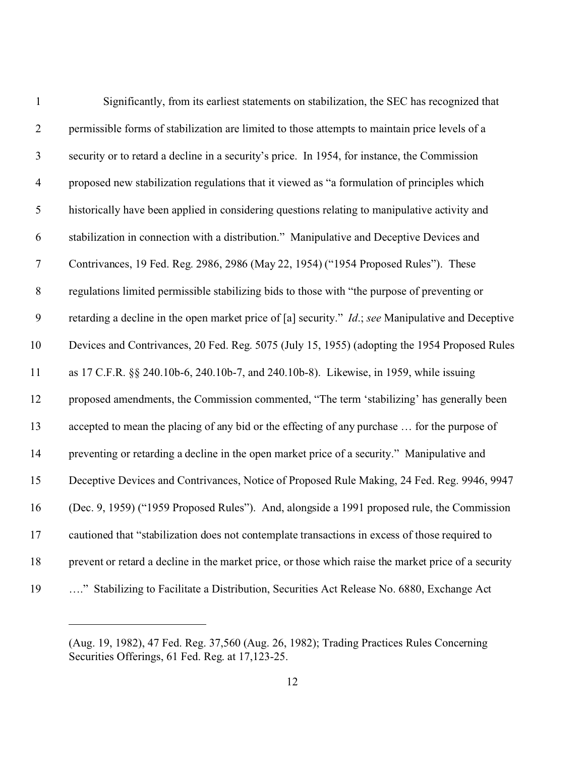Significantly, from its earliest statements on stabilization, the SEC has recognized that permissible forms of stabilization are limited to those attempts to maintain price levels of a security or to retard a decline in a security's price. In 1954, for instance, the Commission proposed new stabilization regulations that it viewed as "a formulation of principles which historically have been applied in considering questions relating to manipulative activity and stabilization in connection with a distribution." Manipulative and Deceptive Devices and Contrivances, 19 Fed. Reg. 2986, 2986 (May 22, 1954) ("1954 Proposed Rules"). These regulations limited permissible stabilizing bids to those with "the purpose of preventing or retarding a decline in the open market price of [a] security." *Id.*; *see* Manipulative and Deceptive Devices and Contrivances, 20 Fed. Reg. 5075 (July 15, 1955) (adopting the 1954 Proposed Rules as 17 C.F.R. §§ 240.10b-6, 240.10b-7, and 240.10b-8). Likewise, in 1959, while issuing proposed amendments, the Commission commented, "The term 'stabilizing' has generally been accepted to mean the placing of any bid or the effecting of any purchase … for the purpose of preventing or retarding a decline in the open market price of a security." Manipulative and Deceptive Devices and Contrivances, Notice of Proposed Rule Making, 24 Fed. Reg. 9946, 9947 (Dec. 9, 1959) ("1959 Proposed Rules"). And, alongside a 1991 proposed rule, the Commission cautioned that "stabilization does not contemplate transactions in excess of those required to prevent or retard a decline in the market price, or those which raise the market price of a security …." Stabilizing to Facilitate a Distribution, Securities Act Release No. 6880, Exchange Act

---

(Aug. 19, 1982), 47 Fed. Reg. 37,560 (Aug. 26, 1982); Trading Practices Rules Concerning Securities Offerings, 61 Fed. Reg. at 17,123-25.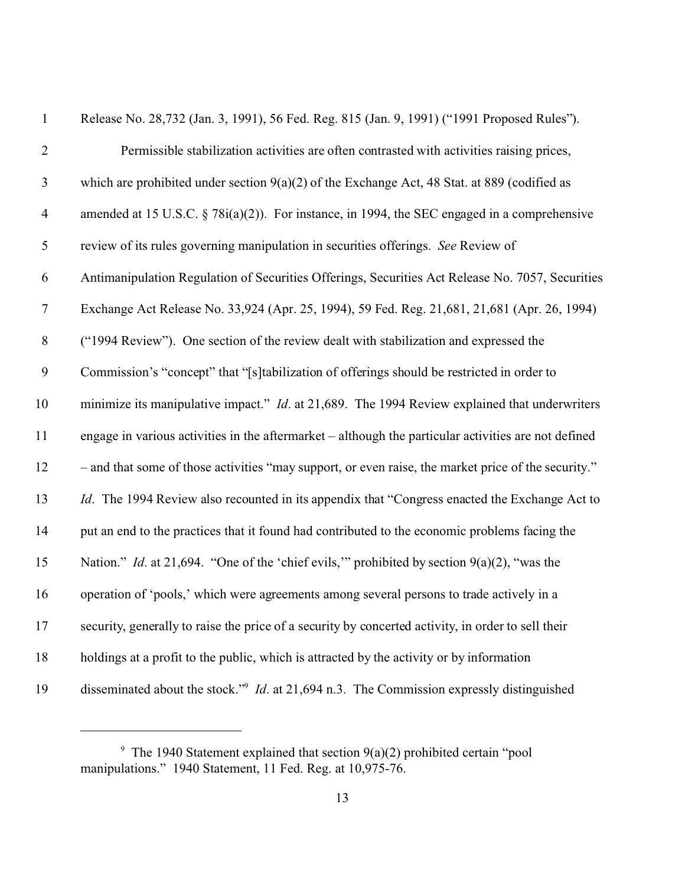Release No. 28,732 (Jan. 3, 1991), 56 Fed. Reg. 815 (Jan. 9, 1991) ("1991 Proposed Rules").

Permissible stabilization activities are often contrasted with activities raising prices, which are prohibited under section 9(a)(2) of the Exchange Act, 48 Stat. at 889 (codified as amended at 15 U.S.C. § 78i(a)(2)). For instance, in 1994, the SEC engaged in a comprehensive review of its rules governing manipulation in securities offerings. *See* Review of Antimanipulation Regulation of Securities Offerings, Securities Act Release No. 7057, Securities Exchange Act Release No. 33,924 (Apr. 25, 1994), 59 Fed. Reg. 21,681, 21,681 (Apr. 26, 1994) ("1994 Review"). One section of the review dealt with stabilization and expressed the Commission's "concept" that "[s]tabilization of offerings should be restricted in order to minimize its manipulative impact." *Id*. at 21,689. The 1994 Review explained that underwriters engage in various activities in the aftermarket – although the particular activities are not defined – and that some of those activities "may support, or even raise, the market price of the security." *Id*. The 1994 Review also recounted in its appendix that "Congress enacted the Exchange Act to put an end to the practices that it found had contributed to the economic problems facing the Nation." *Id*. at 21,694. "One of the 'chief evils,'" prohibited by section 9(a)(2), "was the operation of 'pools,' which were agreements among several persons to trade actively in a security, generally to raise the price of a security by concerted activity, in order to sell their holdings at a profit to the public, which is attracted by the activity or by information disseminated about the stock."[9] *Id*. at 21,694 n.3. The Commission expressly distinguished

[9] The 1940 Statement explained that section 9(a)(2) prohibited certain "pool manipulations." 1940 Statement, 11 Fed. Reg. at 10,975-76.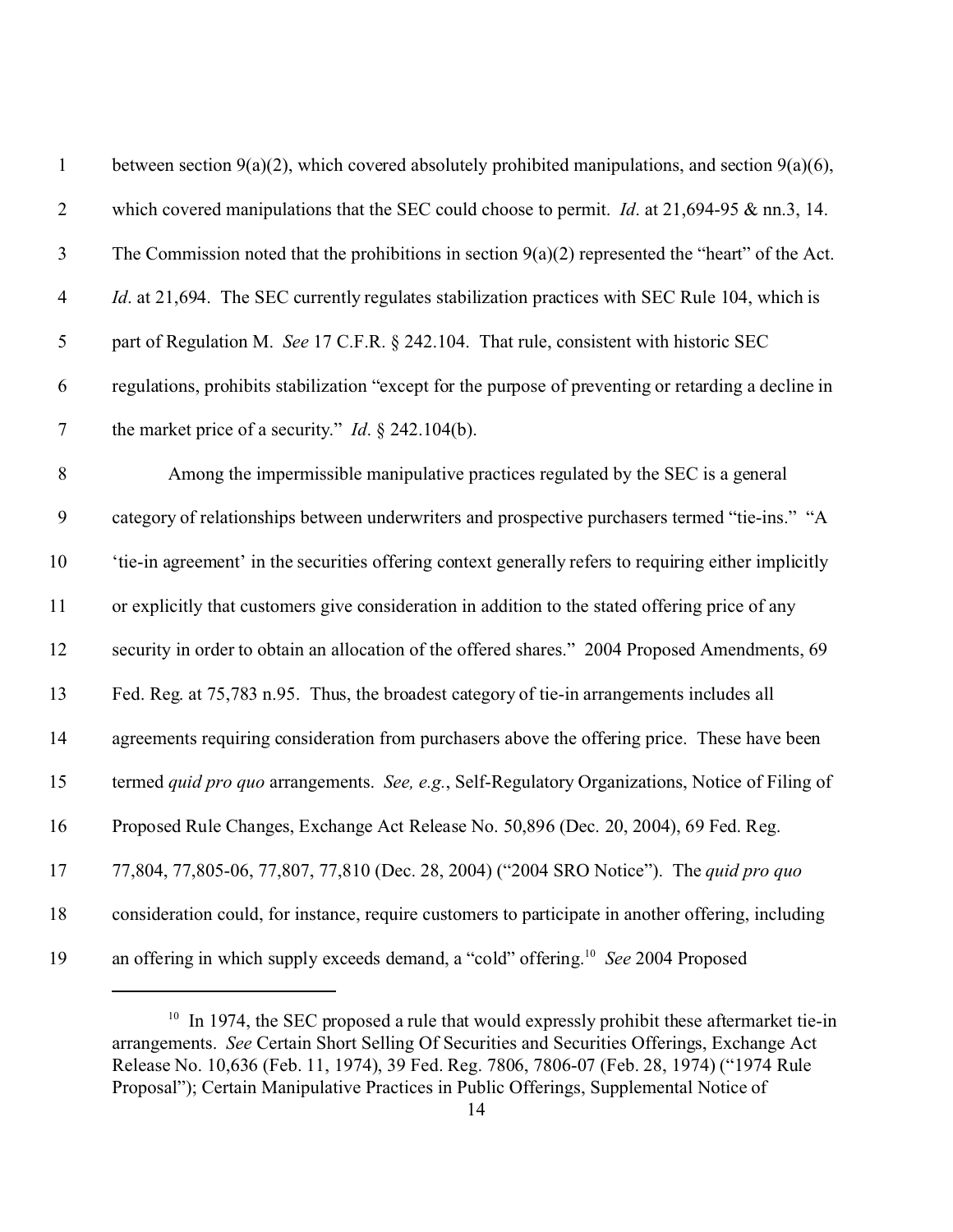between section 9(a)(2), which covered absolutely prohibited manipulations, and section 9(a)(6), which covered manipulations that the SEC could choose to permit. *Id*. at 21,694-95 & nn.3, 14. The Commission noted that the prohibitions in section 9(a)(2) represented the "heart" of the Act. *Id*. at 21,694. The SEC currently regulates stabilization practices with SEC Rule 104, which is part of Regulation M. *See* 17 C.F.R. § 242.104. That rule, consistent with historic SEC regulations, prohibits stabilization "except for the purpose of preventing or retarding a decline in the market price of a security." *Id*. § 242.104(b).

Among the impermissible manipulative practices regulated by the SEC is a general category of relationships between underwriters and prospective purchasers termed "tie-ins." "A 'tie-in agreement' in the securities offering context generally refers to requiring either implicitly or explicitly that customers give consideration in addition to the stated offering price of any security in order to obtain an allocation of the offered shares." 2004 Proposed Amendments, 69 Fed. Reg. at 75,783 n.95. Thus, the broadest category of tie-in arrangements includes all agreements requiring consideration from purchasers above the offering price. These have been termed *quid pro quo* arrangements. *See, e.g.*, Self-Regulatory Organizations, Notice of Filing of Proposed Rule Changes, Exchange Act Release No. 50,896 (Dec. 20, 2004), 69 Fed. Reg. 77,804, 77,805-06, 77,807, 77,810 (Dec. 28, 2004) ("2004 SRO Notice"). The *quid pro quo* consideration could, for instance, require customers to participate in another offering, including an offering in which supply exceeds demand, a "cold" offering.[10] *See* 2004 Proposed

[10] In 1974, the SEC proposed a rule that would expressly prohibit these aftermarket tie-in arrangements. *See* Certain Short Selling Of Securities and Securities Offerings, Exchange Act Release No. 10,636 (Feb. 11, 1974), 39 Fed. Reg. 7806, 7806-07 (Feb. 28, 1974) ("1974 Rule Proposal"); Certain Manipulative Practices in Public Offerings, Supplemental Notice of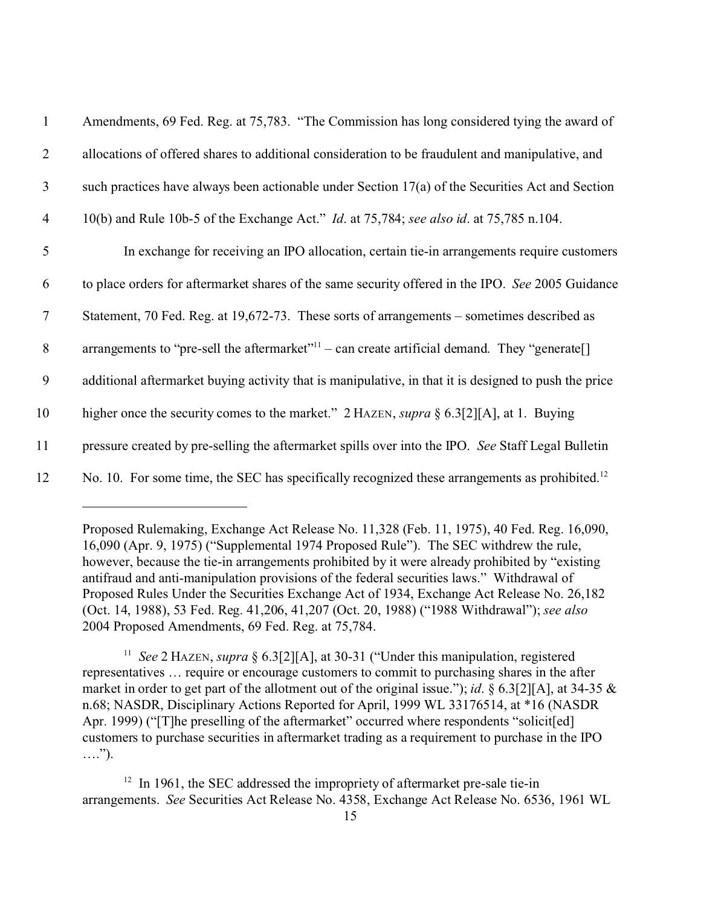Amendments, 69 Fed. Reg. at 75,783. "The Commission has long considered tying the award of allocations of offered shares to additional consideration to be fraudulent and manipulative, and such practices have always been actionable under Section 17(a) of the Securities Act and Section 10(b) and Rule 10b-5 of the Exchange Act." *Id*. at 75,784; *see also id*. at 75,785 n.104.

In exchange for receiving an IPO allocation, certain tie-in arrangements require customers to place orders for aftermarket shares of the same security offered in the IPO. *See* 2005 Guidance Statement, 70 Fed. Reg. at 19,672-73. These sorts of arrangements – sometimes described as arrangements to "pre-sell the aftermarket"[11] – can create artificial demand. They "generate[] additional aftermarket buying activity that is manipulative, in that it is designed to push the price higher once the security comes to the market." 2 HAZEN, *supra* § 6.3[2][A], at 1. Buying pressure created by pre-selling the aftermarket spills over into the IPO. *See* Staff Legal Bulletin No. 10. For some time, the SEC has specifically recognized these arrangements as prohibited.[12]

---

Proposed Rulemaking, Exchange Act Release No. 11,328 (Feb. 11, 1975), 40 Fed. Reg. 16,090, 16,090 (Apr. 9, 1975) ("Supplemental 1974 Proposed Rule"). The SEC withdrew the rule, however, because the tie-in arrangements prohibited by it were already prohibited by "existing antifraud and anti-manipulation provisions of the federal securities laws." Withdrawal of Proposed Rules Under the Securities Exchange Act of 1934, Exchange Act Release No. 26,182 (Oct. 14, 1988), 53 Fed. Reg. 41,206, 41,207 (Oct. 20, 1988) ("1988 Withdrawal"); *see also* 2004 Proposed Amendments, 69 Fed. Reg. at 75,784.

[11] *See* 2 HAZEN, *supra* § 6.3[2][A], at 30-31 ("Under this manipulation, registered representatives … require or encourage customers to commit to purchasing shares in the after market in order to get part of the allotment out of the original issue."); *id*. § 6.3[2][A], at 34-35 & n.68; NASDR, Disciplinary Actions Reported for April, 1999 WL 33176514, at *16 (NASDR Apr. 1999) ("[T]he preselling of the aftermarket" occurred where respondents "solicit[ed] customers to purchase securities in aftermarket trading as a requirement to purchase in the IPO ….").

[12] In 1961, the SEC addressed the impropriety of aftermarket pre-sale tie-in arrangements. *See* Securities Act Release No. 4358, Exchange Act Release No. 6536, 1961 WL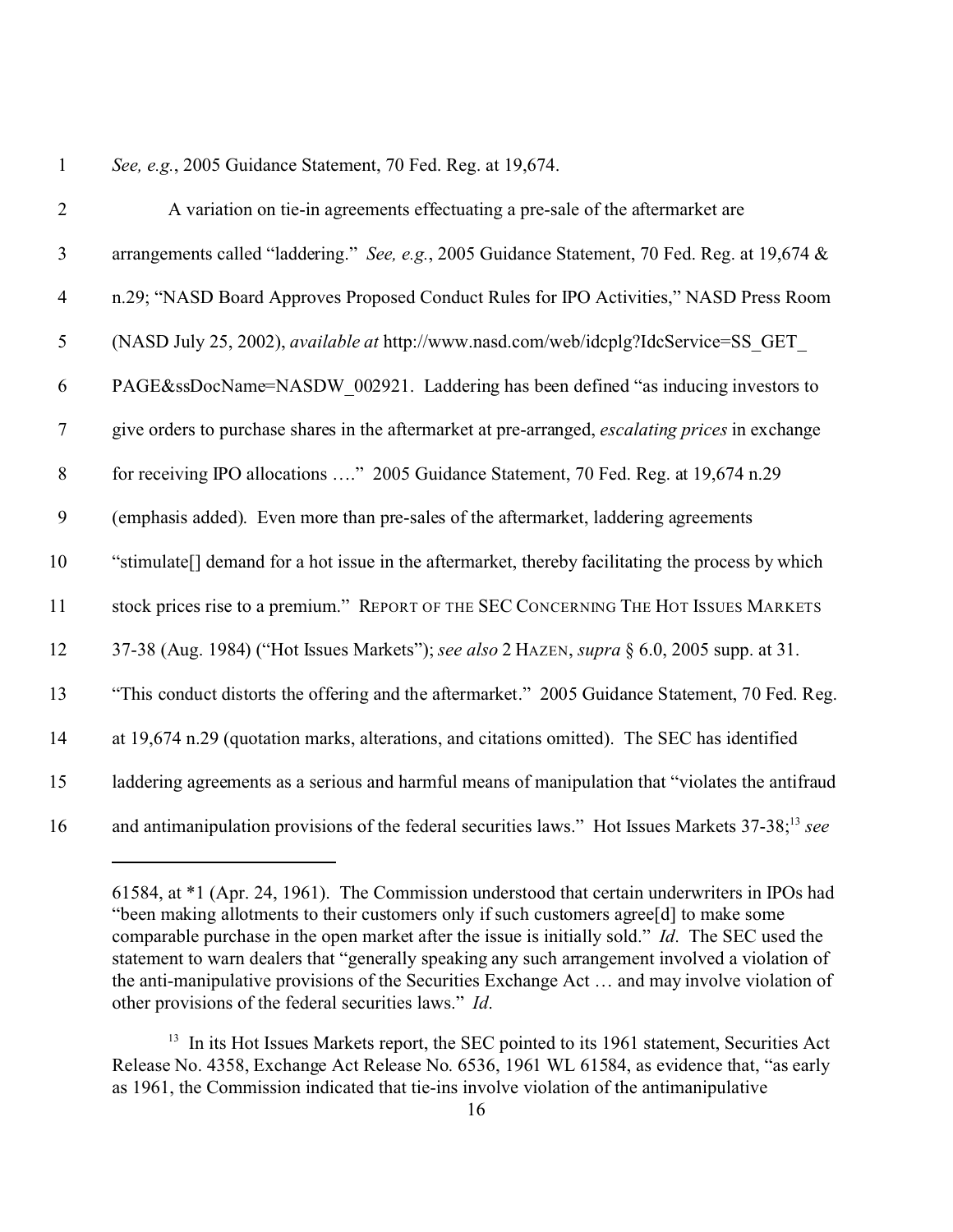*See, e.g.*, 2005 Guidance Statement, 70 Fed. Reg. at 19,674.

A variation on tie-in agreements effectuating a pre-sale of the aftermarket are arrangements called "laddering." *See, e.g.*, 2005 Guidance Statement, 70 Fed. Reg. at 19,674 & n.29; "NASD Board Approves Proposed Conduct Rules for IPO Activities," NASD Press Room (NASD July 25, 2002), *available at* http://www.nasd.com/web/idcplg?IdcService=SS_GET_PAGE&ssDocName=NASDW_002921. Laddering has been defined "as inducing investors to give orders to purchase shares in the aftermarket at pre-arranged, *escalating prices* in exchange for receiving IPO allocations …." 2005 Guidance Statement, 70 Fed. Reg. at 19,674 n.29 (emphasis added). Even more than pre-sales of the aftermarket, laddering agreements "stimulate[] demand for a hot issue in the aftermarket, thereby facilitating the process by which stock prices rise to a premium." REPORT OF THE SEC CONCERNING THE HOT ISSUES MARKETS 37-38 (Aug. 1984) ("Hot Issues Markets"); *see also* 2 HAZEN, *supra* § 6.0, 2005 supp. at 31. "This conduct distorts the offering and the aftermarket." 2005 Guidance Statement, 70 Fed. Reg. at 19,674 n.29 (quotation marks, alterations, and citations omitted). The SEC has identified laddering agreements as a serious and harmful means of manipulation that "violates the antifraud and antimanipulation provisions of the federal securities laws." Hot Issues Markets 37-38;[13] *see*

---

61584, at *1 (Apr. 24, 1961). The Commission understood that certain underwriters in IPOs had "been making allotments to their customers only if such customers agree[d] to make some comparable purchase in the open market after the issue is initially sold." *Id*. The SEC used the statement to warn dealers that "generally speaking any such arrangement involved a violation of the anti-manipulative provisions of the Securities Exchange Act … and may involve violation of other provisions of the federal securities laws." *Id*.

[13] In its Hot Issues Markets report, the SEC pointed to its 1961 statement, Securities Act Release No. 4358, Exchange Act Release No. 6536, 1961 WL 61584, as evidence that, "as early as 1961, the Commission indicated that tie-ins involve violation of the antimanipulative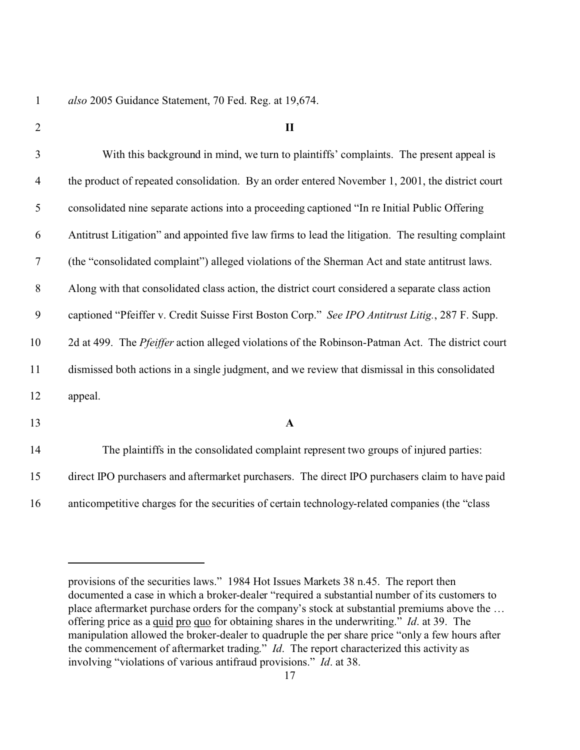*also* 2005 Guidance Statement, 70 Fed. Reg. at 19,674.

## II

With this background in mind, we turn to plaintiffs' complaints. The present appeal is the product of repeated consolidation. By an order entered November 1, 2001, the district court consolidated nine separate actions into a proceeding captioned "In re Initial Public Offering Antitrust Litigation" and appointed five law firms to lead the litigation. The resulting complaint (the "consolidated complaint") alleged violations of the Sherman Act and state antitrust laws. Along with that consolidated class action, the district court considered a separate class action captioned "Pfeiffer v. Credit Suisse First Boston Corp." *See IPO Antitrust Litig.*, 287 F. Supp. 2d at 499. The *Pfeiffer* action alleged violations of the Robinson-Patman Act. The district court dismissed both actions in a single judgment, and we review that dismissal in this consolidated appeal.

### A

The plaintiffs in the consolidated complaint represent two groups of injured parties: direct IPO purchasers and aftermarket purchasers. The direct IPO purchasers claim to have paid anticompetitive charges for the securities of certain technology-related companies (the "class

---

provisions of the securities laws." 1984 Hot Issues Markets 38 n.45. The report then documented a case in which a broker-dealer "required a substantial number of its customers to place aftermarket purchase orders for the company's stock at substantial premiums above the … offering price as a quid pro quo for obtaining shares in the underwriting." *Id*. at 39. The manipulation allowed the broker-dealer to quadruple the per share price "only a few hours after the commencement of aftermarket trading." *Id*. The report characterized this activity as involving "violations of various antifraud provisions." *Id*. at 38.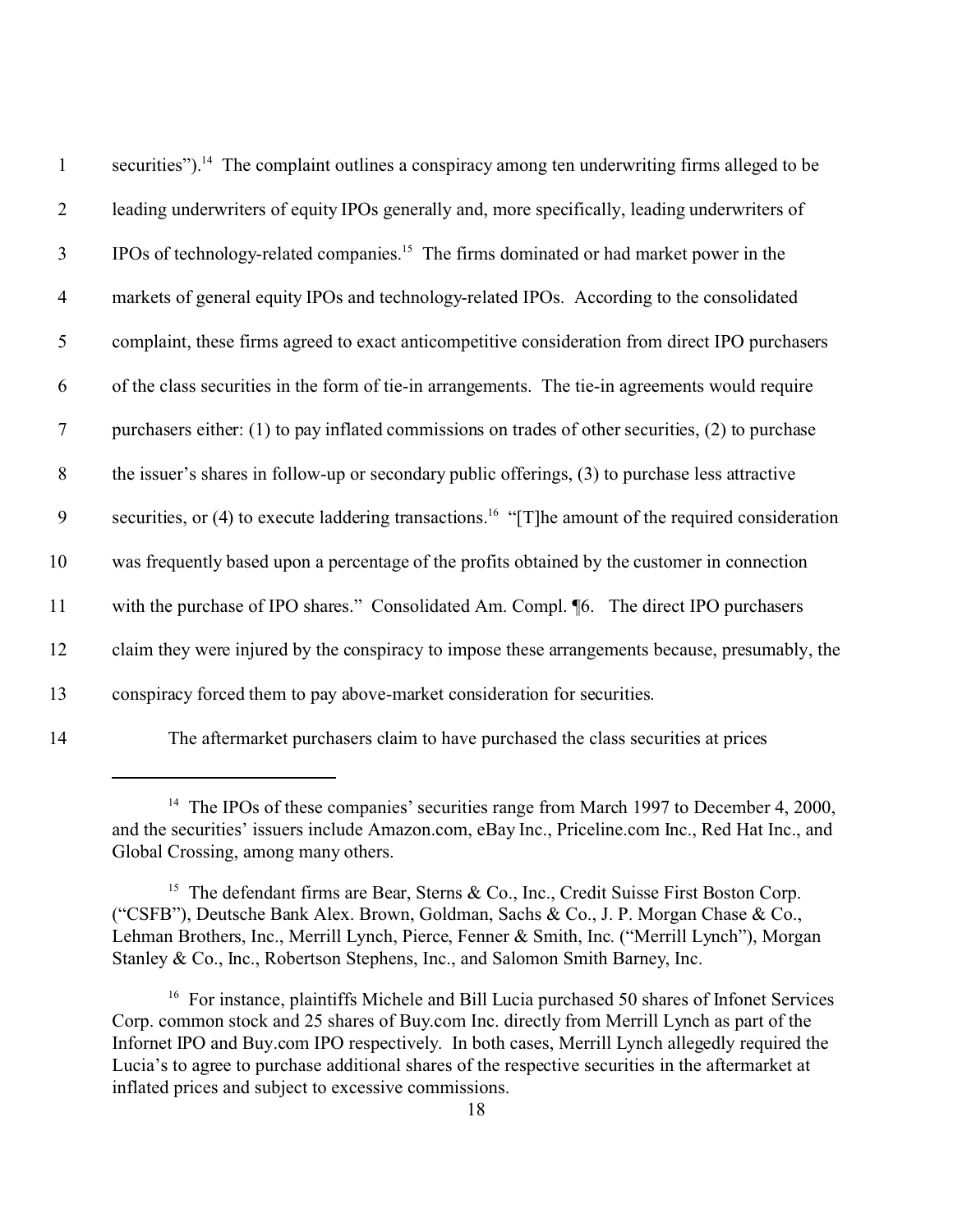securities").[14] The complaint outlines a conspiracy among ten underwriting firms alleged to be leading underwriters of equity IPOs generally and, more specifically, leading underwriters of IPOs of technology-related companies.[15] The firms dominated or had market power in the markets of general equity IPOs and technology-related IPOs. According to the consolidated complaint, these firms agreed to exact anticompetitive consideration from direct IPO purchasers of the class securities in the form of tie-in arrangements. The tie-in agreements would require purchasers either: (1) to pay inflated commissions on trades of other securities, (2) to purchase the issuer's shares in follow-up or secondary public offerings, (3) to purchase less attractive securities, or (4) to execute laddering transactions.[16] "[T]he amount of the required consideration was frequently based upon a percentage of the profits obtained by the customer in connection with the purchase of IPO shares." Consolidated Am. Compl. ¶6. The direct IPO purchasers claim they were injured by the conspiracy to impose these arrangements because, presumably, the conspiracy forced them to pay above-market consideration for securities.

The aftermarket purchasers claim to have purchased the class securities at prices

---

[14] The IPOs of these companies' securities range from March 1997 to December 4, 2000, and the securities' issuers include Amazon.com, eBay Inc., Priceline.com Inc., Red Hat Inc., and Global Crossing, among many others.

[15] The defendant firms are Bear, Sterns & Co., Inc., Credit Suisse First Boston Corp. ("CSFB"), Deutsche Bank Alex. Brown, Goldman, Sachs & Co., J. P. Morgan Chase & Co., Lehman Brothers, Inc., Merrill Lynch, Pierce, Fenner & Smith, Inc. ("Merrill Lynch"), Morgan Stanley & Co., Inc., Robertson Stephens, Inc., and Salomon Smith Barney, Inc.

[16] For instance, plaintiffs Michele and Bill Lucia purchased 50 shares of Infonet Services Corp. common stock and 25 shares of Buy.com Inc. directly from Merrill Lynch as part of the Infornet IPO and Buy.com IPO respectively. In both cases, Merrill Lynch allegedly required the Lucia's to agree to purchase additional shares of the respective securities in the aftermarket at inflated prices and subject to excessive commissions.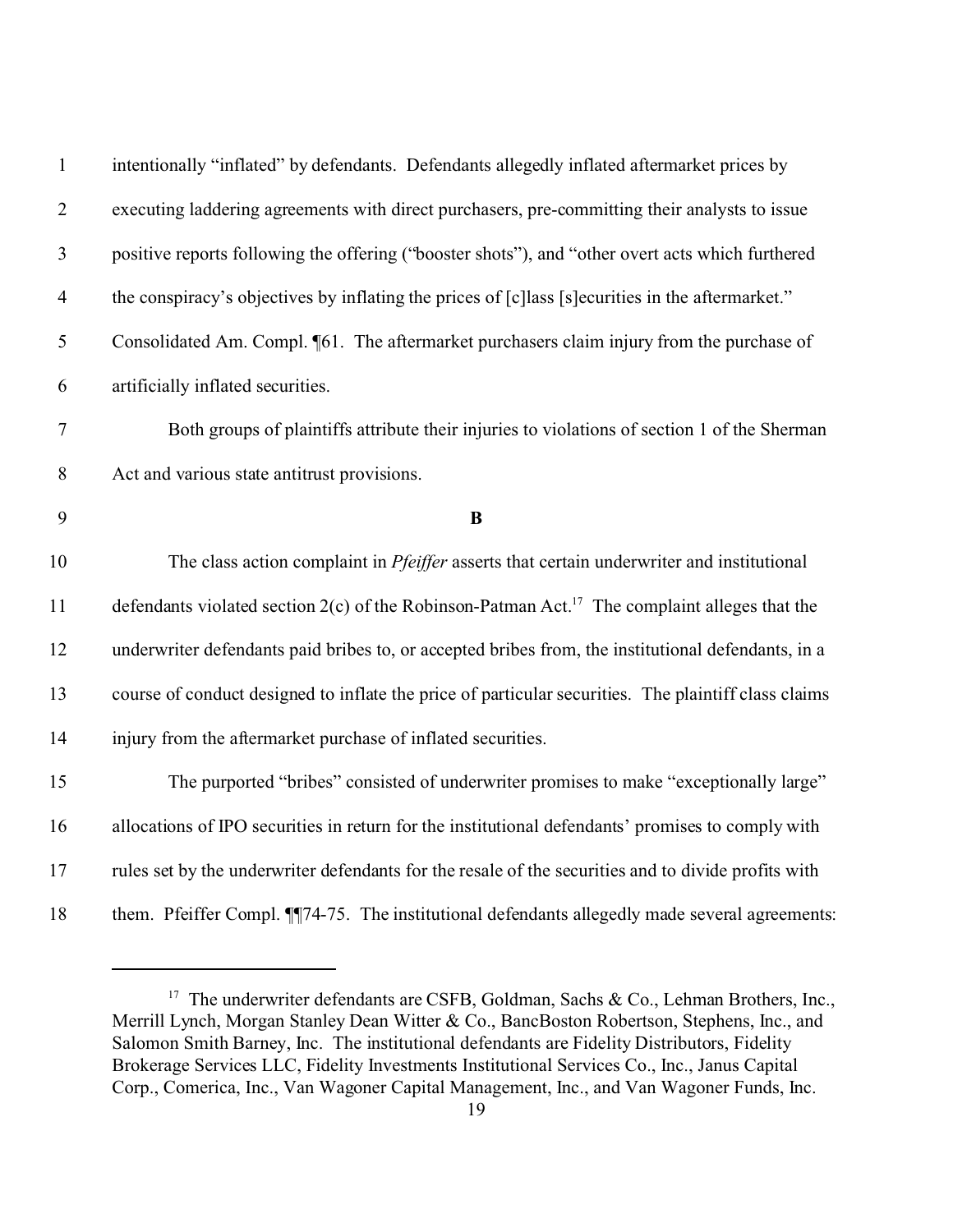intentionally "inflated" by defendants. Defendants allegedly inflated aftermarket prices by executing laddering agreements with direct purchasers, pre-committing their analysts to issue positive reports following the offering ("booster shots"), and "other overt acts which furthered the conspiracy's objectives by inflating the prices of [c]lass [s]ecurities in the aftermarket." Consolidated Am. Compl. ¶61. The aftermarket purchasers claim injury from the purchase of artificially inflated securities.

Both groups of plaintiffs attribute their injuries to violations of section 1 of the Sherman Act and various state antitrust provisions.

**B**

The class action complaint in *Pfeiffer* asserts that certain underwriter and institutional defendants violated section 2(c) of the Robinson-Patman Act.[17] The complaint alleges that the underwriter defendants paid bribes to, or accepted bribes from, the institutional defendants, in a course of conduct designed to inflate the price of particular securities. The plaintiff class claims injury from the aftermarket purchase of inflated securities.

The purported "bribes" consisted of underwriter promises to make "exceptionally large" allocations of IPO securities in return for the institutional defendants' promises to comply with rules set by the underwriter defendants for the resale of the securities and to divide profits with them. Pfeiffer Compl. ¶¶74-75. The institutional defendants allegedly made several agreements:

---

[17] The underwriter defendants are CSFB, Goldman, Sachs & Co., Lehman Brothers, Inc., Merrill Lynch, Morgan Stanley Dean Witter & Co., BancBoston Robertson, Stephens, Inc., and Salomon Smith Barney, Inc. The institutional defendants are Fidelity Distributors, Fidelity Brokerage Services LLC, Fidelity Investments Institutional Services Co., Inc., Janus Capital Corp., Comerica, Inc., Van Wagoner Capital Management, Inc., and Van Wagoner Funds, Inc.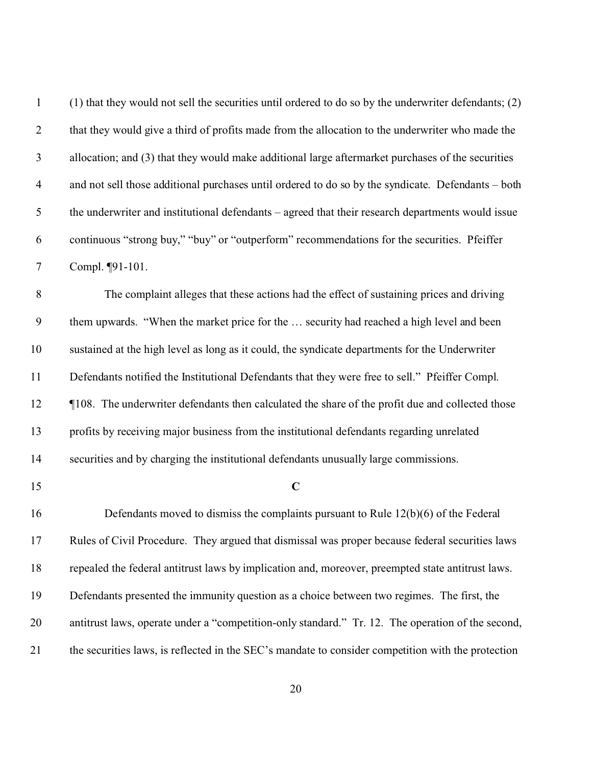(1) that they would not sell the securities until ordered to do so by the underwriter defendants; (2) that they would give a third of profits made from the allocation to the underwriter who made the allocation; and (3) that they would make additional large aftermarket purchases of the securities and not sell those additional purchases until ordered to do so by the syndicate. Defendants – both the underwriter and institutional defendants – agreed that their research departments would issue continuous "strong buy," "buy" or "outperform" recommendations for the securities. Pfeiffer Compl. ¶91-101.

The complaint alleges that these actions had the effect of sustaining prices and driving them upwards. "When the market price for the … security had reached a high level and been sustained at the high level as long as it could, the syndicate departments for the Underwriter Defendants notified the Institutional Defendants that they were free to sell." Pfeiffer Compl. ¶108. The underwriter defendants then calculated the share of the profit due and collected those profits by receiving major business from the institutional defendants regarding unrelated securities and by charging the institutional defendants unusually large commissions.

### C

Defendants moved to dismiss the complaints pursuant to Rule 12(b)(6) of the Federal Rules of Civil Procedure. They argued that dismissal was proper because federal securities laws repealed the federal antitrust laws by implication and, moreover, preempted state antitrust laws. Defendants presented the immunity question as a choice between two regimes. The first, the antitrust laws, operate under a "competition-only standard." Tr. 12. The operation of the second, the securities laws, is reflected in the SEC's mandate to consider competition with the protection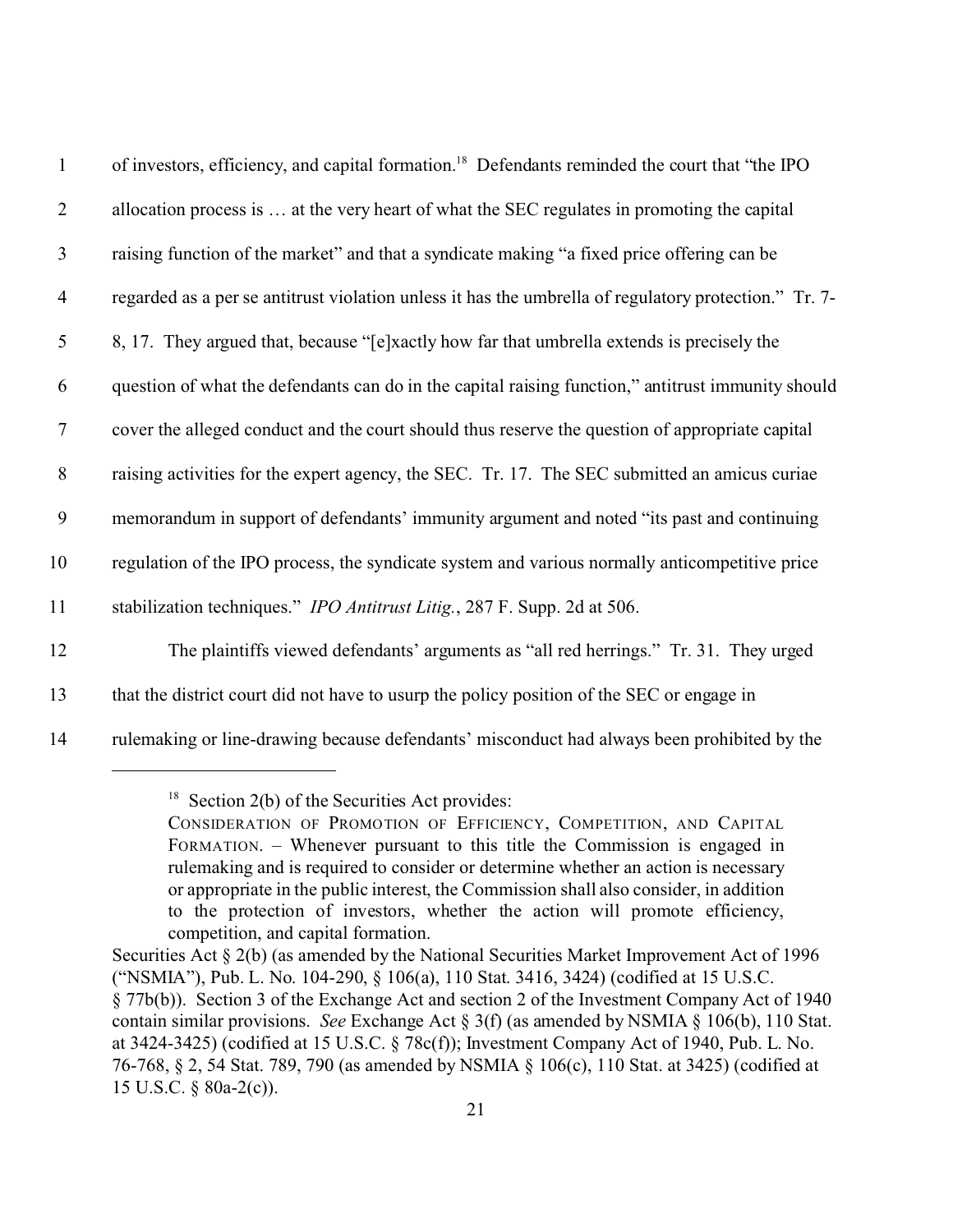of investors, efficiency, and capital formation.[18] Defendants reminded the court that "the IPO allocation process is … at the very heart of what the SEC regulates in promoting the capital raising function of the market" and that a syndicate making "a fixed price offering can be regarded as a per se antitrust violation unless it has the umbrella of regulatory protection." Tr. 7-8, 17. They argued that, because "[e]xactly how far that umbrella extends is precisely the question of what the defendants can do in the capital raising function," antitrust immunity should cover the alleged conduct and the court should thus reserve the question of appropriate capital raising activities for the expert agency, the SEC. Tr. 17. The SEC submitted an amicus curiae memorandum in support of defendants' immunity argument and noted "its past and continuing regulation of the IPO process, the syndicate system and various normally anticompetitive price stabilization techniques." *IPO Antitrust Litig.*, 287 F. Supp. 2d at 506.

The plaintiffs viewed defendants' arguments as "all red herrings." Tr. 31. They urged that the district court did not have to usurp the policy position of the SEC or engage in rulemaking or line-drawing because defendants' misconduct had always been prohibited by the

---

[18] Section 2(b) of the Securities Act provides:

> CONSIDERATION OF PROMOTION OF EFFICIENCY, COMPETITION, AND CAPITAL FORMATION. – Whenever pursuant to this title the Commission is engaged in rulemaking and is required to consider or determine whether an action is necessary or appropriate in the public interest, the Commission shall also consider, in addition to the protection of investors, whether the action will promote efficiency, competition, and capital formation.

Securities Act § 2(b) (as amended by the National Securities Market Improvement Act of 1996 ("NSMIA"), Pub. L. No. 104-290, § 106(a), 110 Stat. 3416, 3424) (codified at 15 U.S.C. § 77b(b)). Section 3 of the Exchange Act and section 2 of the Investment Company Act of 1940 contain similar provisions. *See* Exchange Act § 3(f) (as amended by NSMIA § 106(b), 110 Stat. at 3424-3425) (codified at 15 U.S.C. § 78c(f)); Investment Company Act of 1940, Pub. L. No. 76-768, § 2, 54 Stat. 789, 790 (as amended by NSMIA § 106(c), 110 Stat. at 3425) (codified at 15 U.S.C. § 80a-2(c)).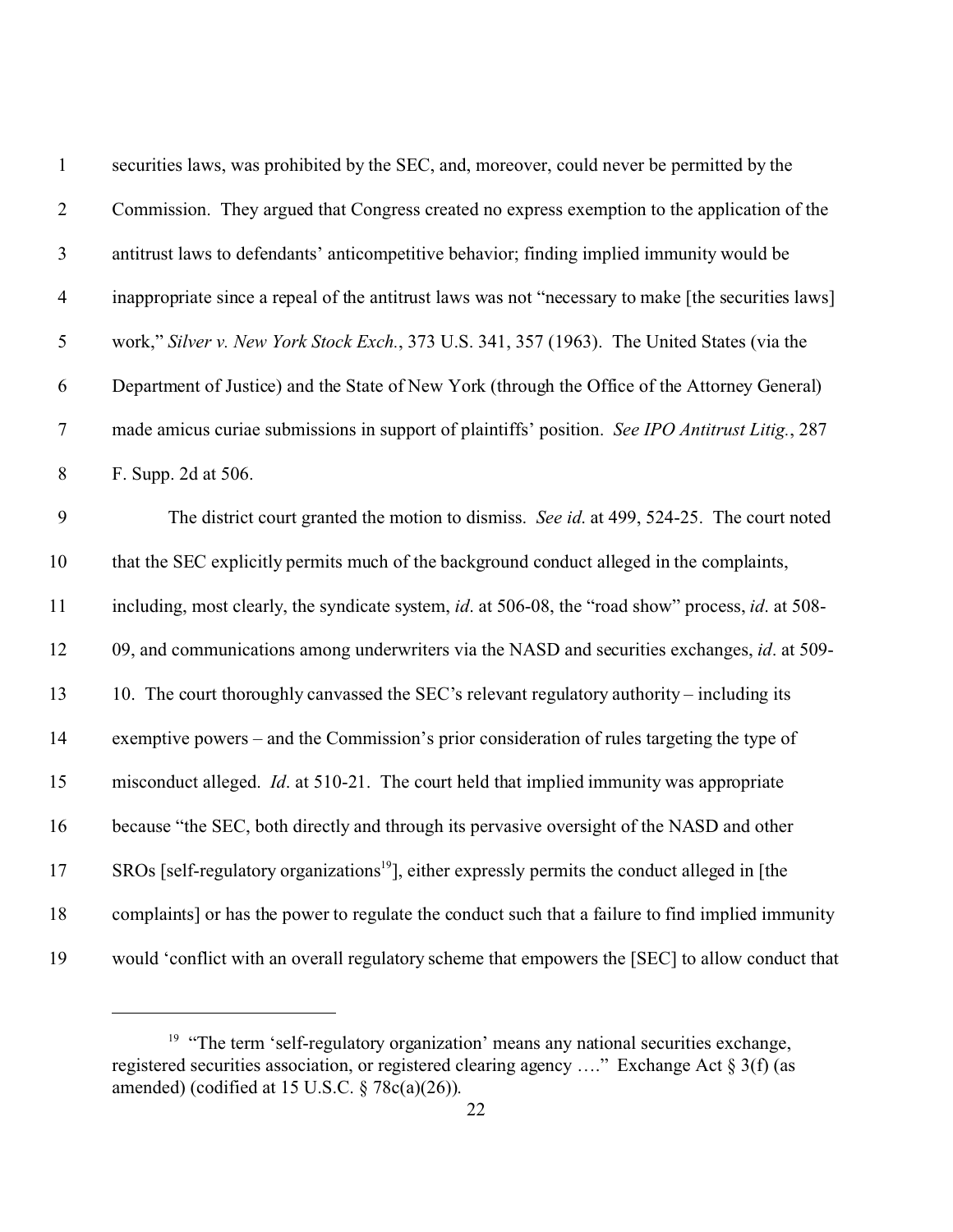securities laws, was prohibited by the SEC, and, moreover, could never be permitted by the Commission. They argued that Congress created no express exemption to the application of the antitrust laws to defendants' anticompetitive behavior; finding implied immunity would be inappropriate since a repeal of the antitrust laws was not "necessary to make [the securities laws] work," *Silver v. New York Stock Exch.*, 373 U.S. 341, 357 (1963). The United States (via the Department of Justice) and the State of New York (through the Office of the Attorney General) made amicus curiae submissions in support of plaintiffs' position. *See IPO Antitrust Litig.*, 287 F. Supp. 2d at 506.

The district court granted the motion to dismiss. *See id*. at 499, 524-25. The court noted that the SEC explicitly permits much of the background conduct alleged in the complaints, including, most clearly, the syndicate system, *id*. at 506-08, the "road show" process, *id*. at 508-09, and communications among underwriters via the NASD and securities exchanges, *id*. at 509-10. The court thoroughly canvassed the SEC's relevant regulatory authority – including its exemptive powers – and the Commission's prior consideration of rules targeting the type of misconduct alleged. *Id*. at 510-21. The court held that implied immunity was appropriate because "the SEC, both directly and through its pervasive oversight of the NASD and other SROs [self-regulatory organizations[19]], either expressly permits the conduct alleged in [the complaints] or has the power to regulate the conduct such that a failure to find implied immunity would 'conflict with an overall regulatory scheme that empowers the [SEC] to allow conduct that

---

[19] "The term 'self-regulatory organization' means any national securities exchange, registered securities association, or registered clearing agency …." Exchange Act § 3(f) (as amended) (codified at 15 U.S.C. § 78c(a)(26)).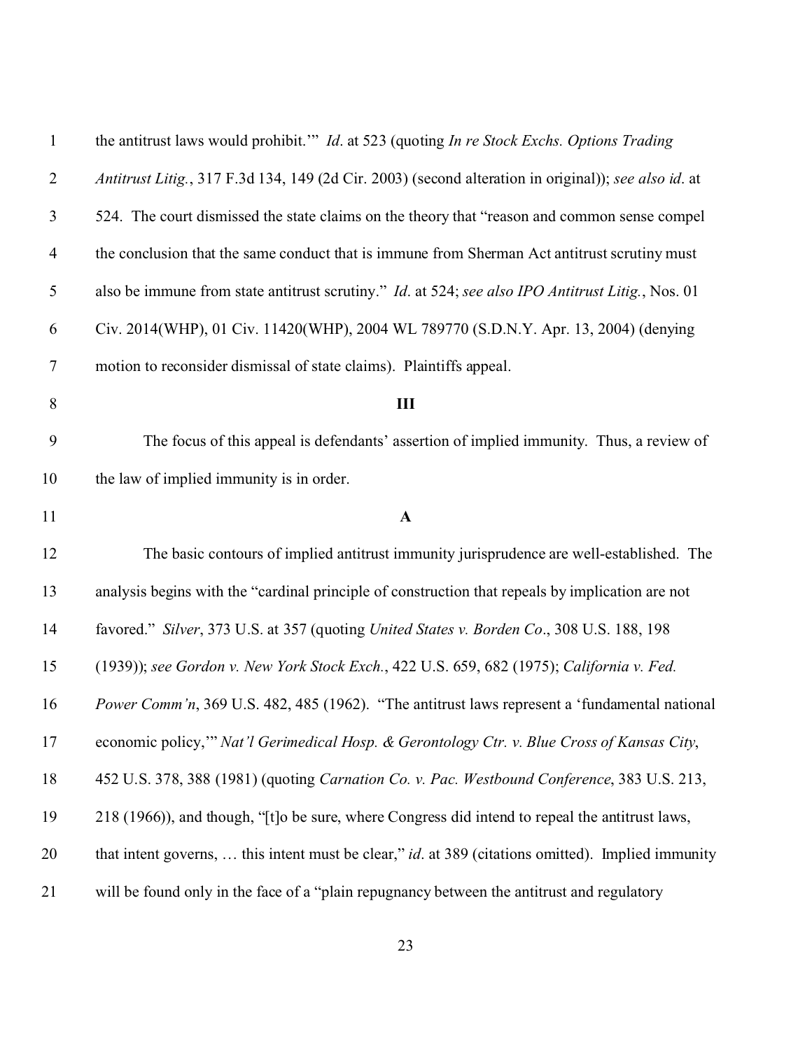the antitrust laws would prohibit.'" *Id*. at 523 (quoting *In re Stock Exchs. Options Trading Antitrust Litig.*, 317 F.3d 134, 149 (2d Cir. 2003) (second alteration in original)); *see also id*. at 524. The court dismissed the state claims on the theory that "reason and common sense compel the conclusion that the same conduct that is immune from Sherman Act antitrust scrutiny must also be immune from state antitrust scrutiny." *Id*. at 524; *see also IPO Antitrust Litig.*, Nos. 01 Civ. 2014(WHP), 01 Civ. 11420(WHP), 2004 WL 789770 (S.D.N.Y. Apr. 13, 2004) (denying motion to reconsider dismissal of state claims). Plaintiffs appeal.

## III

The focus of this appeal is defendants' assertion of implied immunity. Thus, a review of the law of implied immunity is in order.

### A

The basic contours of implied antitrust immunity jurisprudence are well-established. The analysis begins with the "cardinal principle of construction that repeals by implication are not favored." *Silver*, 373 U.S. at 357 (quoting *United States v. Borden Co*., 308 U.S. 188, 198 (1939)); *see Gordon v. New York Stock Exch.*, 422 U.S. 659, 682 (1975); *California v. Fed. Power Comm'n*, 369 U.S. 482, 485 (1962). "The antitrust laws represent a 'fundamental national economic policy,'" *Nat'l Gerimedical Hosp. & Gerontology Ctr. v. Blue Cross of Kansas City*, 452 U.S. 378, 388 (1981) (quoting *Carnation Co. v. Pac. Westbound Conference*, 383 U.S. 213, 218 (1966)), and though, "[t]o be sure, where Congress did intend to repeal the antitrust laws, that intent governs, … this intent must be clear," *id*. at 389 (citations omitted). Implied immunity will be found only in the face of a "plain repugnancy between the antitrust and regulatory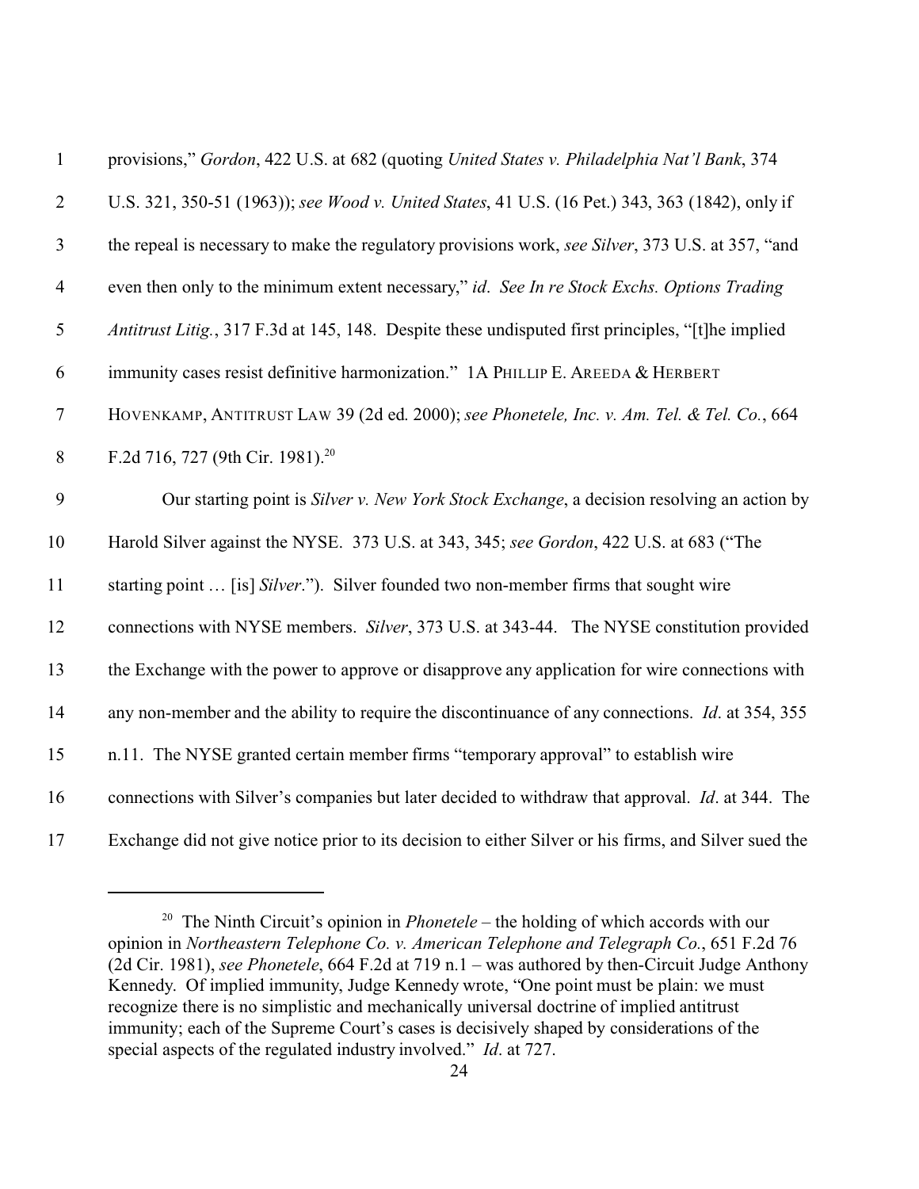provisions," *Gordon*, 422 U.S. at 682 (quoting *United States v. Philadelphia Nat'l Bank*, 374 U.S. 321, 350-51 (1963)); *see Wood v. United States*, 41 U.S. (16 Pet.) 343, 363 (1842), only if the repeal is necessary to make the regulatory provisions work, *see Silver*, 373 U.S. at 357, "and even then only to the minimum extent necessary," *id*. *See In re Stock Exchs. Options Trading Antitrust Litig.*, 317 F.3d at 145, 148. Despite these undisputed first principles, "[t]he implied immunity cases resist definitive harmonization." 1A PHILLIP E. AREEDA & HERBERT HOVENKAMP, ANTITRUST LAW 39 (2d ed. 2000); *see Phonetele, Inc. v. Am. Tel. & Tel. Co.*, 664 F.2d 716, 727 (9th Cir. 1981).[20]

Our starting point is *Silver v. New York Stock Exchange*, a decision resolving an action by Harold Silver against the NYSE. 373 U.S. at 343, 345; *see Gordon*, 422 U.S. at 683 ("The starting point … [is] *Silver*."). Silver founded two non-member firms that sought wire connections with NYSE members. *Silver*, 373 U.S. at 343-44. The NYSE constitution provided the Exchange with the power to approve or disapprove any application for wire connections with any non-member and the ability to require the discontinuance of any connections. *Id*. at 354, 355 n.11. The NYSE granted certain member firms "temporary approval" to establish wire connections with Silver's companies but later decided to withdraw that approval. *Id*. at 344. The Exchange did not give notice prior to its decision to either Silver or his firms, and Silver sued the

---

[20] The Ninth Circuit's opinion in *Phonetele* – the holding of which accords with our opinion in *Northeastern Telephone Co. v. American Telephone and Telegraph Co.*, 651 F.2d 76 (2d Cir. 1981), *see Phonetele*, 664 F.2d at 719 n.1 – was authored by then-Circuit Judge Anthony Kennedy. Of implied immunity, Judge Kennedy wrote, "One point must be plain: we must recognize there is no simplistic and mechanically universal doctrine of implied antitrust immunity; each of the Supreme Court's cases is decisively shaped by considerations of the special aspects of the regulated industry involved." *Id*. at 727.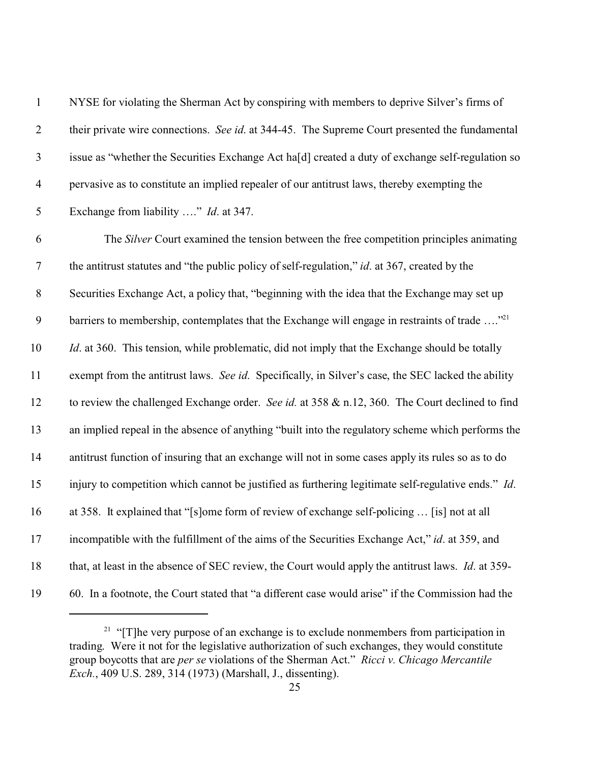NYSE for violating the Sherman Act by conspiring with members to deprive Silver's firms of their private wire connections. *See id*. at 344-45. The Supreme Court presented the fundamental issue as "whether the Securities Exchange Act ha[d] created a duty of exchange self-regulation so pervasive as to constitute an implied repealer of our antitrust laws, thereby exempting the Exchange from liability …." *Id*. at 347.

The *Silver* Court examined the tension between the free competition principles animating the antitrust statutes and "the public policy of self-regulation," *id*. at 367, created by the Securities Exchange Act, a policy that, "beginning with the idea that the Exchange may set up barriers to membership, contemplates that the Exchange will engage in restraints of trade …."[21] *Id*. at 360. This tension, while problematic, did not imply that the Exchange should be totally exempt from the antitrust laws. *See id*. Specifically, in Silver's case, the SEC lacked the ability to review the challenged Exchange order. *See id.* at 358 & n.12, 360. The Court declined to find an implied repeal in the absence of anything "built into the regulatory scheme which performs the antitrust function of insuring that an exchange will not in some cases apply its rules so as to do injury to competition which cannot be justified as furthering legitimate self-regulative ends." *Id*. at 358. It explained that "[s]ome form of review of exchange self-policing … [is] not at all incompatible with the fulfillment of the aims of the Securities Exchange Act," *id*. at 359, and that, at least in the absence of SEC review, the Court would apply the antitrust laws. *Id*. at 359-60. In a footnote, the Court stated that "a different case would arise" if the Commission had the

---

[21] "[T]he very purpose of an exchange is to exclude nonmembers from participation in trading. Were it not for the legislative authorization of such exchanges, they would constitute group boycotts that are *per se* violations of the Sherman Act." *Ricci v. Chicago Mercantile Exch.*, 409 U.S. 289, 314 (1973) (Marshall, J., dissenting).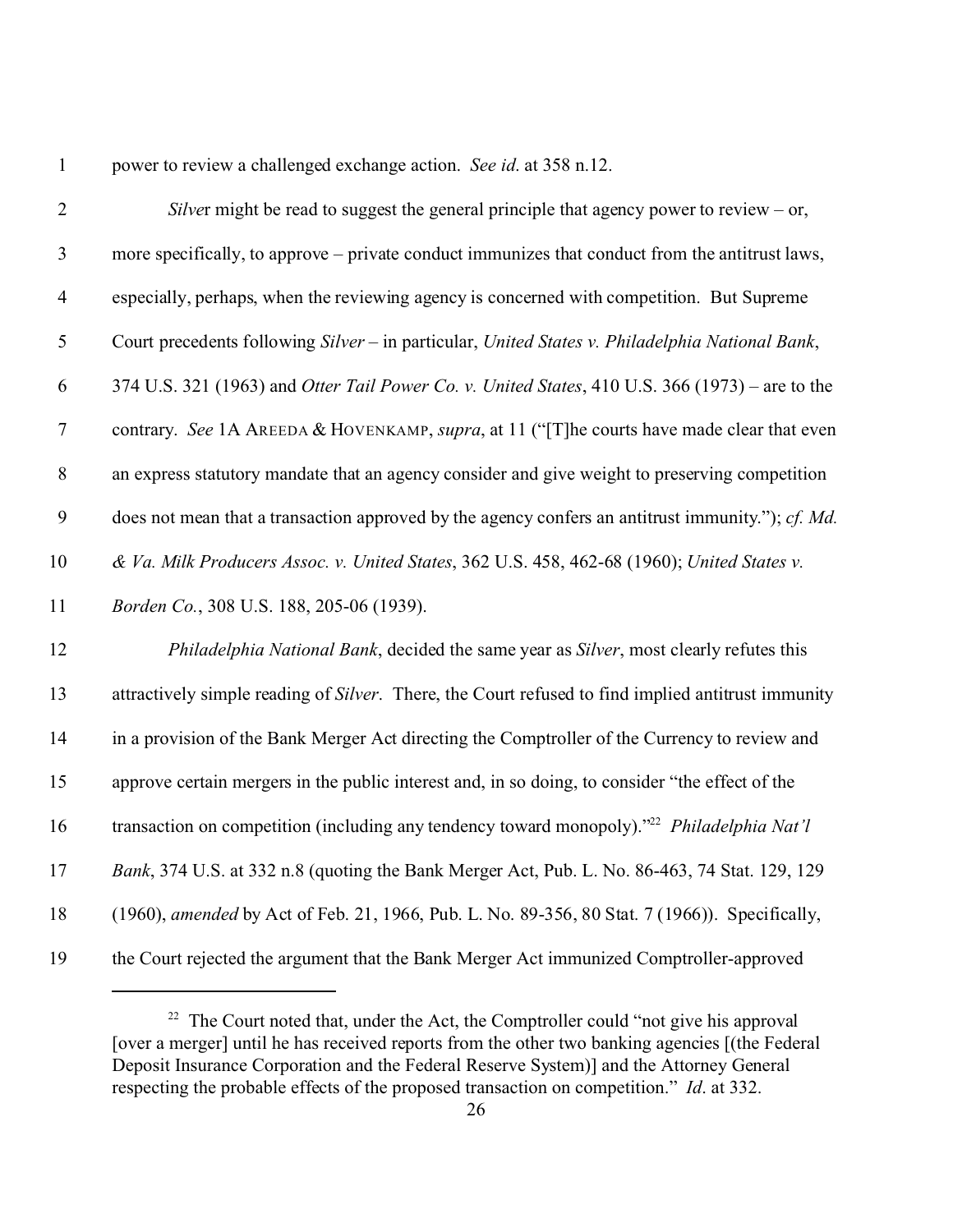power to review a challenged exchange action. *See id.* at 358 n.12.

*Silver* might be read to suggest the general principle that agency power to review – or, more specifically, to approve – private conduct immunizes that conduct from the antitrust laws, especially, perhaps, when the reviewing agency is concerned with competition. But Supreme Court precedents following *Silver* – in particular, *United States v. Philadelphia National Bank*, 374 U.S. 321 (1963) and *Otter Tail Power Co. v. United States*, 410 U.S. 366 (1973) – are to the contrary. *See* 1A AREEDA & HOVENKAMP, *supra*, at 11 ("[T]he courts have made clear that even an express statutory mandate that an agency consider and give weight to preserving competition does not mean that a transaction approved by the agency confers an antitrust immunity."); *cf. Md. & Va. Milk Producers Assoc. v. United States*, 362 U.S. 458, 462-68 (1960); *United States v. Borden Co.*, 308 U.S. 188, 205-06 (1939).

*Philadelphia National Bank*, decided the same year as *Silver*, most clearly refutes this attractively simple reading of *Silver*. There, the Court refused to find implied antitrust immunity in a provision of the Bank Merger Act directing the Comptroller of the Currency to review and approve certain mergers in the public interest and, in so doing, to consider "the effect of the transaction on competition (including any tendency toward monopoly)."[22] *Philadelphia Nat'l Bank*, 374 U.S. at 332 n.8 (quoting the Bank Merger Act, Pub. L. No. 86-463, 74 Stat. 129, 129 (1960), *amended* by Act of Feb. 21, 1966, Pub. L. No. 89-356, 80 Stat. 7 (1966)). Specifically, the Court rejected the argument that the Bank Merger Act immunized Comptroller-approved

[22] The Court noted that, under the Act, the Comptroller could "not give his approval [over a merger] until he has received reports from the other two banking agencies [(the Federal Deposit Insurance Corporation and the Federal Reserve System)] and the Attorney General respecting the probable effects of the proposed transaction on competition." *Id*. at 332.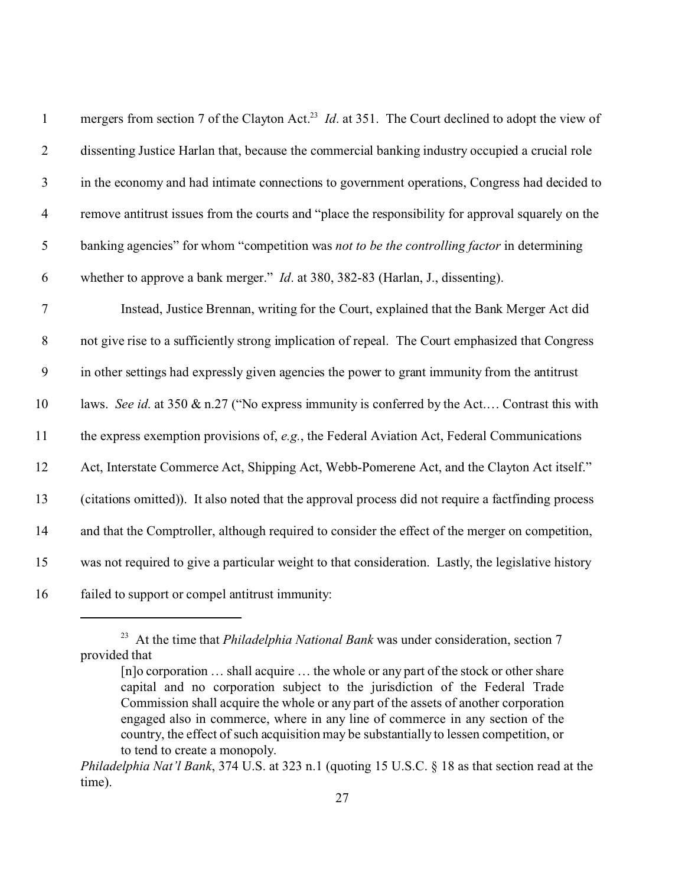mergers from section 7 of the Clayton Act.[23] *Id*. at 351. The Court declined to adopt the view of dissenting Justice Harlan that, because the commercial banking industry occupied a crucial role in the economy and had intimate connections to government operations, Congress had decided to remove antitrust issues from the courts and "place the responsibility for approval squarely on the banking agencies" for whom "competition was *not to be the controlling factor* in determining whether to approve a bank merger." *Id*. at 380, 382-83 (Harlan, J., dissenting).

Instead, Justice Brennan, writing for the Court, explained that the Bank Merger Act did not give rise to a sufficiently strong implication of repeal. The Court emphasized that Congress in other settings had expressly given agencies the power to grant immunity from the antitrust laws. *See id*. at 350 & n.27 ("No express immunity is conferred by the Act.… Contrast this with the express exemption provisions of, *e.g.*, the Federal Aviation Act, Federal Communications Act, Interstate Commerce Act, Shipping Act, Webb-Pomerene Act, and the Clayton Act itself." (citations omitted)). It also noted that the approval process did not require a factfinding process and that the Comptroller, although required to consider the effect of the merger on competition, was not required to give a particular weight to that consideration. Lastly, the legislative history failed to support or compel antitrust immunity:

---

[23] At the time that *Philadelphia National Bank* was under consideration, section 7 provided that

> [n]o corporation … shall acquire … the whole or any part of the stock or other share capital and no corporation subject to the jurisdiction of the Federal Trade Commission shall acquire the whole or any part of the assets of another corporation engaged also in commerce, where in any line of commerce in any section of the country, the effect of such acquisition may be substantially to lessen competition, or to tend to create a monopoly.

*Philadelphia Nat'l Bank*, 374 U.S. at 323 n.1 (quoting 15 U.S.C. § 18 as that section read at the time).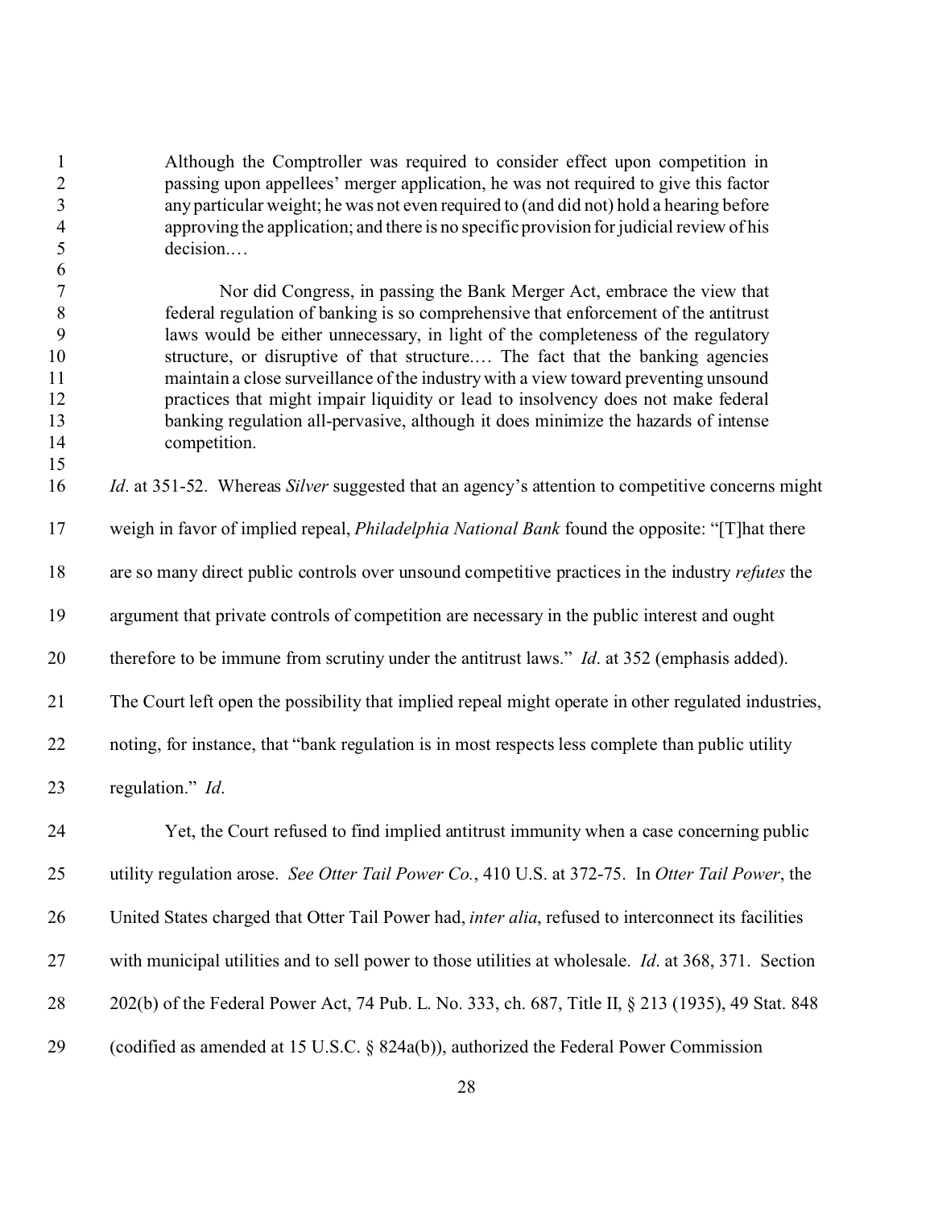> Although the Comptroller was required to consider effect upon competition in passing upon appellees' merger application, he was not required to give this factor any particular weight; he was not even required to (and did not) hold a hearing before approving the application; and there is no specific provision for judicial review of his decision.…
>
> Nor did Congress, in passing the Bank Merger Act, embrace the view that federal regulation of banking is so comprehensive that enforcement of the antitrust laws would be either unnecessary, in light of the completeness of the regulatory structure, or disruptive of that structure.… The fact that the banking agencies maintain a close surveillance of the industry with a view toward preventing unsound practices that might impair liquidity or lead to insolvency does not make federal banking regulation all-pervasive, although it does minimize the hazards of intense competition.

*Id*. at 351-52. Whereas *Silver* suggested that an agency's attention to competitive concerns might weigh in favor of implied repeal, *Philadelphia National Bank* found the opposite: "[T]hat there are so many direct public controls over unsound competitive practices in the industry *refutes* the argument that private controls of competition are necessary in the public interest and ought therefore to be immune from scrutiny under the antitrust laws." *Id*. at 352 (emphasis added). The Court left open the possibility that implied repeal might operate in other regulated industries, noting, for instance, that "bank regulation is in most respects less complete than public utility regulation." *Id*.

Yet, the Court refused to find implied antitrust immunity when a case concerning public utility regulation arose. *See Otter Tail Power Co.*, 410 U.S. at 372-75. In *Otter Tail Power*, the United States charged that Otter Tail Power had, *inter alia*, refused to interconnect its facilities with municipal utilities and to sell power to those utilities at wholesale. *Id*. at 368, 371. Section 202(b) of the Federal Power Act, 74 Pub. L. No. 333, ch. 687, Title II, § 213 (1935), 49 Stat. 848 (codified as amended at 15 U.S.C. § 824a(b)), authorized the Federal Power Commission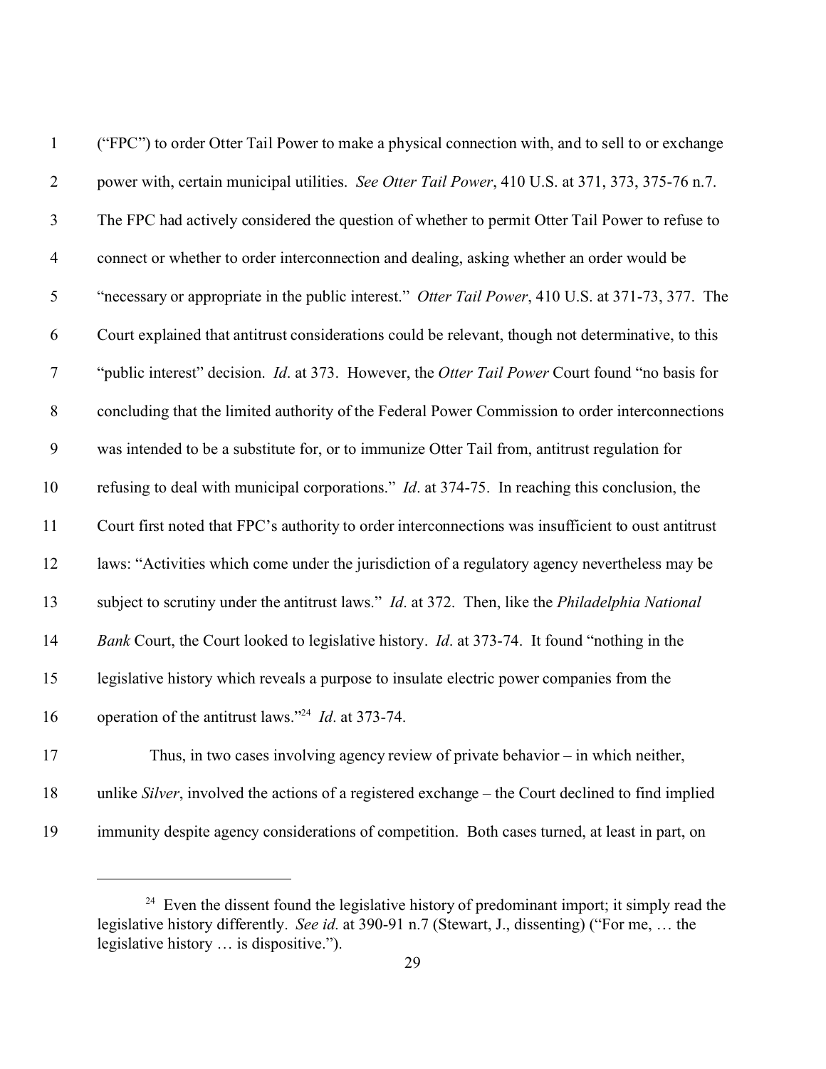("FPC") to order Otter Tail Power to make a physical connection with, and to sell to or exchange power with, certain municipal utilities. *See Otter Tail Power*, 410 U.S. at 371, 373, 375-76 n.7. The FPC had actively considered the question of whether to permit Otter Tail Power to refuse to connect or whether to order interconnection and dealing, asking whether an order would be "necessary or appropriate in the public interest." *Otter Tail Power*, 410 U.S. at 371-73, 377. The Court explained that antitrust considerations could be relevant, though not determinative, to this "public interest" decision. *Id*. at 373. However, the *Otter Tail Power* Court found "no basis for concluding that the limited authority of the Federal Power Commission to order interconnections was intended to be a substitute for, or to immunize Otter Tail from, antitrust regulation for refusing to deal with municipal corporations." *Id*. at 374-75. In reaching this conclusion, the Court first noted that FPC's authority to order interconnections was insufficient to oust antitrust laws: "Activities which come under the jurisdiction of a regulatory agency nevertheless may be subject to scrutiny under the antitrust laws." *Id*. at 372. Then, like the *Philadelphia National Bank* Court, the Court looked to legislative history. *Id*. at 373-74. It found "nothing in the legislative history which reveals a purpose to insulate electric power companies from the operation of the antitrust laws."[24] *Id*. at 373-74.

Thus, in two cases involving agency review of private behavior – in which neither, unlike *Silver*, involved the actions of a registered exchange – the Court declined to find implied immunity despite agency considerations of competition. Both cases turned, at least in part, on

---

[24] Even the dissent found the legislative history of predominant import; it simply read the legislative history differently. *See id*. at 390-91 n.7 (Stewart, J., dissenting) ("For me, … the legislative history … is dispositive.").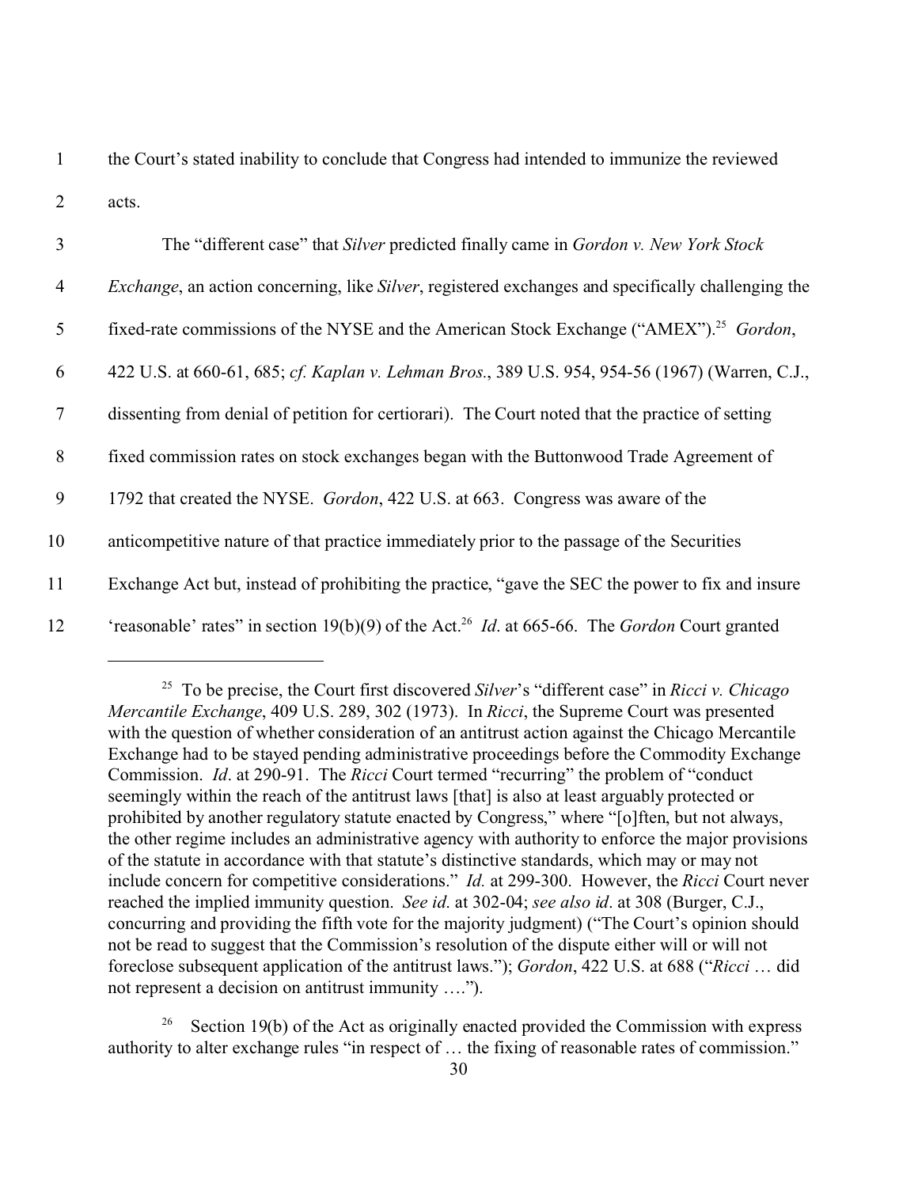the Court's stated inability to conclude that Congress had intended to immunize the reviewed acts.

The "different case" that *Silver* predicted finally came in *Gordon v. New York Stock Exchange*, an action concerning, like *Silver*, registered exchanges and specifically challenging the fixed-rate commissions of the NYSE and the American Stock Exchange ("AMEX").[25] *Gordon*, 422 U.S. at 660-61, 685; *cf. Kaplan v. Lehman Bros.*, 389 U.S. 954, 954-56 (1967) (Warren, C.J., dissenting from denial of petition for certiorari). The Court noted that the practice of setting fixed commission rates on stock exchanges began with the Buttonwood Trade Agreement of 1792 that created the NYSE. *Gordon*, 422 U.S. at 663. Congress was aware of the anticompetitive nature of that practice immediately prior to the passage of the Securities Exchange Act but, instead of prohibiting the practice, "gave the SEC the power to fix and insure 'reasonable' rates" in section 19(b)(9) of the Act.[26] *Id*. at 665-66. The *Gordon* Court granted

---

[25] To be precise, the Court first discovered *Silver*'s "different case" in *Ricci v. Chicago Mercantile Exchange*, 409 U.S. 289, 302 (1973). In *Ricci*, the Supreme Court was presented with the question of whether consideration of an antitrust action against the Chicago Mercantile Exchange had to be stayed pending administrative proceedings before the Commodity Exchange Commission. *Id*. at 290-91. The *Ricci* Court termed "recurring" the problem of "conduct seemingly within the reach of the antitrust laws [that] is also at least arguably protected or prohibited by another regulatory statute enacted by Congress," where "[o]ften, but not always, the other regime includes an administrative agency with authority to enforce the major provisions of the statute in accordance with that statute's distinctive standards, which may or may not include concern for competitive considerations." *Id.* at 299-300. However, the *Ricci* Court never reached the implied immunity question. *See id*. at 302-04; *see also id*. at 308 (Burger, C.J., concurring and providing the fifth vote for the majority judgment) ("The Court's opinion should not be read to suggest that the Commission's resolution of the dispute either will or will not foreclose subsequent application of the antitrust laws."); *Gordon*, 422 U.S. at 688 ("*Ricci* … did not represent a decision on antitrust immunity ….").

[26] Section 19(b) of the Act as originally enacted provided the Commission with express authority to alter exchange rules "in respect of … the fixing of reasonable rates of commission."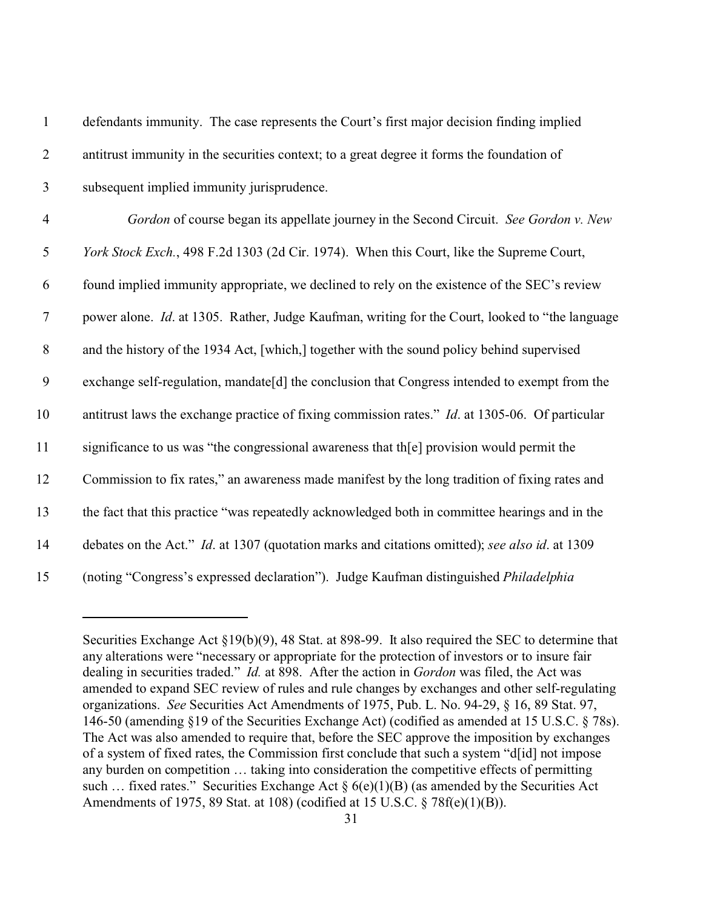defendants immunity. The case represents the Court's first major decision finding implied antitrust immunity in the securities context; to a great degree it forms the foundation of subsequent implied immunity jurisprudence.

*Gordon* of course began its appellate journey in the Second Circuit. *See Gordon v. New York Stock Exch.*, 498 F.2d 1303 (2d Cir. 1974). When this Court, like the Supreme Court, found implied immunity appropriate, we declined to rely on the existence of the SEC's review power alone. *Id*. at 1305. Rather, Judge Kaufman, writing for the Court, looked to "the language and the history of the 1934 Act, [which,] together with the sound policy behind supervised exchange self-regulation, mandate[d] the conclusion that Congress intended to exempt from the antitrust laws the exchange practice of fixing commission rates." *Id*. at 1305-06. Of particular significance to us was "the congressional awareness that th[e] provision would permit the Commission to fix rates," an awareness made manifest by the long tradition of fixing rates and the fact that this practice "was repeatedly acknowledged both in committee hearings and in the debates on the Act." *Id*. at 1307 (quotation marks and citations omitted); *see also id*. at 1309 (noting "Congress's expressed declaration"). Judge Kaufman distinguished *Philadelphia*

---

Securities Exchange Act §19(b)(9), 48 Stat. at 898-99. It also required the SEC to determine that any alterations were "necessary or appropriate for the protection of investors or to insure fair dealing in securities traded." *Id.* at 898. After the action in *Gordon* was filed, the Act was amended to expand SEC review of rules and rule changes by exchanges and other self-regulating organizations. *See* Securities Act Amendments of 1975, Pub. L. No. 94-29, § 16, 89 Stat. 97, 146-50 (amending §19 of the Securities Exchange Act) (codified as amended at 15 U.S.C. § 78s). The Act was also amended to require that, before the SEC approve the imposition by exchanges of a system of fixed rates, the Commission first conclude that such a system "d[id] not impose any burden on competition … taking into consideration the competitive effects of permitting such … fixed rates." Securities Exchange Act § 6(e)(1)(B) (as amended by the Securities Act Amendments of 1975, 89 Stat. at 108) (codified at 15 U.S.C. § 78f(e)(1)(B)).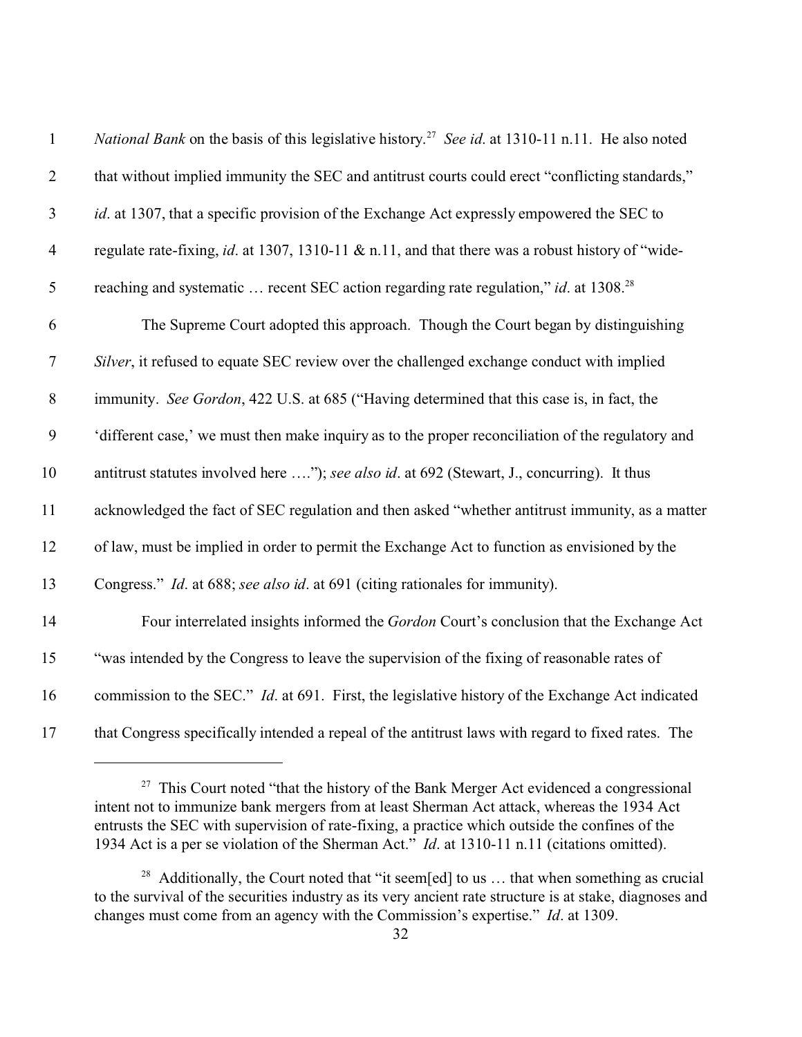*National Bank* on the basis of this legislative history.[27] *See id*. at 1310-11 n.11. He also noted that without implied immunity the SEC and antitrust courts could erect "conflicting standards," *id*. at 1307, that a specific provision of the Exchange Act expressly empowered the SEC to regulate rate-fixing, *id*. at 1307, 1310-11 & n.11, and that there was a robust history of "wide-reaching and systematic … recent SEC action regarding rate regulation," *id*. at 1308.[28]

The Supreme Court adopted this approach. Though the Court began by distinguishing *Silver*, it refused to equate SEC review over the challenged exchange conduct with implied immunity. *See Gordon*, 422 U.S. at 685 ("Having determined that this case is, in fact, the 'different case,' we must then make inquiry as to the proper reconciliation of the regulatory and antitrust statutes involved here …."); *see also id*. at 692 (Stewart, J., concurring). It thus acknowledged the fact of SEC regulation and then asked "whether antitrust immunity, as a matter of law, must be implied in order to permit the Exchange Act to function as envisioned by the Congress." *Id*. at 688; *see also id*. at 691 (citing rationales for immunity).

Four interrelated insights informed the *Gordon* Court's conclusion that the Exchange Act "was intended by the Congress to leave the supervision of the fixing of reasonable rates of commission to the SEC." *Id*. at 691. First, the legislative history of the Exchange Act indicated that Congress specifically intended a repeal of the antitrust laws with regard to fixed rates. The

---

[27] This Court noted "that the history of the Bank Merger Act evidenced a congressional intent not to immunize bank mergers from at least Sherman Act attack, whereas the 1934 Act entrusts the SEC with supervision of rate-fixing, a practice which outside the confines of the 1934 Act is a per se violation of the Sherman Act." *Id*. at 1310-11 n.11 (citations omitted).

[28] Additionally, the Court noted that "it seem[ed] to us … that when something as crucial to the survival of the securities industry as its very ancient rate structure is at stake, diagnoses and changes must come from an agency with the Commission's expertise." *Id*. at 1309.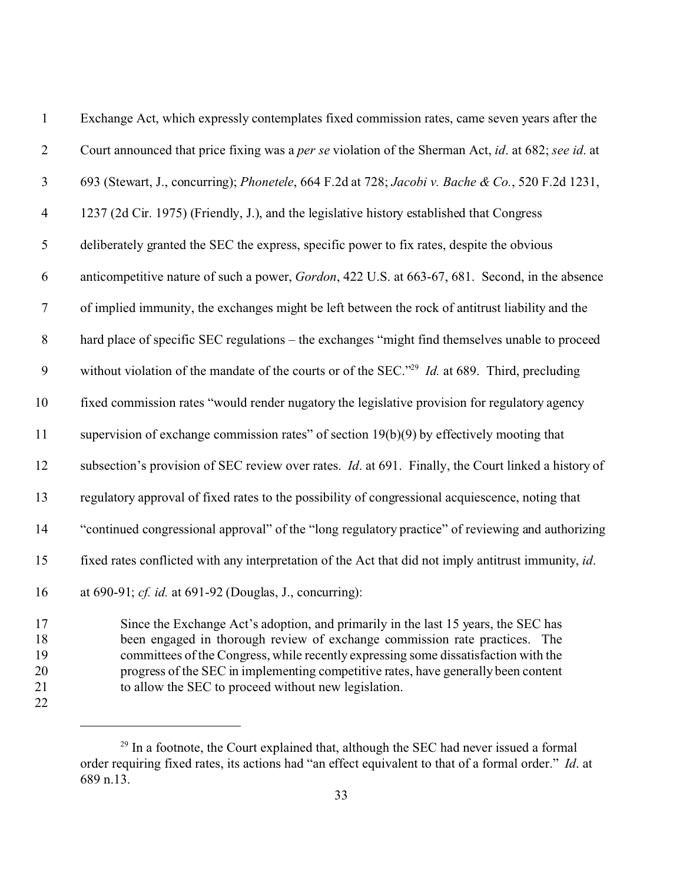Exchange Act, which expressly contemplates fixed commission rates, came seven years after the Court announced that price fixing was a *per se* violation of the Sherman Act, *id*. at 682; *see id*. at 693 (Stewart, J., concurring); *Phonetele*, 664 F.2d at 728; *Jacobi v. Bache & Co.*, 520 F.2d 1231, 1237 (2d Cir. 1975) (Friendly, J.), and the legislative history established that Congress deliberately granted the SEC the express, specific power to fix rates, despite the obvious anticompetitive nature of such a power, *Gordon*, 422 U.S. at 663-67, 681. Second, in the absence of implied immunity, the exchanges might be left between the rock of antitrust liability and the hard place of specific SEC regulations – the exchanges "might find themselves unable to proceed without violation of the mandate of the courts or of the SEC."[29] *Id.* at 689. Third, precluding fixed commission rates "would render nugatory the legislative provision for regulatory agency supervision of exchange commission rates" of section 19(b)(9) by effectively mooting that subsection's provision of SEC review over rates. *Id*. at 691. Finally, the Court linked a history of regulatory approval of fixed rates to the possibility of congressional acquiescence, noting that "continued congressional approval" of the "long regulatory practice" of reviewing and authorizing fixed rates conflicted with any interpretation of the Act that did not imply antitrust immunity, *id*. at 690-91; *cf. id.* at 691-92 (Douglas, J., concurring):

> Since the Exchange Act's adoption, and primarily in the last 15 years, the SEC has been engaged in thorough review of exchange commission rate practices. The committees of the Congress, while recently expressing some dissatisfaction with the progress of the SEC in implementing competitive rates, have generally been content to allow the SEC to proceed without new legislation.

---

[29] In a footnote, the Court explained that, although the SEC had never issued a formal order requiring fixed rates, its actions had "an effect equivalent to that of a formal order." *Id*. at 689 n.13.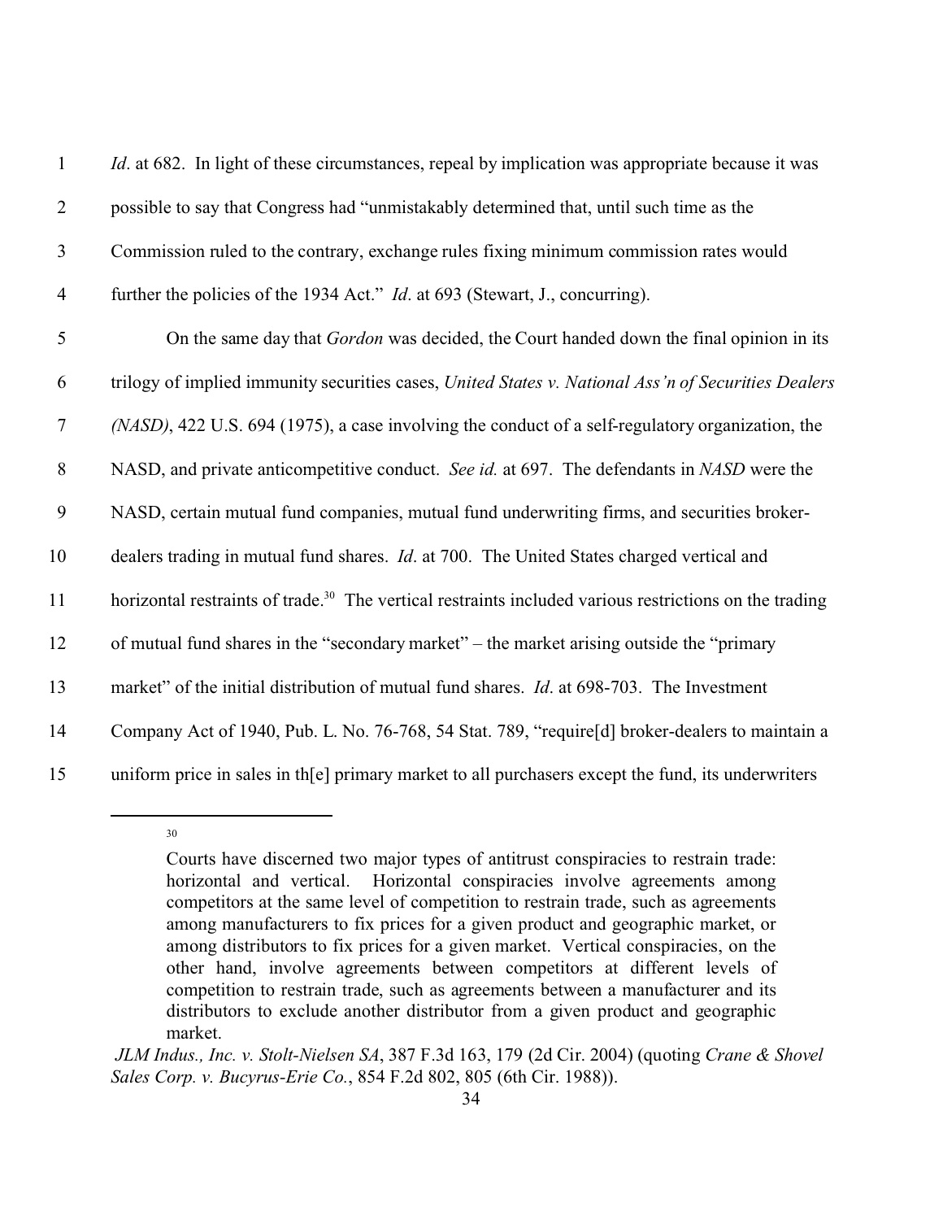*Id*. at 682. In light of these circumstances, repeal by implication was appropriate because it was possible to say that Congress had "unmistakably determined that, until such time as the Commission ruled to the contrary, exchange rules fixing minimum commission rates would further the policies of the 1934 Act." *Id*. at 693 (Stewart, J., concurring).

On the same day that *Gordon* was decided, the Court handed down the final opinion in its trilogy of implied immunity securities cases, *United States v. National Ass'n of Securities Dealers (NASD)*, 422 U.S. 694 (1975), a case involving the conduct of a self-regulatory organization, the NASD, and private anticompetitive conduct. *See id.* at 697. The defendants in *NASD* were the NASD, certain mutual fund companies, mutual fund underwriting firms, and securities broker-dealers trading in mutual fund shares. *Id*. at 700. The United States charged vertical and horizontal restraints of trade.[30] The vertical restraints included various restrictions on the trading of mutual fund shares in the "secondary market" – the market arising outside the "primary market" of the initial distribution of mutual fund shares. *Id*. at 698-703. The Investment Company Act of 1940, Pub. L. No. 76-768, 54 Stat. 789, "require[d] broker-dealers to maintain a uniform price in sales in th[e] primary market to all purchasers except the fund, its underwriters

---

[30]

> Courts have discerned two major types of antitrust conspiracies to restrain trade: horizontal and vertical. Horizontal conspiracies involve agreements among competitors at the same level of competition to restrain trade, such as agreements among manufacturers to fix prices for a given product and geographic market, or among distributors to fix prices for a given market. Vertical conspiracies, on the other hand, involve agreements between competitors at different levels of competition to restrain trade, such as agreements between a manufacturer and its distributors to exclude another distributor from a given product and geographic market.

*JLM Indus., Inc. v. Stolt-Nielsen SA*, 387 F.3d 163, 179 (2d Cir. 2004) (quoting *Crane & Shovel Sales Corp. v. Bucyrus-Erie Co.*, 854 F.2d 802, 805 (6th Cir. 1988)).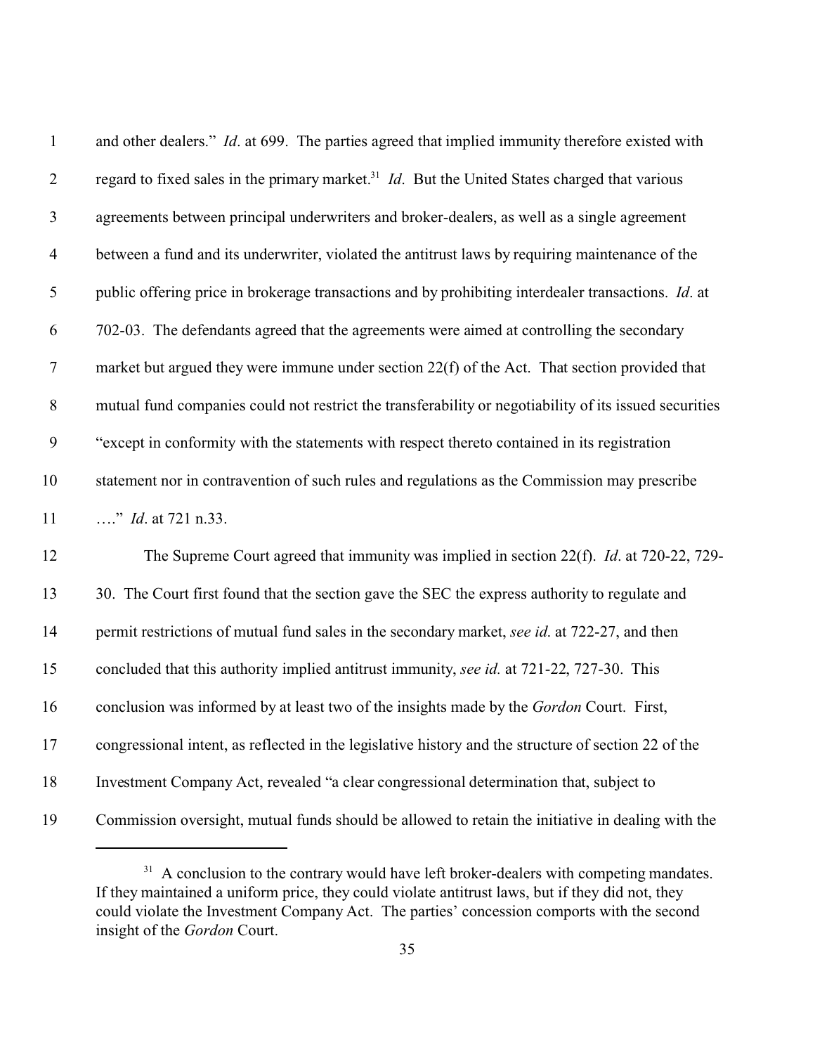and other dealers." *Id*. at 699. The parties agreed that implied immunity therefore existed with regard to fixed sales in the primary market.[31] *Id*. But the United States charged that various agreements between principal underwriters and broker-dealers, as well as a single agreement between a fund and its underwriter, violated the antitrust laws by requiring maintenance of the public offering price in brokerage transactions and by prohibiting interdealer transactions. *Id*. at 702-03. The defendants agreed that the agreements were aimed at controlling the secondary market but argued they were immune under section 22(f) of the Act. That section provided that mutual fund companies could not restrict the transferability or negotiability of its issued securities "except in conformity with the statements with respect thereto contained in its registration statement nor in contravention of such rules and regulations as the Commission may prescribe …." *Id*. at 721 n.33.

The Supreme Court agreed that immunity was implied in section 22(f). *Id*. at 720-22, 729-30. The Court first found that the section gave the SEC the express authority to regulate and permit restrictions of mutual fund sales in the secondary market, *see id.* at 722-27, and then concluded that this authority implied antitrust immunity, *see id.* at 721-22, 727-30. This conclusion was informed by at least two of the insights made by the *Gordon* Court. First, congressional intent, as reflected in the legislative history and the structure of section 22 of the Investment Company Act, revealed "a clear congressional determination that, subject to Commission oversight, mutual funds should be allowed to retain the initiative in dealing with the

---

[31] A conclusion to the contrary would have left broker-dealers with competing mandates. If they maintained a uniform price, they could violate antitrust laws, but if they did not, they could violate the Investment Company Act. The parties' concession comports with the second insight of the *Gordon* Court.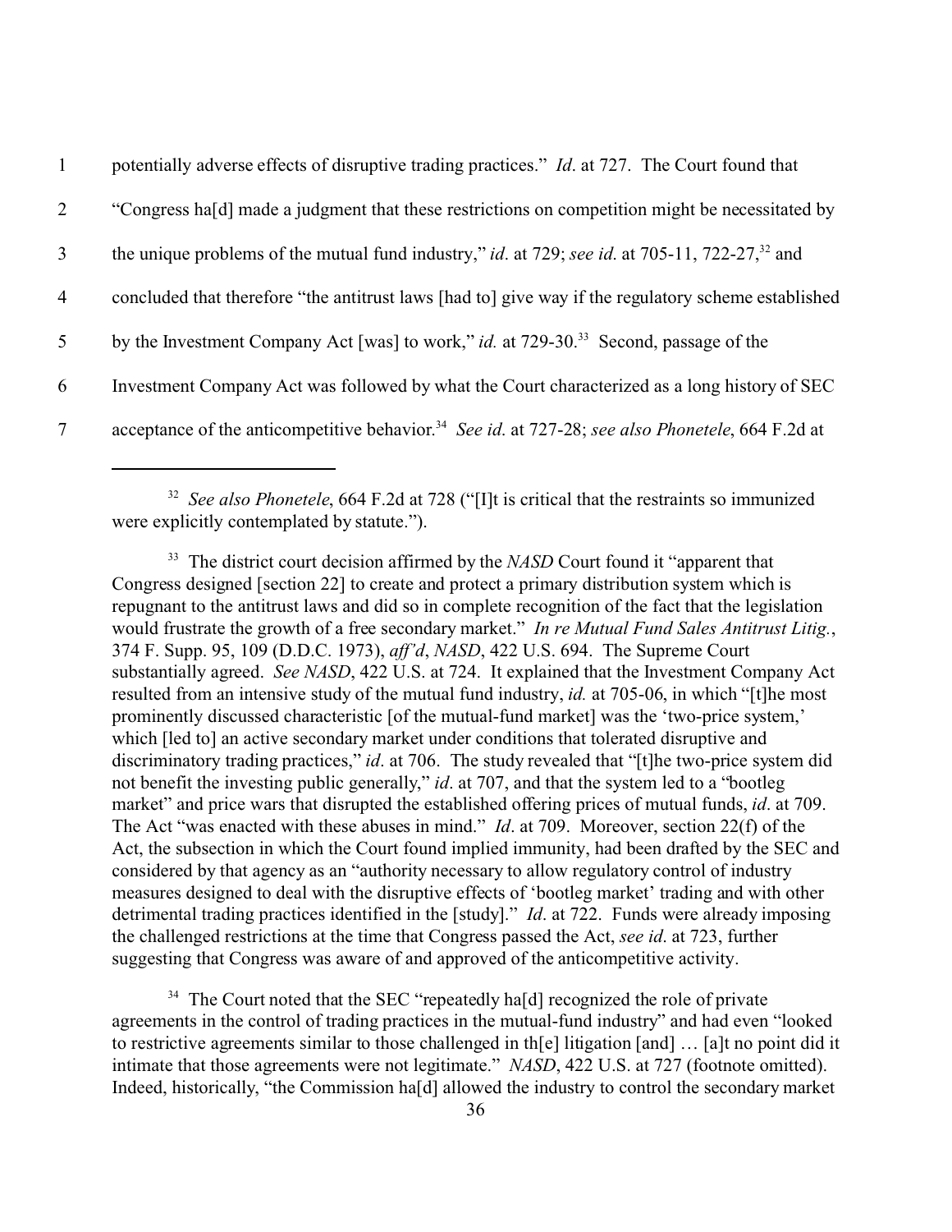potentially adverse effects of disruptive trading practices." *Id*. at 727. The Court found that "Congress ha[d] made a judgment that these restrictions on competition might be necessitated by the unique problems of the mutual fund industry," *id*. at 729; *see id*. at 705-11, 722-27,[32] and concluded that therefore "the antitrust laws [had to] give way if the regulatory scheme established by the Investment Company Act [was] to work," *id.* at 729-30.[33] Second, passage of the Investment Company Act was followed by what the Court characterized as a long history of SEC acceptance of the anticompetitive behavior.[34] *See id*. at 727-28; *see also Phonetele*, 664 F.2d at

---

[32] *See also Phonetele*, 664 F.2d at 728 ("[I]t is critical that the restraints so immunized were explicitly contemplated by statute.").

[33] The district court decision affirmed by the *NASD* Court found it "apparent that Congress designed [section 22] to create and protect a primary distribution system which is repugnant to the antitrust laws and did so in complete recognition of the fact that the legislation would frustrate the growth of a free secondary market." *In re Mutual Fund Sales Antitrust Litig.*, 374 F. Supp. 95, 109 (D.D.C. 1973), *aff'd*, *NASD*, 422 U.S. 694. The Supreme Court substantially agreed. *See NASD*, 422 U.S. at 724. It explained that the Investment Company Act resulted from an intensive study of the mutual fund industry, *id.* at 705-06, in which "[t]he most prominently discussed characteristic [of the mutual-fund market] was the 'two-price system,' which [led to] an active secondary market under conditions that tolerated disruptive and discriminatory trading practices," *id*. at 706. The study revealed that "[t]he two-price system did not benefit the investing public generally," *id*. at 707, and that the system led to a "bootleg market" and price wars that disrupted the established offering prices of mutual funds, *id*. at 709. The Act "was enacted with these abuses in mind." *Id*. at 709. Moreover, section 22(f) of the Act, the subsection in which the Court found implied immunity, had been drafted by the SEC and considered by that agency as an "authority necessary to allow regulatory control of industry measures designed to deal with the disruptive effects of 'bootleg market' trading and with other detrimental trading practices identified in the [study]." *Id*. at 722. Funds were already imposing the challenged restrictions at the time that Congress passed the Act, *see id*. at 723, further suggesting that Congress was aware of and approved of the anticompetitive activity.

[34] The Court noted that the SEC "repeatedly ha[d] recognized the role of private agreements in the control of trading practices in the mutual-fund industry" and had even "looked to restrictive agreements similar to those challenged in th[e] litigation [and] … [a]t no point did it intimate that those agreements were not legitimate." *NASD*, 422 U.S. at 727 (footnote omitted). Indeed, historically, "the Commission ha[d] allowed the industry to control the secondary market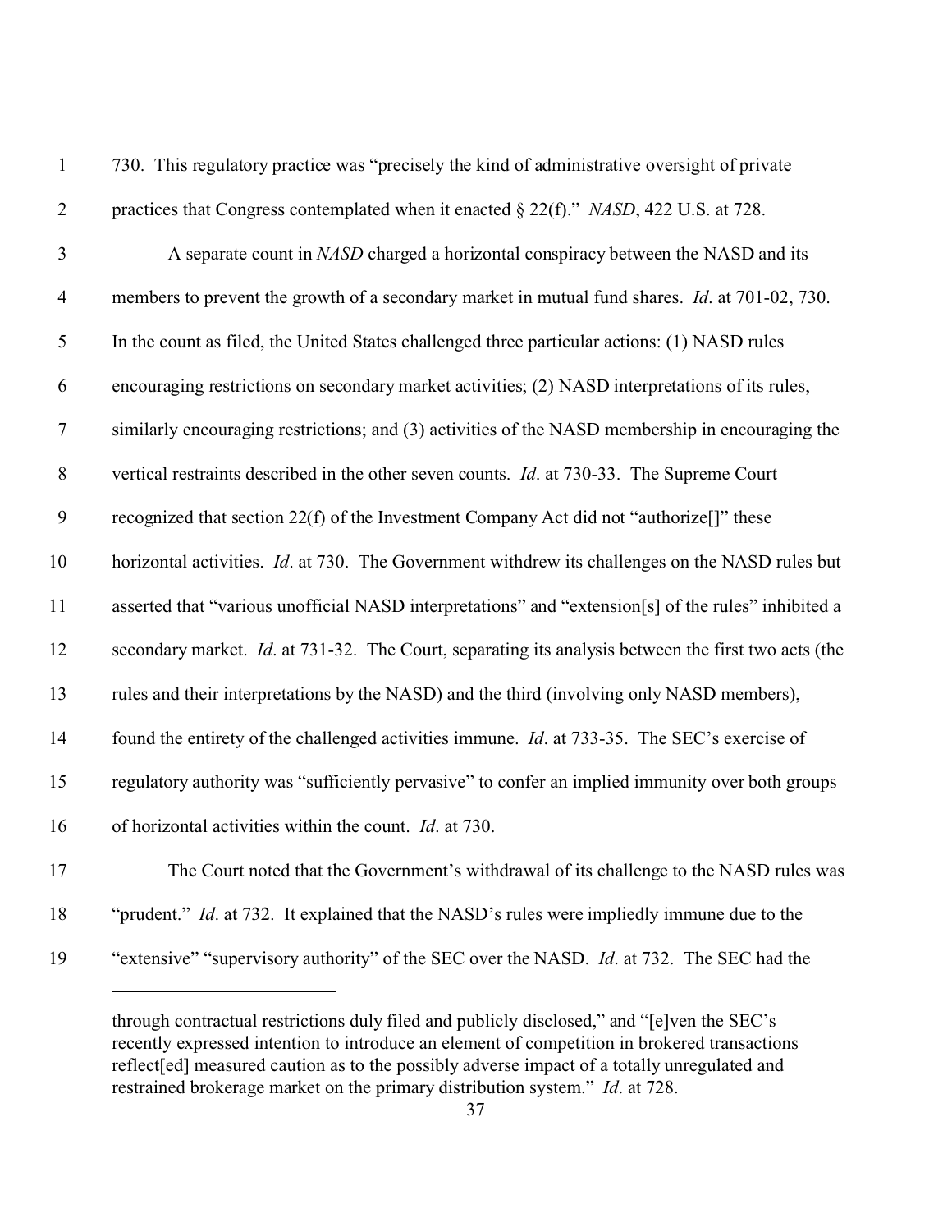730. This regulatory practice was "precisely the kind of administrative oversight of private practices that Congress contemplated when it enacted § 22(f)." *NASD*, 422 U.S. at 728.

A separate count in *NASD* charged a horizontal conspiracy between the NASD and its members to prevent the growth of a secondary market in mutual fund shares. *Id*. at 701-02, 730. In the count as filed, the United States challenged three particular actions: (1) NASD rules encouraging restrictions on secondary market activities; (2) NASD interpretations of its rules, similarly encouraging restrictions; and (3) activities of the NASD membership in encouraging the vertical restraints described in the other seven counts. *Id*. at 730-33. The Supreme Court recognized that section 22(f) of the Investment Company Act did not "authorize[]" these horizontal activities. *Id*. at 730. The Government withdrew its challenges on the NASD rules but asserted that "various unofficial NASD interpretations" and "extension[s] of the rules" inhibited a secondary market. *Id*. at 731-32. The Court, separating its analysis between the first two acts (the rules and their interpretations by the NASD) and the third (involving only NASD members), found the entirety of the challenged activities immune. *Id*. at 733-35. The SEC's exercise of regulatory authority was "sufficiently pervasive" to confer an implied immunity over both groups of horizontal activities within the count. *Id*. at 730.

The Court noted that the Government's withdrawal of its challenge to the NASD rules was "prudent." *Id*. at 732. It explained that the NASD's rules were impliedly immune due to the "extensive" "supervisory authority" of the SEC over the NASD. *Id*. at 732. The SEC had the

---

through contractual restrictions duly filed and publicly disclosed," and "[e]ven the SEC's recently expressed intention to introduce an element of competition in brokered transactions reflect[ed] measured caution as to the possibly adverse impact of a totally unregulated and restrained brokerage market on the primary distribution system." *Id*. at 728.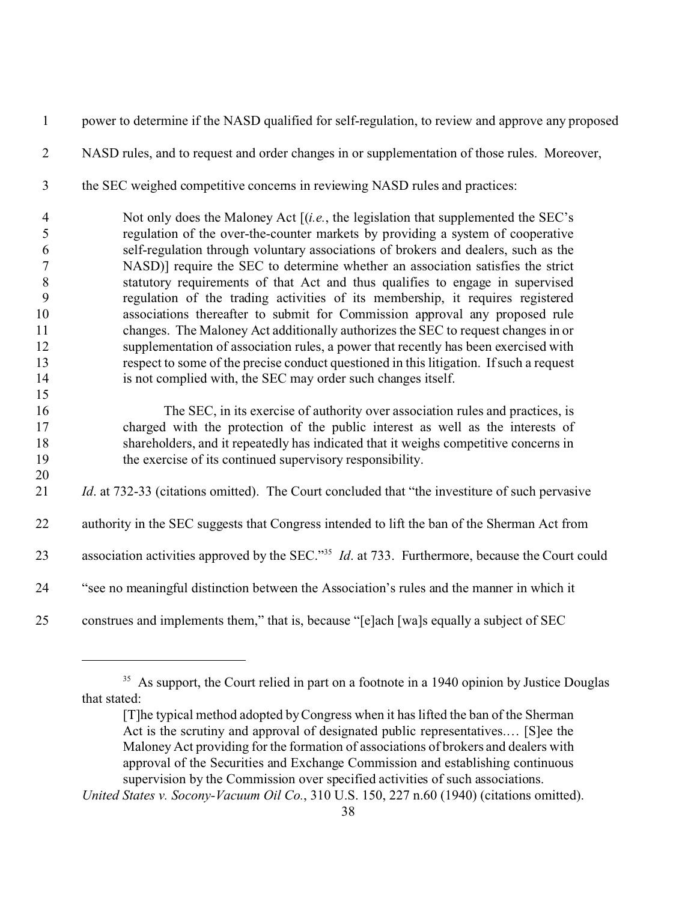power to determine if the NASD qualified for self-regulation, to review and approve any proposed NASD rules, and to request and order changes in or supplementation of those rules. Moreover, the SEC weighed competitive concerns in reviewing NASD rules and practices:

> Not only does the Maloney Act [(*i.e.*, the legislation that supplemented the SEC's regulation of the over-the-counter markets by providing a system of cooperative self-regulation through voluntary associations of brokers and dealers, such as the NASD)] require the SEC to determine whether an association satisfies the strict statutory requirements of that Act and thus qualifies to engage in supervised regulation of the trading activities of its membership, it requires registered associations thereafter to submit for Commission approval any proposed rule changes. The Maloney Act additionally authorizes the SEC to request changes in or supplementation of association rules, a power that recently has been exercised with respect to some of the precise conduct questioned in this litigation. If such a request is not complied with, the SEC may order such changes itself.
>
> The SEC, in its exercise of authority over association rules and practices, is charged with the protection of the public interest as well as the interests of shareholders, and it repeatedly has indicated that it weighs competitive concerns in the exercise of its continued supervisory responsibility.

*Id*. at 732-33 (citations omitted). The Court concluded that "the investiture of such pervasive authority in the SEC suggests that Congress intended to lift the ban of the Sherman Act from association activities approved by the SEC."[35] *Id*. at 733. Furthermore, because the Court could "see no meaningful distinction between the Association's rules and the manner in which it construes and implements them," that is, because "[e]ach [wa]s equally a subject of SEC

---

[35] As support, the Court relied in part on a footnote in a 1940 opinion by Justice Douglas that stated:

> [T]he typical method adopted by Congress when it has lifted the ban of the Sherman Act is the scrutiny and approval of designated public representatives.… [S]ee the Maloney Act providing for the formation of associations of brokers and dealers with approval of the Securities and Exchange Commission and establishing continuous supervision by the Commission over specified activities of such associations.

*United States v. Socony-Vacuum Oil Co.*, 310 U.S. 150, 227 n.60 (1940) (citations omitted).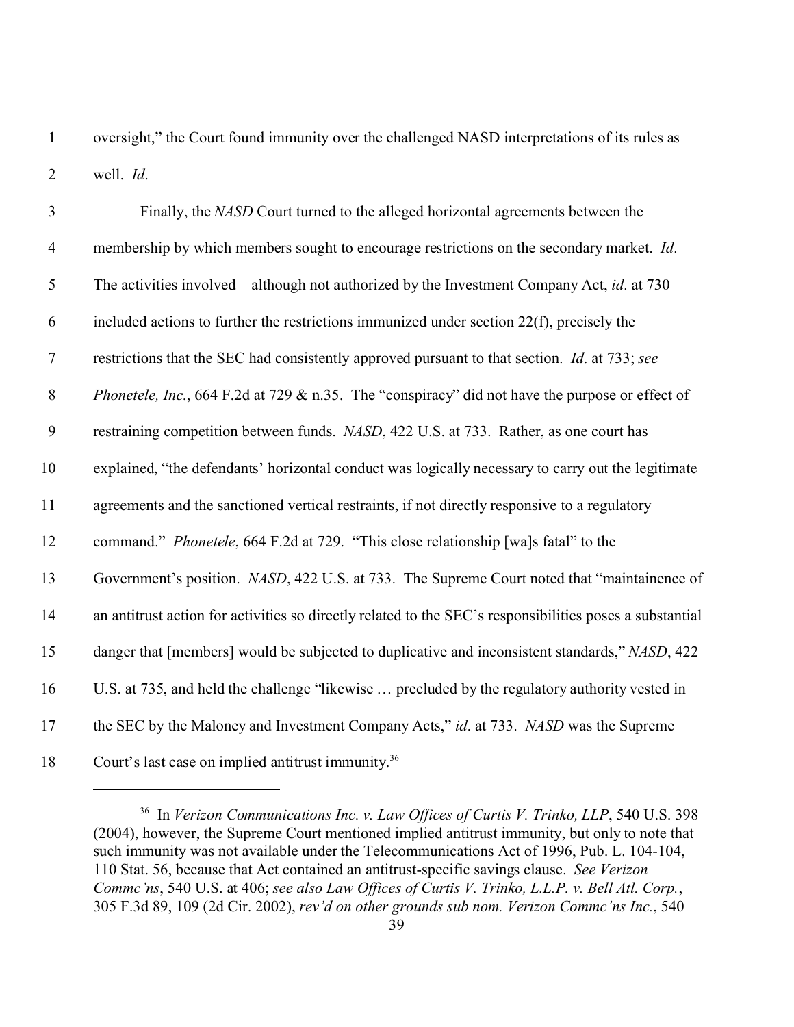oversight," the Court found immunity over the challenged NASD interpretations of its rules as well. *Id*.

Finally, the *NASD* Court turned to the alleged horizontal agreements between the membership by which members sought to encourage restrictions on the secondary market. *Id*. The activities involved – although not authorized by the Investment Company Act, *id*. at 730 – included actions to further the restrictions immunized under section 22(f), precisely the restrictions that the SEC had consistently approved pursuant to that section. *Id*. at 733; *see Phonetele, Inc.*, 664 F.2d at 729 & n.35. The "conspiracy" did not have the purpose or effect of restraining competition between funds. *NASD*, 422 U.S. at 733. Rather, as one court has explained, "the defendants' horizontal conduct was logically necessary to carry out the legitimate agreements and the sanctioned vertical restraints, if not directly responsive to a regulatory command." *Phonetele*, 664 F.2d at 729. "This close relationship [wa]s fatal" to the Government's position. *NASD*, 422 U.S. at 733. The Supreme Court noted that "maintainence of an antitrust action for activities so directly related to the SEC's responsibilities poses a substantial danger that [members] would be subjected to duplicative and inconsistent standards," *NASD*, 422 U.S. at 735, and held the challenge "likewise … precluded by the regulatory authority vested in the SEC by the Maloney and Investment Company Acts," *id*. at 733. *NASD* was the Supreme Court's last case on implied antitrust immunity.[36]

---

[36] In *Verizon Communications Inc. v. Law Offices of Curtis V. Trinko, LLP*, 540 U.S. 398 (2004), however, the Supreme Court mentioned implied antitrust immunity, but only to note that such immunity was not available under the Telecommunications Act of 1996, Pub. L. 104-104, 110 Stat. 56, because that Act contained an antitrust-specific savings clause. *See Verizon Commc'ns*, 540 U.S. at 406; *see also Law Offices of Curtis V. Trinko, L.L.P. v. Bell Atl. Corp.*, 305 F.3d 89, 109 (2d Cir. 2002), *rev'd on other grounds sub nom. Verizon Commc'ns Inc.*, 540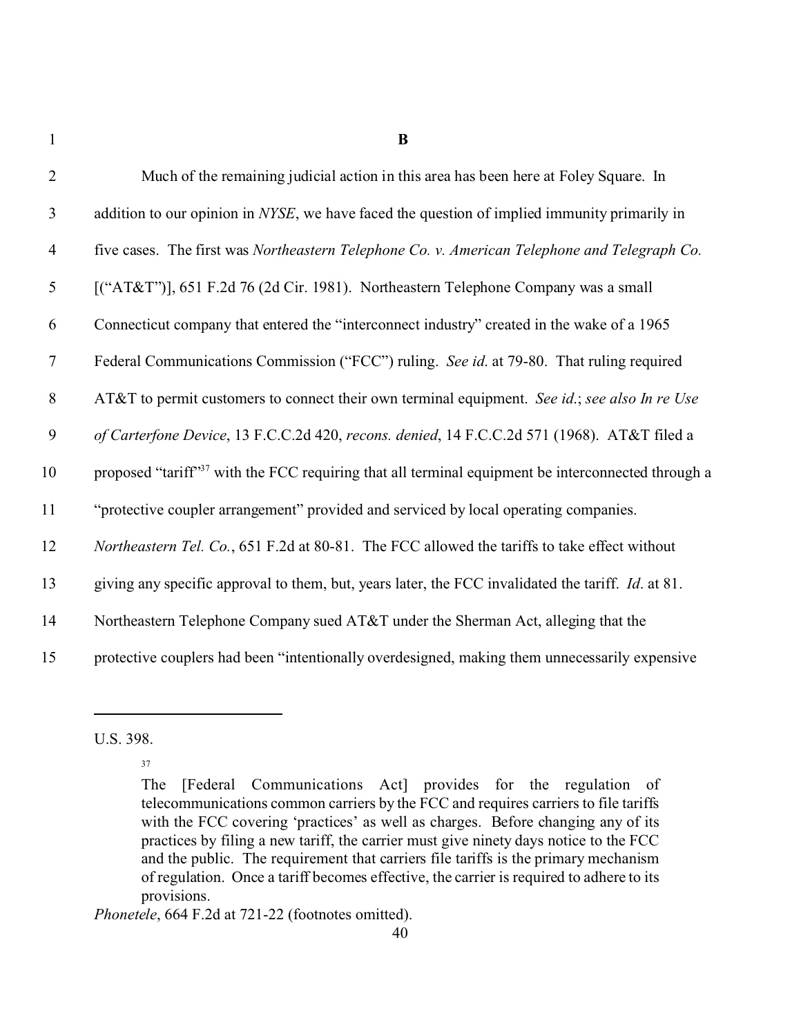**B**

Much of the remaining judicial action in this area has been here at Foley Square. In addition to our opinion in *NYSE*, we have faced the question of implied immunity primarily in five cases. The first was *Northeastern Telephone Co. v. American Telephone and Telegraph Co.* [("AT&T")], 651 F.2d 76 (2d Cir. 1981). Northeastern Telephone Company was a small Connecticut company that entered the "interconnect industry" created in the wake of a 1965 Federal Communications Commission ("FCC") ruling. *See id*. at 79-80. That ruling required AT&T to permit customers to connect their own terminal equipment. *See id.*; *see also In re Use of Carterfone Device*, 13 F.C.C.2d 420, *recons. denied*, 14 F.C.C.2d 571 (1968). AT&T filed a proposed "tariff"[37] with the FCC requiring that all terminal equipment be interconnected through a "protective coupler arrangement" provided and serviced by local operating companies. *Northeastern Tel. Co.*, 651 F.2d at 80-81. The FCC allowed the tariffs to take effect without giving any specific approval to them, but, years later, the FCC invalidated the tariff. *Id*. at 81. Northeastern Telephone Company sued AT&T under the Sherman Act, alleging that the protective couplers had been "intentionally overdesigned, making them unnecessarily expensive

---

U.S. 398.

[37]

> The [Federal Communications Act] provides for the regulation of telecommunications common carriers by the FCC and requires carriers to file tariffs with the FCC covering 'practices' as well as charges. Before changing any of its practices by filing a new tariff, the carrier must give ninety days notice to the FCC and the public. The requirement that carriers file tariffs is the primary mechanism of regulation. Once a tariff becomes effective, the carrier is required to adhere to its provisions.

*Phonetele*, 664 F.2d at 721-22 (footnotes omitted).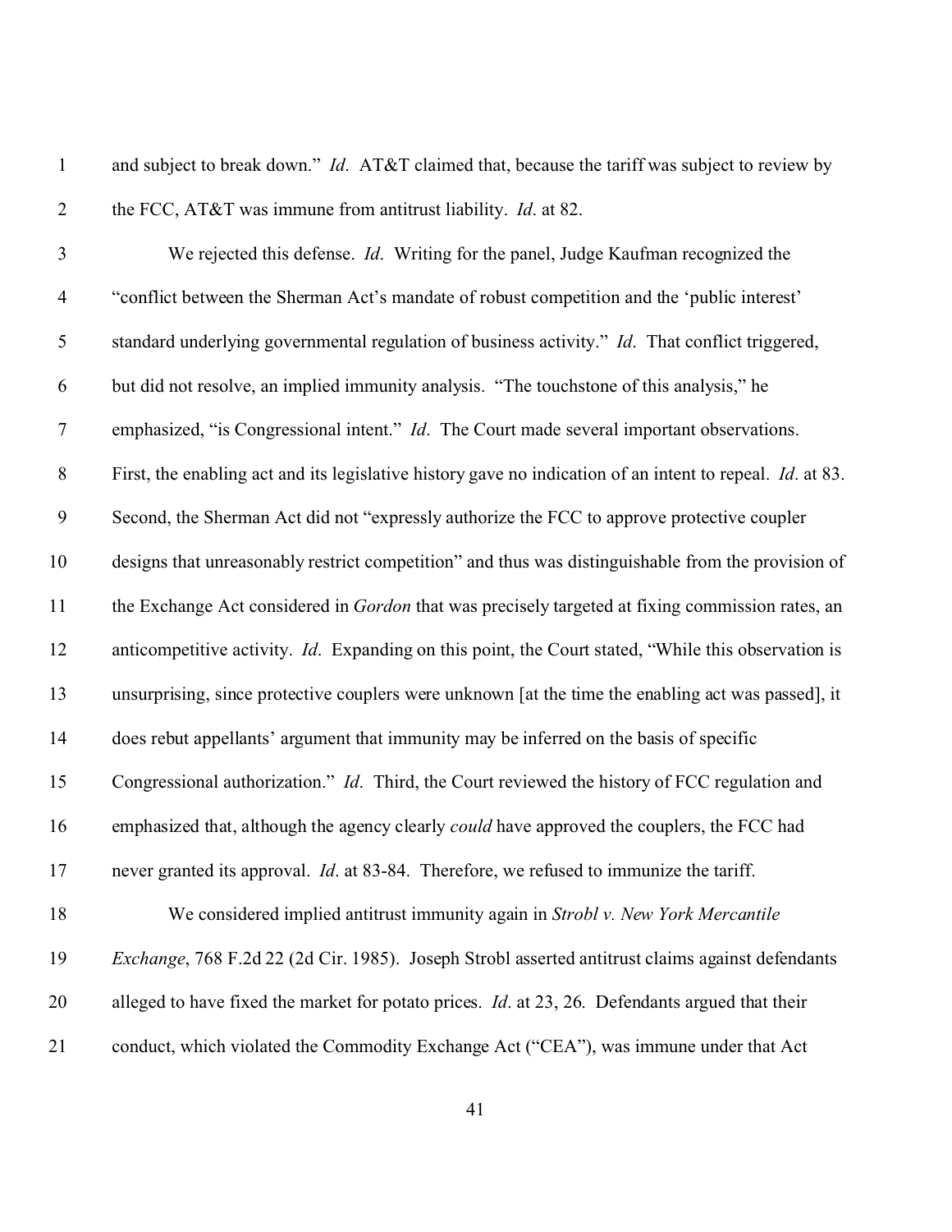and subject to break down." *Id*. AT&T claimed that, because the tariff was subject to review by the FCC, AT&T was immune from antitrust liability. *Id*. at 82.

We rejected this defense. *Id*. Writing for the panel, Judge Kaufman recognized the "conflict between the Sherman Act's mandate of robust competition and the 'public interest' standard underlying governmental regulation of business activity." *Id*. That conflict triggered, but did not resolve, an implied immunity analysis. "The touchstone of this analysis," he emphasized, "is Congressional intent." *Id*. The Court made several important observations. First, the enabling act and its legislative history gave no indication of an intent to repeal. *Id*. at 83. Second, the Sherman Act did not "expressly authorize the FCC to approve protective coupler designs that unreasonably restrict competition" and thus was distinguishable from the provision of the Exchange Act considered in *Gordon* that was precisely targeted at fixing commission rates, an anticompetitive activity. *Id*. Expanding on this point, the Court stated, "While this observation is unsurprising, since protective couplers were unknown [at the time the enabling act was passed], it does rebut appellants' argument that immunity may be inferred on the basis of specific Congressional authorization." *Id*. Third, the Court reviewed the history of FCC regulation and emphasized that, although the agency clearly *could* have approved the couplers, the FCC had never granted its approval. *Id*. at 83-84. Therefore, we refused to immunize the tariff.

We considered implied antitrust immunity again in *Strobl v. New York Mercantile Exchange*, 768 F.2d 22 (2d Cir. 1985). Joseph Strobl asserted antitrust claims against defendants alleged to have fixed the market for potato prices. *Id*. at 23, 26. Defendants argued that their conduct, which violated the Commodity Exchange Act ("CEA"), was immune under that Act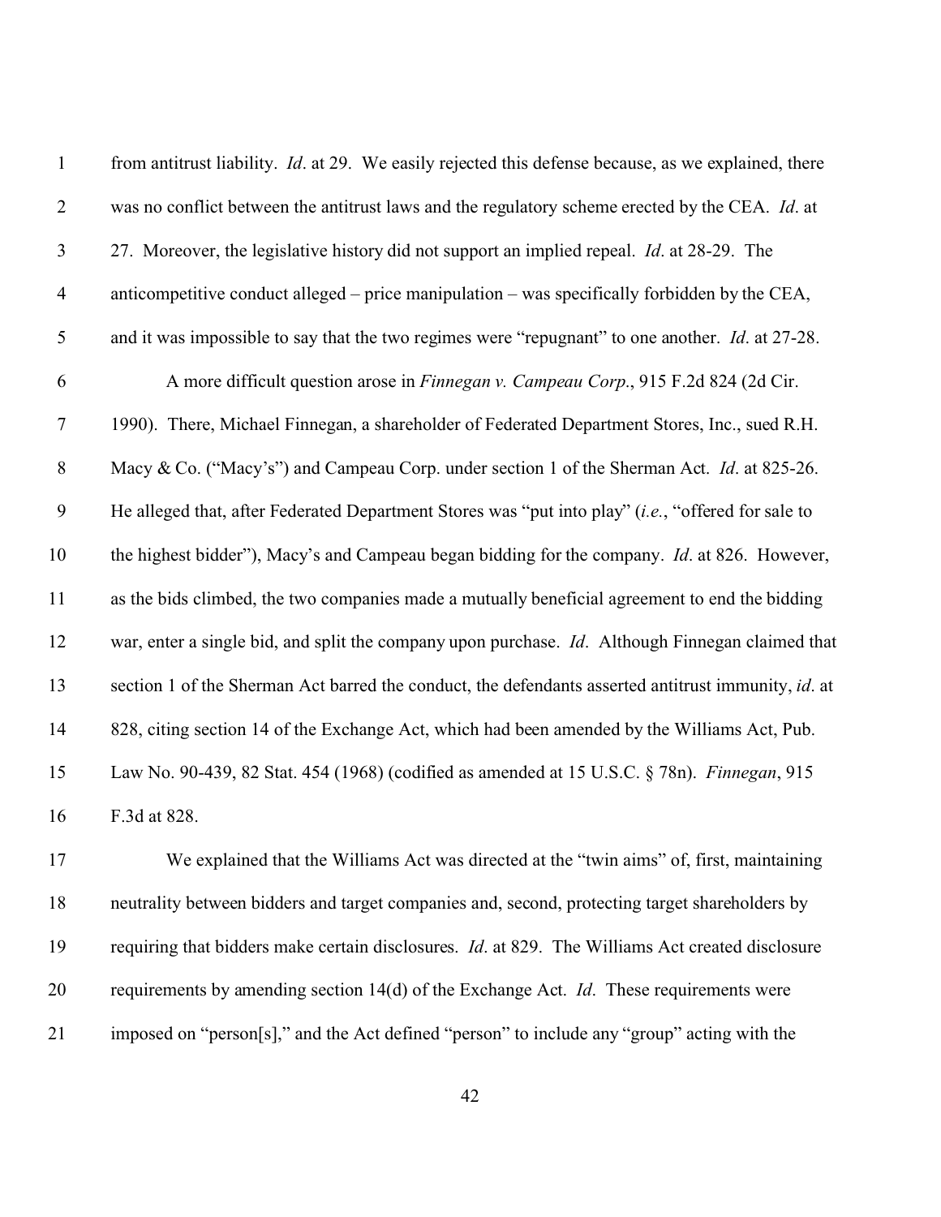from antitrust liability. *Id*. at 29. We easily rejected this defense because, as we explained, there was no conflict between the antitrust laws and the regulatory scheme erected by the CEA. *Id*. at 27. Moreover, the legislative history did not support an implied repeal. *Id*. at 28-29. The anticompetitive conduct alleged – price manipulation – was specifically forbidden by the CEA, and it was impossible to say that the two regimes were "repugnant" to one another. *Id*. at 27-28.

A more difficult question arose in *Finnegan v. Campeau Corp*., 915 F.2d 824 (2d Cir. 1990). There, Michael Finnegan, a shareholder of Federated Department Stores, Inc., sued R.H. Macy & Co. ("Macy's") and Campeau Corp. under section 1 of the Sherman Act. *Id*. at 825-26. He alleged that, after Federated Department Stores was "put into play" (*i.e.*, "offered for sale to the highest bidder"), Macy's and Campeau began bidding for the company. *Id*. at 826. However, as the bids climbed, the two companies made a mutually beneficial agreement to end the bidding war, enter a single bid, and split the company upon purchase. *Id*. Although Finnegan claimed that section 1 of the Sherman Act barred the conduct, the defendants asserted antitrust immunity, *id*. at 828, citing section 14 of the Exchange Act, which had been amended by the Williams Act, Pub. Law No. 90-439, 82 Stat. 454 (1968) (codified as amended at 15 U.S.C. § 78n). *Finnegan*, 915 F.3d at 828.

We explained that the Williams Act was directed at the "twin aims" of, first, maintaining neutrality between bidders and target companies and, second, protecting target shareholders by requiring that bidders make certain disclosures. *Id*. at 829. The Williams Act created disclosure requirements by amending section 14(d) of the Exchange Act. *Id*. These requirements were imposed on "person[s]," and the Act defined "person" to include any "group" acting with the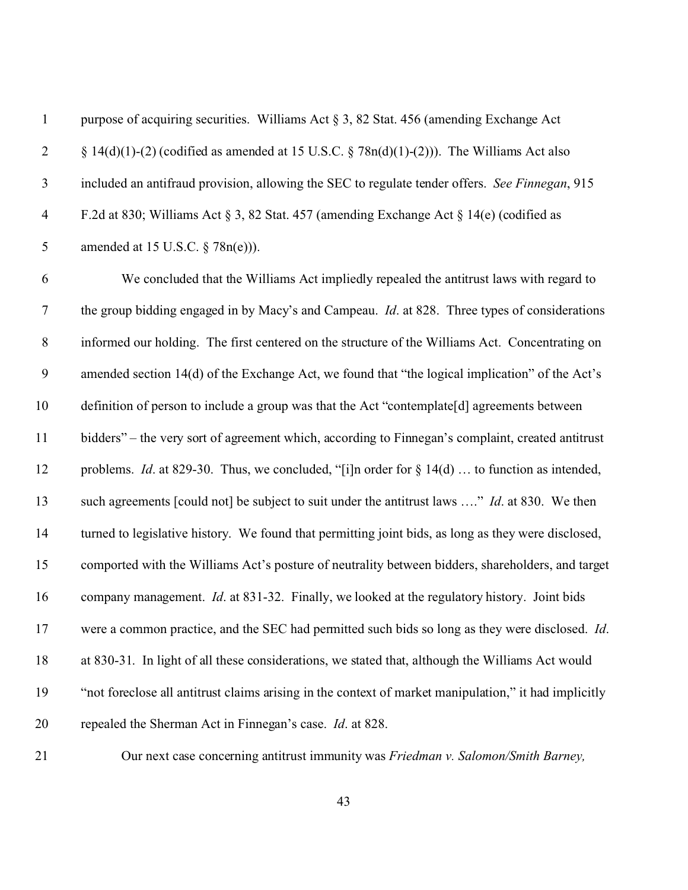purpose of acquiring securities. Williams Act § 3, 82 Stat. 456 (amending Exchange Act § 14(d)(1)-(2) (codified as amended at 15 U.S.C. § 78n(d)(1)-(2))). The Williams Act also included an antifraud provision, allowing the SEC to regulate tender offers. *See Finnegan*, 915 F.2d at 830; Williams Act § 3, 82 Stat. 457 (amending Exchange Act § 14(e) (codified as amended at 15 U.S.C. § 78n(e))).

We concluded that the Williams Act impliedly repealed the antitrust laws with regard to the group bidding engaged in by Macy's and Campeau. *Id*. at 828. Three types of considerations informed our holding. The first centered on the structure of the Williams Act. Concentrating on amended section 14(d) of the Exchange Act, we found that "the logical implication" of the Act's definition of person to include a group was that the Act "contemplate[d] agreements between bidders" – the very sort of agreement which, according to Finnegan's complaint, created antitrust problems. *Id*. at 829-30. Thus, we concluded, "[i]n order for § 14(d) … to function as intended, such agreements [could not] be subject to suit under the antitrust laws …." *Id*. at 830. We then turned to legislative history. We found that permitting joint bids, as long as they were disclosed, comported with the Williams Act's posture of neutrality between bidders, shareholders, and target company management. *Id*. at 831-32. Finally, we looked at the regulatory history. Joint bids were a common practice, and the SEC had permitted such bids so long as they were disclosed. *Id*. at 830-31. In light of all these considerations, we stated that, although the Williams Act would "not foreclose all antitrust claims arising in the context of market manipulation," it had implicitly repealed the Sherman Act in Finnegan's case. *Id*. at 828.

Our next case concerning antitrust immunity was *Friedman v. Salomon/Smith Barney,*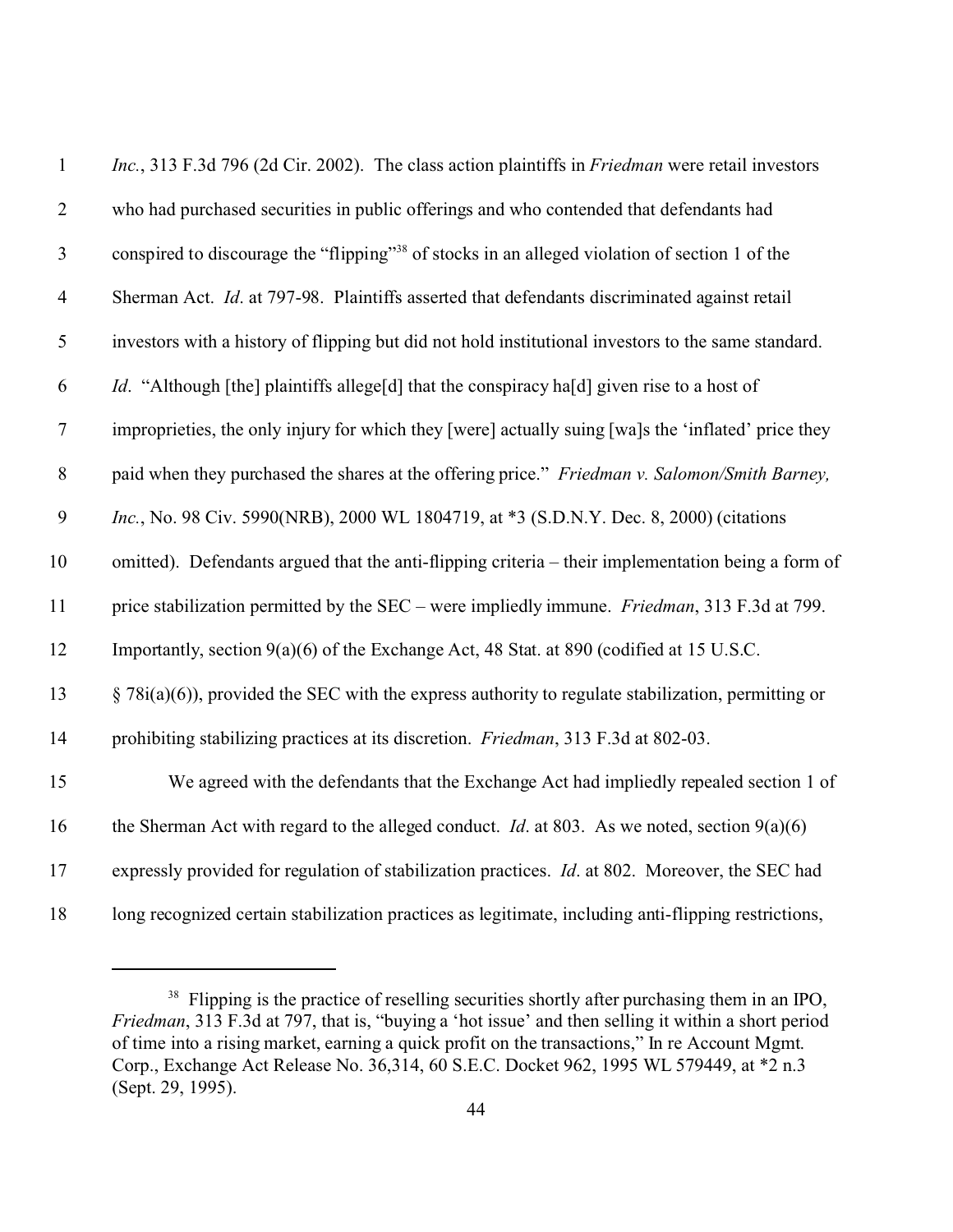*Inc.*, 313 F.3d 796 (2d Cir. 2002). The class action plaintiffs in *Friedman* were retail investors who had purchased securities in public offerings and who contended that defendants had conspired to discourage the "flipping"[38] of stocks in an alleged violation of section 1 of the Sherman Act. *Id*. at 797-98. Plaintiffs asserted that defendants discriminated against retail investors with a history of flipping but did not hold institutional investors to the same standard. *Id*. "Although [the] plaintiffs allege[d] that the conspiracy ha[d] given rise to a host of improprieties, the only injury for which they [were] actually suing [wa]s the 'inflated' price they paid when they purchased the shares at the offering price." *Friedman v. Salomon/Smith Barney, Inc.*, No. 98 Civ. 5990(NRB), 2000 WL 1804719, at *3 (S.D.N.Y. Dec. 8, 2000) (citations omitted). Defendants argued that the anti-flipping criteria – their implementation being a form of price stabilization permitted by the SEC – were impliedly immune. *Friedman*, 313 F.3d at 799. Importantly, section 9(a)(6) of the Exchange Act, 48 Stat. at 890 (codified at 15 U.S.C. § 78i(a)(6)), provided the SEC with the express authority to regulate stabilization, permitting or prohibiting stabilizing practices at its discretion. *Friedman*, 313 F.3d at 802-03.

We agreed with the defendants that the Exchange Act had impliedly repealed section 1 of the Sherman Act with regard to the alleged conduct. *Id*. at 803. As we noted, section 9(a)(6) expressly provided for regulation of stabilization practices. *Id*. at 802. Moreover, the SEC had long recognized certain stabilization practices as legitimate, including anti-flipping restrictions,

---

[38] Flipping is the practice of reselling securities shortly after purchasing them in an IPO, *Friedman*, 313 F.3d at 797, that is, "buying a 'hot issue' and then selling it within a short period of time into a rising market, earning a quick profit on the transactions," In re Account Mgmt. Corp., Exchange Act Release No. 36,314, 60 S.E.C. Docket 962, 1995 WL 579449, at *2 n.3 (Sept. 29, 1995).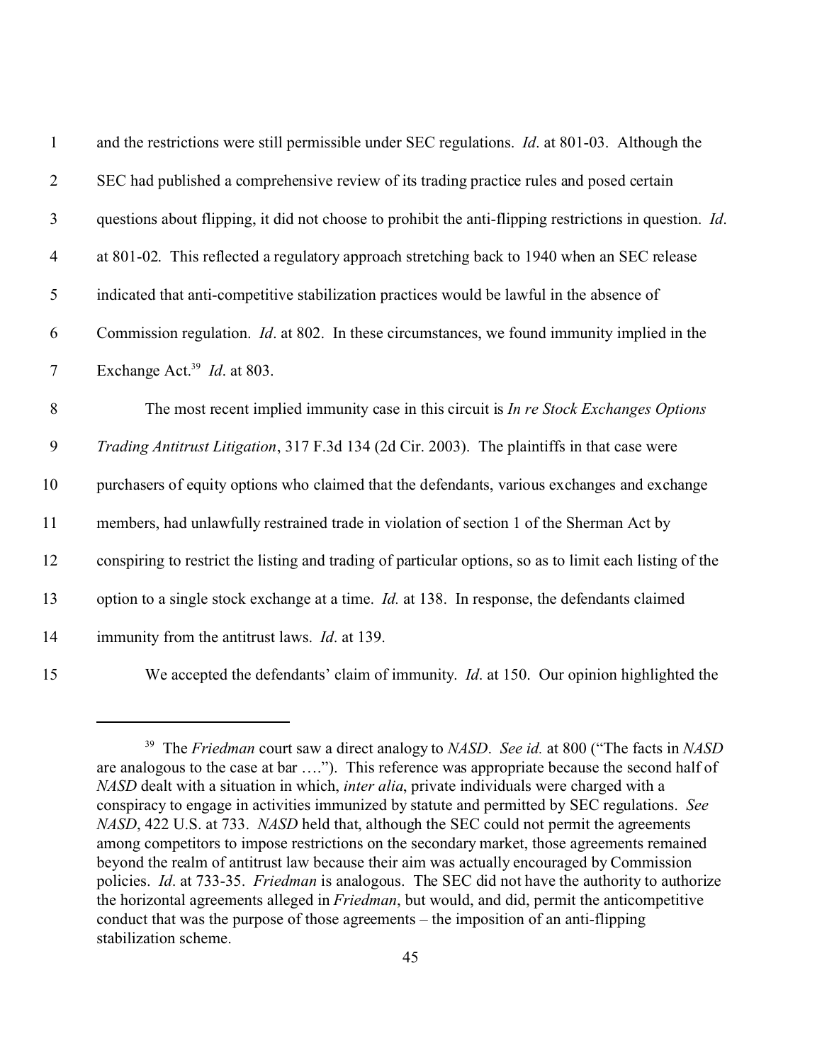and the restrictions were still permissible under SEC regulations. *Id*. at 801-03. Although the SEC had published a comprehensive review of its trading practice rules and posed certain questions about flipping, it did not choose to prohibit the anti-flipping restrictions in question. *Id*. at 801-02. This reflected a regulatory approach stretching back to 1940 when an SEC release indicated that anti-competitive stabilization practices would be lawful in the absence of Commission regulation. *Id*. at 802. In these circumstances, we found immunity implied in the Exchange Act.[39] *Id*. at 803.

The most recent implied immunity case in this circuit is *In re Stock Exchanges Options Trading Antitrust Litigation*, 317 F.3d 134 (2d Cir. 2003). The plaintiffs in that case were purchasers of equity options who claimed that the defendants, various exchanges and exchange members, had unlawfully restrained trade in violation of section 1 of the Sherman Act by conspiring to restrict the listing and trading of particular options, so as to limit each listing of the option to a single stock exchange at a time. *Id.* at 138. In response, the defendants claimed immunity from the antitrust laws. *Id*. at 139.

We accepted the defendants' claim of immunity. *Id*. at 150. Our opinion highlighted the

---

[39] The *Friedman* court saw a direct analogy to *NASD*. *See id.* at 800 ("The facts in *NASD* are analogous to the case at bar …."). This reference was appropriate because the second half of *NASD* dealt with a situation in which, *inter alia*, private individuals were charged with a conspiracy to engage in activities immunized by statute and permitted by SEC regulations. *See NASD*, 422 U.S. at 733. *NASD* held that, although the SEC could not permit the agreements among competitors to impose restrictions on the secondary market, those agreements remained beyond the realm of antitrust law because their aim was actually encouraged by Commission policies. *Id*. at 733-35. *Friedman* is analogous. The SEC did not have the authority to authorize the horizontal agreements alleged in *Friedman*, but would, and did, permit the anticompetitive conduct that was the purpose of those agreements – the imposition of an anti-flipping stabilization scheme.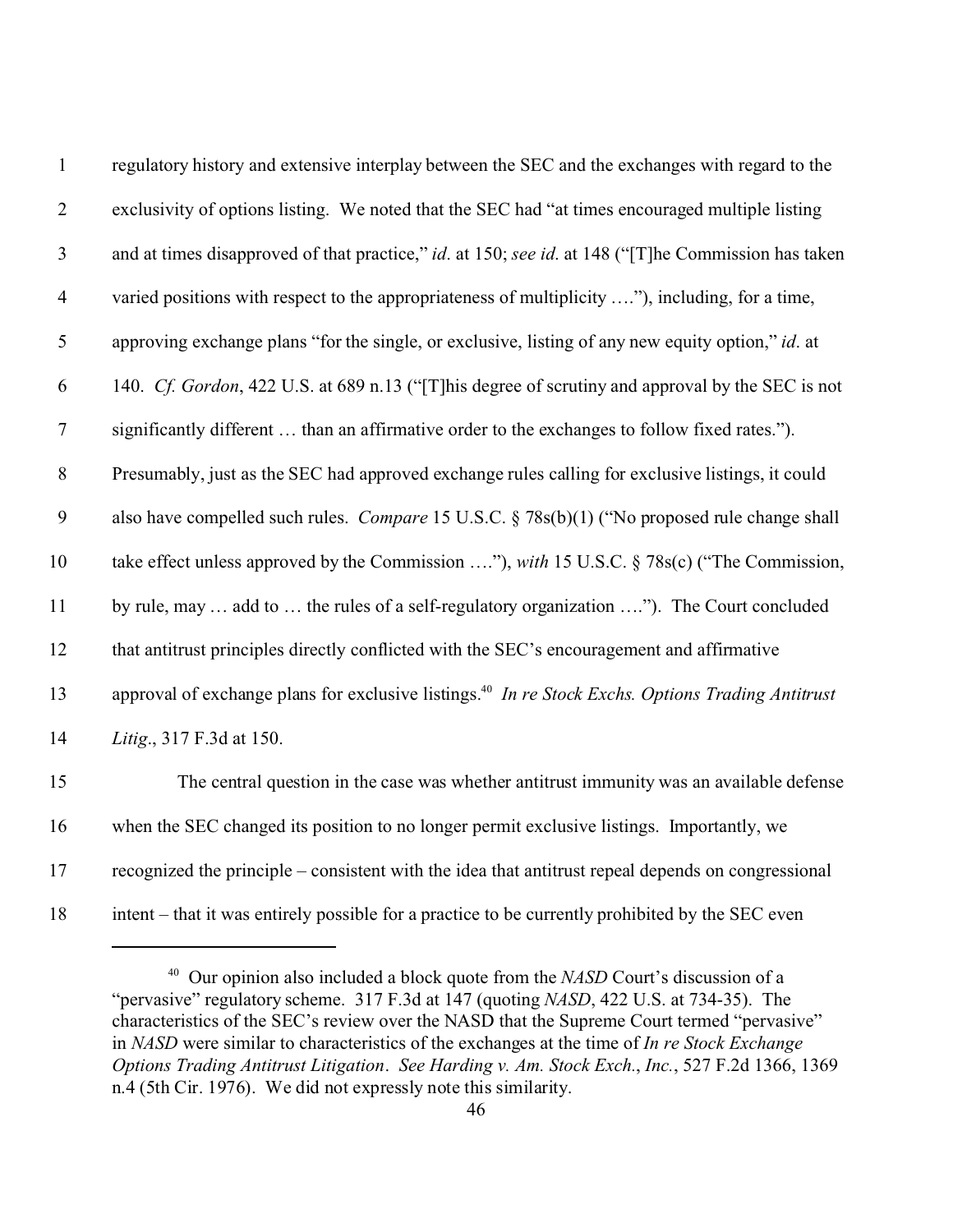regulatory history and extensive interplay between the SEC and the exchanges with regard to the exclusivity of options listing. We noted that the SEC had "at times encouraged multiple listing and at times disapproved of that practice," *id.* at 150; *see id.* at 148 ("[T]he Commission has taken varied positions with respect to the appropriateness of multiplicity …."), including, for a time, approving exchange plans "for the single, or exclusive, listing of any new equity option," *id.* at 140. *Cf. Gordon*, 422 U.S. at 689 n.13 ("[T]his degree of scrutiny and approval by the SEC is not significantly different … than an affirmative order to the exchanges to follow fixed rates."). Presumably, just as the SEC had approved exchange rules calling for exclusive listings, it could also have compelled such rules. *Compare* 15 U.S.C. § 78s(b)(1) ("No proposed rule change shall take effect unless approved by the Commission …."), *with* 15 U.S.C. § 78s(c) ("The Commission, by rule, may … add to … the rules of a self-regulatory organization …."). The Court concluded that antitrust principles directly conflicted with the SEC's encouragement and affirmative approval of exchange plans for exclusive listings.[40] *In re Stock Exchs. Options Trading Antitrust Litig.*, 317 F.3d at 150.

The central question in the case was whether antitrust immunity was an available defense when the SEC changed its position to no longer permit exclusive listings. Importantly, we recognized the principle – consistent with the idea that antitrust repeal depends on congressional intent – that it was entirely possible for a practice to be currently prohibited by the SEC even

---

[40] Our opinion also included a block quote from the *NASD* Court's discussion of a "pervasive" regulatory scheme. 317 F.3d at 147 (quoting *NASD*, 422 U.S. at 734-35). The characteristics of the SEC's review over the NASD that the Supreme Court termed "pervasive" in *NASD* were similar to characteristics of the exchanges at the time of *In re Stock Exchange Options Trading Antitrust Litigation*. *See Harding v. Am. Stock Exch., Inc.*, 527 F.2d 1366, 1369 n.4 (5th Cir. 1976). We did not expressly note this similarity.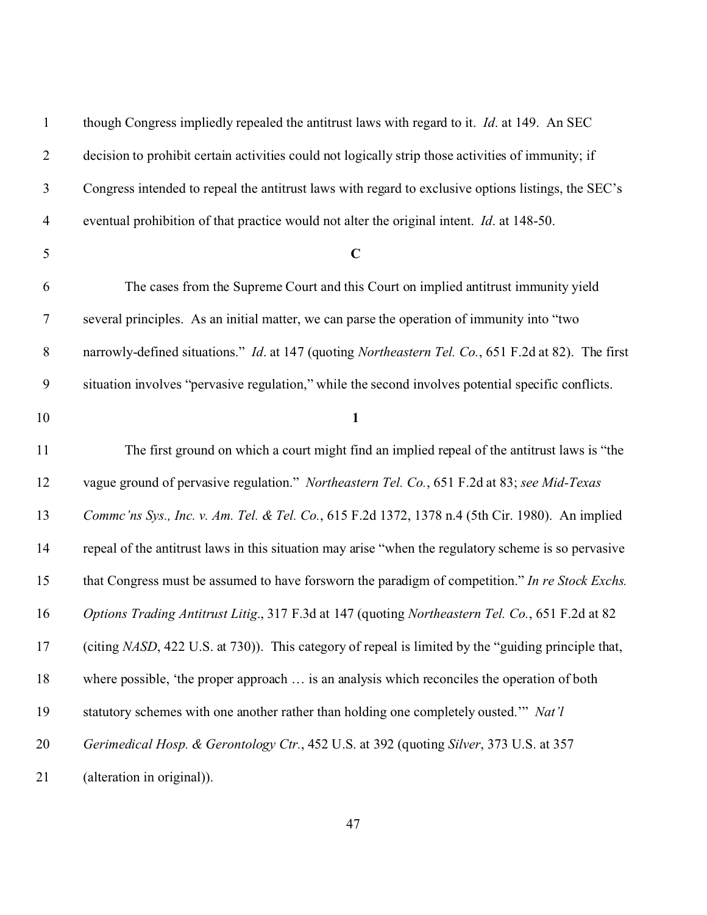though Congress impliedly repealed the antitrust laws with regard to it. *Id*. at 149. An SEC decision to prohibit certain activities could not logically strip those activities of immunity; if Congress intended to repeal the antitrust laws with regard to exclusive options listings, the SEC's eventual prohibition of that practice would not alter the original intent. *Id*. at 148-50.

**C**

The cases from the Supreme Court and this Court on implied antitrust immunity yield several principles. As an initial matter, we can parse the operation of immunity into "two narrowly-defined situations." *Id*. at 147 (quoting *Northeastern Tel. Co.*, 651 F.2d at 82). The first situation involves "pervasive regulation," while the second involves potential specific conflicts.

**1**

The first ground on which a court might find an implied repeal of the antitrust laws is "the vague ground of pervasive regulation." *Northeastern Tel. Co.*, 651 F.2d at 83; *see Mid-Texas Commc'ns Sys., Inc. v. Am. Tel. & Tel. Co.*, 615 F.2d 1372, 1378 n.4 (5th Cir. 1980). An implied repeal of the antitrust laws in this situation may arise "when the regulatory scheme is so pervasive that Congress must be assumed to have forsworn the paradigm of competition." *In re Stock Exchs. Options Trading Antitrust Litig*., 317 F.3d at 147 (quoting *Northeastern Tel. Co.*, 651 F.2d at 82 (citing *NASD*, 422 U.S. at 730)). This category of repeal is limited by the "guiding principle that, where possible, 'the proper approach … is an analysis which reconciles the operation of both statutory schemes with one another rather than holding one completely ousted.'" *Nat'l Gerimedical Hosp. & Gerontology Ctr.*, 452 U.S. at 392 (quoting *Silver*, 373 U.S. at 357 (alteration in original)).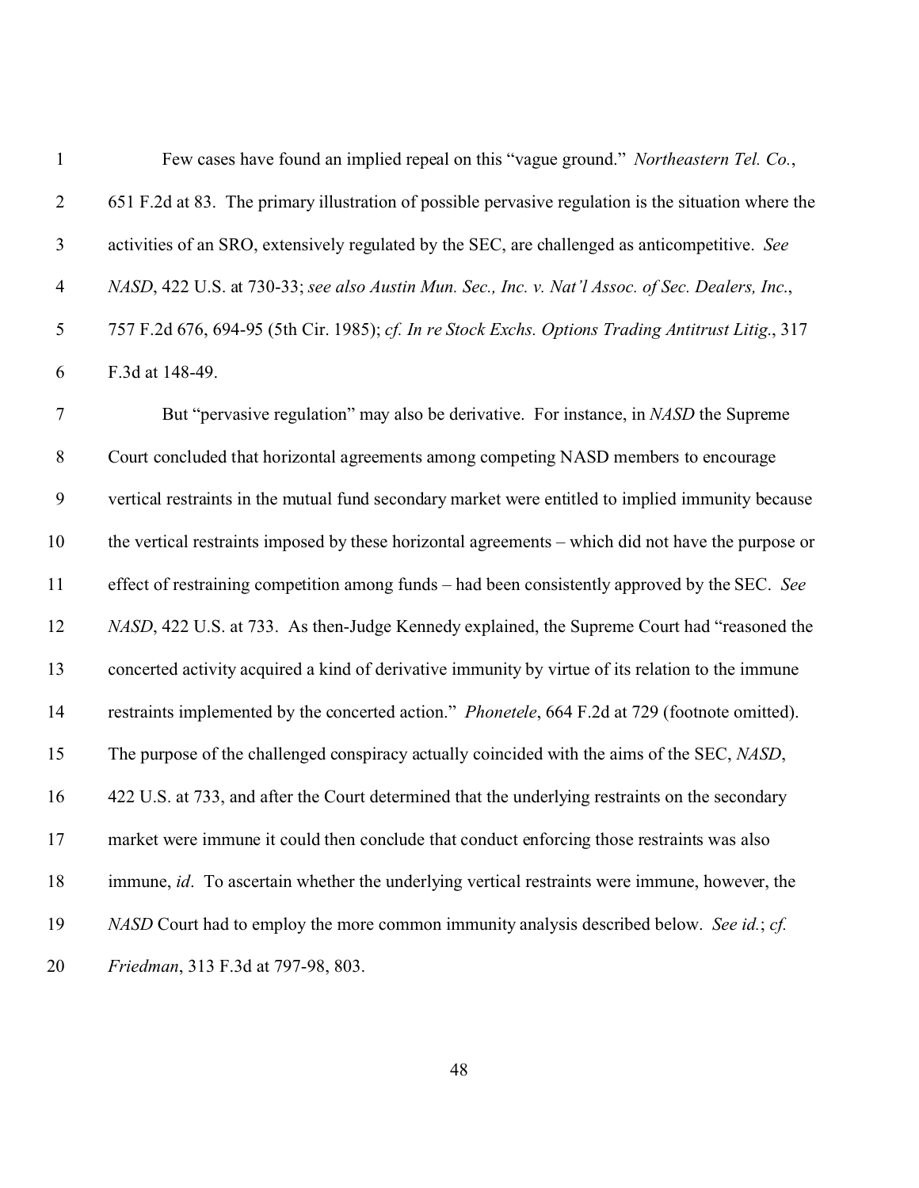Few cases have found an implied repeal on this "vague ground." *Northeastern Tel. Co.*, 651 F.2d at 83. The primary illustration of possible pervasive regulation is the situation where the activities of an SRO, extensively regulated by the SEC, are challenged as anticompetitive. *See NASD*, 422 U.S. at 730-33; *see also Austin Mun. Sec., Inc. v. Nat'l Assoc. of Sec. Dealers, Inc.*, 757 F.2d 676, 694-95 (5th Cir. 1985); *cf. In re Stock Exchs. Options Trading Antitrust Litig.*, 317 F.3d at 148-49.

But "pervasive regulation" may also be derivative. For instance, in *NASD* the Supreme Court concluded that horizontal agreements among competing NASD members to encourage vertical restraints in the mutual fund secondary market were entitled to implied immunity because the vertical restraints imposed by these horizontal agreements – which did not have the purpose or effect of restraining competition among funds – had been consistently approved by the SEC. *See NASD*, 422 U.S. at 733. As then-Judge Kennedy explained, the Supreme Court had "reasoned the concerted activity acquired a kind of derivative immunity by virtue of its relation to the immune restraints implemented by the concerted action." *Phonetele*, 664 F.2d at 729 (footnote omitted). The purpose of the challenged conspiracy actually coincided with the aims of the SEC, *NASD*, 422 U.S. at 733, and after the Court determined that the underlying restraints on the secondary market were immune it could then conclude that conduct enforcing those restraints was also immune, *id*. To ascertain whether the underlying vertical restraints were immune, however, the *NASD* Court had to employ the more common immunity analysis described below. *See id.*; *cf. Friedman*, 313 F.3d at 797-98, 803.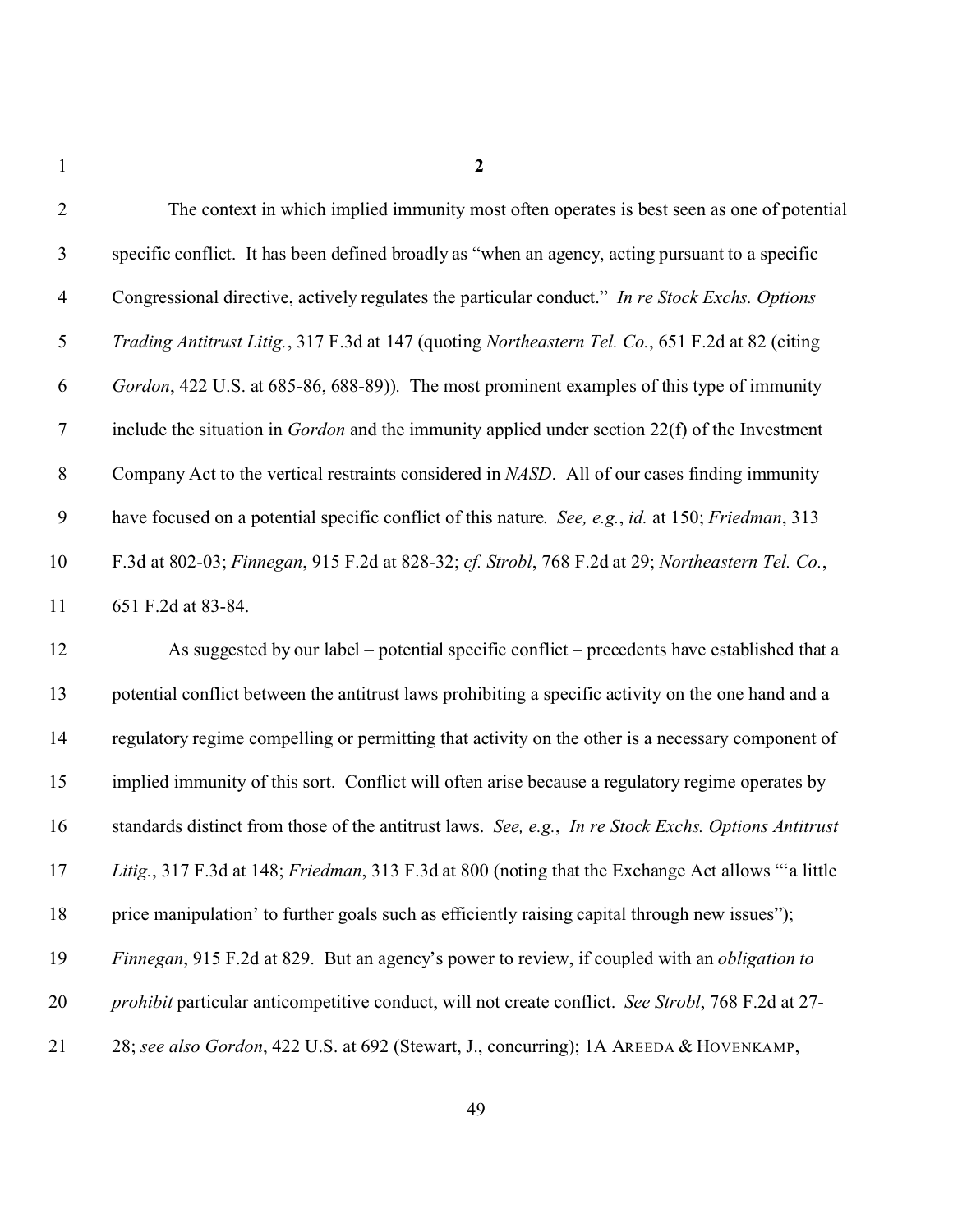**2**

The context in which implied immunity most often operates is best seen as one of potential specific conflict. It has been defined broadly as "when an agency, acting pursuant to a specific Congressional directive, actively regulates the particular conduct." *In re Stock Exchs. Options Trading Antitrust Litig.*, 317 F.3d at 147 (quoting *Northeastern Tel. Co.*, 651 F.2d at 82 (citing *Gordon*, 422 U.S. at 685-86, 688-89)). The most prominent examples of this type of immunity include the situation in *Gordon* and the immunity applied under section 22(f) of the Investment Company Act to the vertical restraints considered in *NASD*. All of our cases finding immunity have focused on a potential specific conflict of this nature. *See, e.g.*, *id.* at 150; *Friedman*, 313 F.3d at 802-03; *Finnegan*, 915 F.2d at 828-32; *cf. Strobl*, 768 F.2d at 29; *Northeastern Tel. Co.*, 651 F.2d at 83-84.

As suggested by our label – potential specific conflict – precedents have established that a potential conflict between the antitrust laws prohibiting a specific activity on the one hand and a regulatory regime compelling or permitting that activity on the other is a necessary component of implied immunity of this sort. Conflict will often arise because a regulatory regime operates by standards distinct from those of the antitrust laws. *See, e.g.*, *In re Stock Exchs. Options Antitrust Litig.*, 317 F.3d at 148; *Friedman*, 313 F.3d at 800 (noting that the Exchange Act allows "'a little price manipulation' to further goals such as efficiently raising capital through new issues"); *Finnegan*, 915 F.2d at 829. But an agency's power to review, if coupled with an *obligation to prohibit* particular anticompetitive conduct, will not create conflict. *See Strobl*, 768 F.2d at 27-28; *see also Gordon*, 422 U.S. at 692 (Stewart, J., concurring); 1A AREEDA & HOVENKAMP,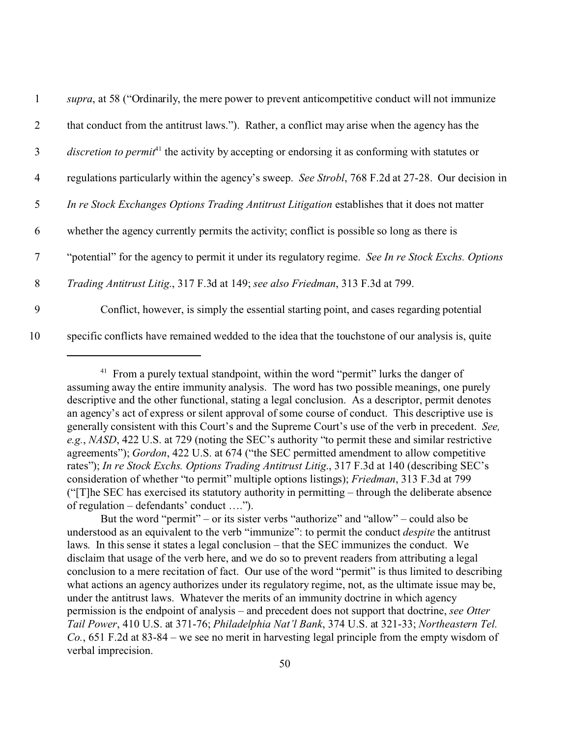*supra*, at 58 ("Ordinarily, the mere power to prevent anticompetitive conduct will not immunize that conduct from the antitrust laws."). Rather, a conflict may arise when the agency has the *discretion to permit*[41] the activity by accepting or endorsing it as conforming with statutes or regulations particularly within the agency's sweep. *See Strobl*, 768 F.2d at 27-28. Our decision in *In re Stock Exchanges Options Trading Antitrust Litigation* establishes that it does not matter whether the agency currently permits the activity; conflict is possible so long as there is "potential" for the agency to permit it under its regulatory regime. *See In re Stock Exchs. Options Trading Antitrust Litig.*, 317 F.3d at 149; *see also Friedman*, 313 F.3d at 799.

Conflict, however, is simply the essential starting point, and cases regarding potential specific conflicts have remained wedded to the idea that the touchstone of our analysis is, quite

---

[41] From a purely textual standpoint, within the word "permit" lurks the danger of assuming away the entire immunity analysis. The word has two possible meanings, one purely descriptive and the other functional, stating a legal conclusion. As a descriptor, permit denotes an agency's act of express or silent approval of some course of conduct. This descriptive use is generally consistent with this Court's and the Supreme Court's use of the verb in precedent. *See, e.g.*, *NASD*, 422 U.S. at 729 (noting the SEC's authority "to permit these and similar restrictive agreements"); *Gordon*, 422 U.S. at 674 ("the SEC permitted amendment to allow competitive rates"); *In re Stock Exchs. Options Trading Antitrust Litig.*, 317 F.3d at 140 (describing SEC's consideration of whether "to permit" multiple options listings); *Friedman*, 313 F.3d at 799 ("[T]he SEC has exercised its statutory authority in permitting – through the deliberate absence of regulation – defendants' conduct ….").

But the word "permit" – or its sister verbs "authorize" and "allow" – could also be understood as an equivalent to the verb "immunize": to permit the conduct *despite* the antitrust laws. In this sense it states a legal conclusion – that the SEC immunizes the conduct. We disclaim that usage of the verb here, and we do so to prevent readers from attributing a legal conclusion to a mere recitation of fact. Our use of the word "permit" is thus limited to describing what actions an agency authorizes under its regulatory regime, not, as the ultimate issue may be, under the antitrust laws. Whatever the merits of an immunity doctrine in which agency permission is the endpoint of analysis – and precedent does not support that doctrine, *see Otter Tail Power*, 410 U.S. at 371-76; *Philadelphia Nat'l Bank*, 374 U.S. at 321-33; *Northeastern Tel. Co.*, 651 F.2d at 83-84 – we see no merit in harvesting legal principle from the empty wisdom of verbal imprecision.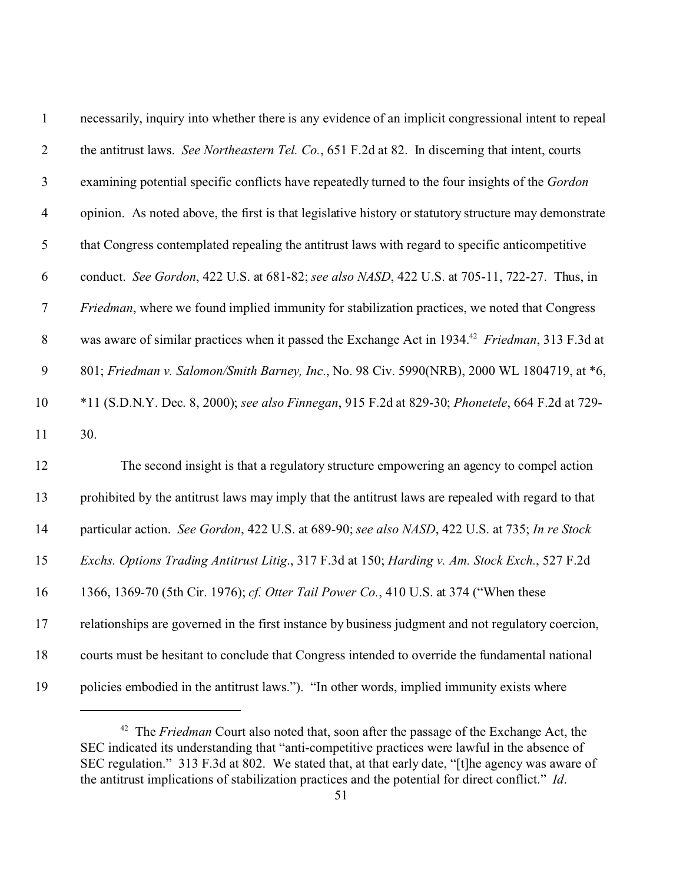necessarily, inquiry into whether there is any evidence of an implicit congressional intent to repeal the antitrust laws. *See Northeastern Tel. Co.*, 651 F.2d at 82. In discerning that intent, courts examining potential specific conflicts have repeatedly turned to the four insights of the *Gordon* opinion. As noted above, the first is that legislative history or statutory structure may demonstrate that Congress contemplated repealing the antitrust laws with regard to specific anticompetitive conduct. *See Gordon*, 422 U.S. at 681-82; *see also NASD*, 422 U.S. at 705-11, 722-27. Thus, in *Friedman*, where we found implied immunity for stabilization practices, we noted that Congress was aware of similar practices when it passed the Exchange Act in 1934.[42] *Friedman*, 313 F.3d at 801; *Friedman v. Salomon/Smith Barney, Inc.*, No. 98 Civ. 5990(NRB), 2000 WL 1804719, at *6, *11 (S.D.N.Y. Dec. 8, 2000); *see also Finnegan*, 915 F.2d at 829-30; *Phonetele*, 664 F.2d at 729-30.

The second insight is that a regulatory structure empowering an agency to compel action prohibited by the antitrust laws may imply that the antitrust laws are repealed with regard to that particular action. *See Gordon*, 422 U.S. at 689-90; *see also NASD*, 422 U.S. at 735; *In re Stock Exchs. Options Trading Antitrust Litig.*, 317 F.3d at 150; *Harding v. Am. Stock Exch.*, 527 F.2d 1366, 1369-70 (5th Cir. 1976); *cf. Otter Tail Power Co.*, 410 U.S. at 374 ("When these relationships are governed in the first instance by business judgment and not regulatory coercion, courts must be hesitant to conclude that Congress intended to override the fundamental national policies embodied in the antitrust laws."). "In other words, implied immunity exists where

---

[42] The *Friedman* Court also noted that, soon after the passage of the Exchange Act, the SEC indicated its understanding that "anti-competitive practices were lawful in the absence of SEC regulation." 313 F.3d at 802. We stated that, at that early date, "[t]he agency was aware of the antitrust implications of stabilization practices and the potential for direct conflict." *Id*.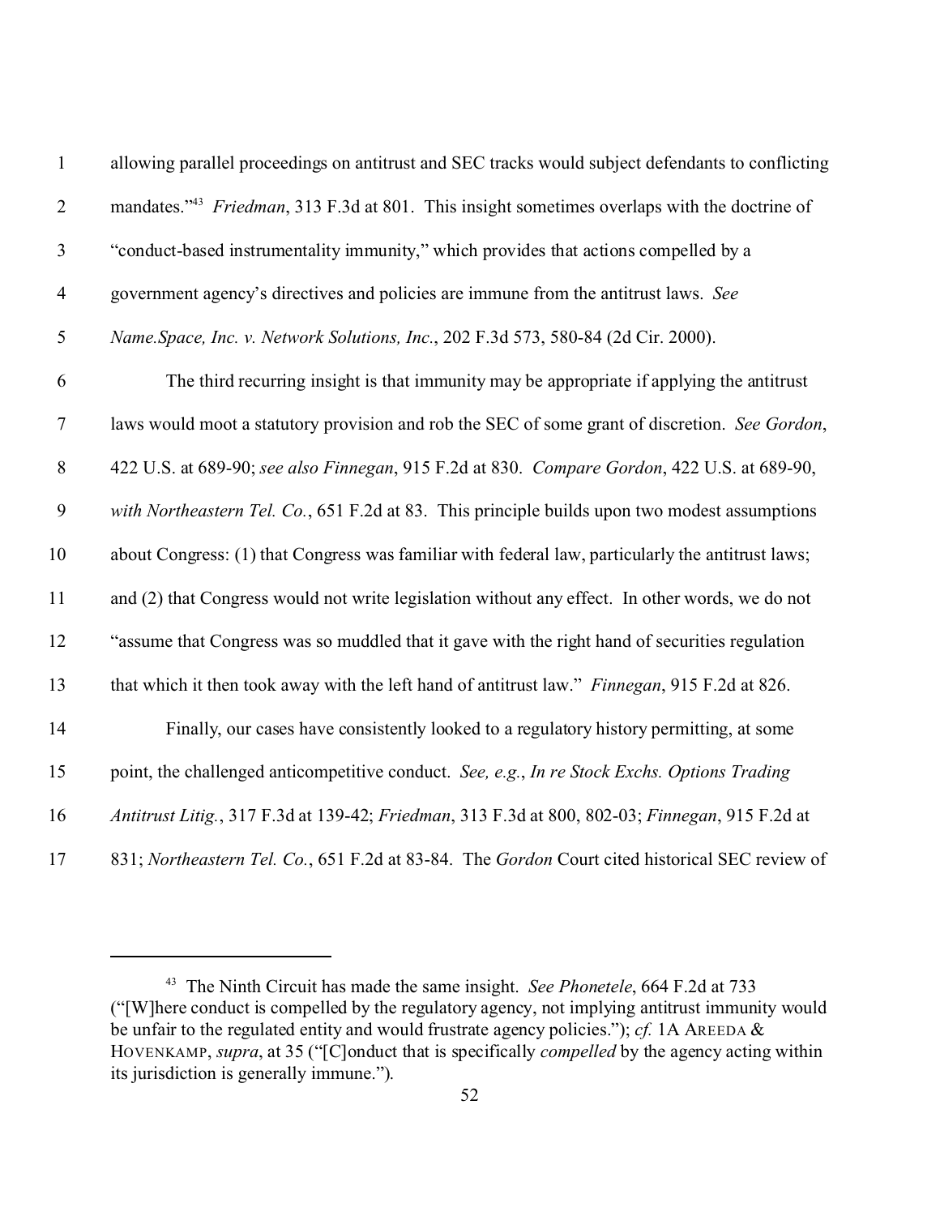allowing parallel proceedings on antitrust and SEC tracks would subject defendants to conflicting mandates."[43] *Friedman*, 313 F.3d at 801. This insight sometimes overlaps with the doctrine of "conduct-based instrumentality immunity," which provides that actions compelled by a government agency's directives and policies are immune from the antitrust laws. *See Name.Space, Inc. v. Network Solutions, Inc.*, 202 F.3d 573, 580-84 (2d Cir. 2000).

The third recurring insight is that immunity may be appropriate if applying the antitrust laws would moot a statutory provision and rob the SEC of some grant of discretion. *See Gordon*, 422 U.S. at 689-90; *see also Finnegan*, 915 F.2d at 830. *Compare Gordon*, 422 U.S. at 689-90, *with Northeastern Tel. Co.*, 651 F.2d at 83. This principle builds upon two modest assumptions about Congress: (1) that Congress was familiar with federal law, particularly the antitrust laws; and (2) that Congress would not write legislation without any effect. In other words, we do not "assume that Congress was so muddled that it gave with the right hand of securities regulation that which it then took away with the left hand of antitrust law." *Finnegan*, 915 F.2d at 826.

Finally, our cases have consistently looked to a regulatory history permitting, at some point, the challenged anticompetitive conduct. *See, e.g.*, *In re Stock Exchs. Options Trading Antitrust Litig.*, 317 F.3d at 139-42; *Friedman*, 313 F.3d at 800, 802-03; *Finnegan*, 915 F.2d at 831; *Northeastern Tel. Co.*, 651 F.2d at 83-84. The *Gordon* Court cited historical SEC review of

---

[43] The Ninth Circuit has made the same insight. *See Phonetele*, 664 F.2d at 733 ("[W]here conduct is compelled by the regulatory agency, not implying antitrust immunity would be unfair to the regulated entity and would frustrate agency policies."); *cf.* 1A AREEDA & HOVENKAMP, *supra*, at 35 ("[C]onduct that is specifically *compelled* by the agency acting within its jurisdiction is generally immune.").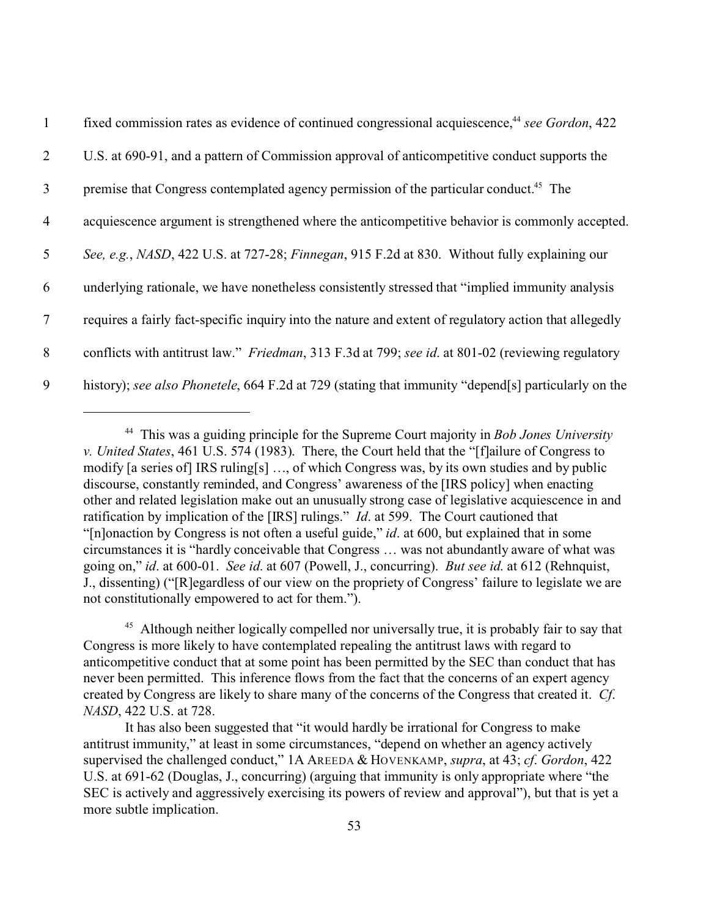fixed commission rates as evidence of continued congressional acquiescence,[44] *see Gordon*, 422 U.S. at 690-91, and a pattern of Commission approval of anticompetitive conduct supports the premise that Congress contemplated agency permission of the particular conduct.[45] The acquiescence argument is strengthened where the anticompetitive behavior is commonly accepted. *See, e.g.*, *NASD*, 422 U.S. at 727-28; *Finnegan*, 915 F.2d at 830. Without fully explaining our underlying rationale, we have nonetheless consistently stressed that "implied immunity analysis requires a fairly fact-specific inquiry into the nature and extent of regulatory action that allegedly conflicts with antitrust law." *Friedman*, 313 F.3d at 799; *see id.* at 801-02 (reviewing regulatory history); *see also Phonetele*, 664 F.2d at 729 (stating that immunity "depend[s] particularly on the

---

[44] This was a guiding principle for the Supreme Court majority in *Bob Jones University v. United States*, 461 U.S. 574 (1983). There, the Court held that the "[f]ailure of Congress to modify [a series of] IRS ruling[s] …, of which Congress was, by its own studies and by public discourse, constantly reminded, and Congress' awareness of the [IRS policy] when enacting other and related legislation make out an unusually strong case of legislative acquiescence in and ratification by implication of the [IRS] rulings." *Id*. at 599. The Court cautioned that "[n]onaction by Congress is not often a useful guide," *id*. at 600, but explained that in some circumstances it is "hardly conceivable that Congress … was not abundantly aware of what was going on," *id*. at 600-01. *See id*. at 607 (Powell, J., concurring). *But see id*. at 612 (Rehnquist, J., dissenting) ("[R]egardless of our view on the propriety of Congress' failure to legislate we are not constitutionally empowered to act for them.").

[45] Although neither logically compelled nor universally true, it is probably fair to say that Congress is more likely to have contemplated repealing the antitrust laws with regard to anticompetitive conduct that at some point has been permitted by the SEC than conduct that has never been permitted. This inference flows from the fact that the concerns of an expert agency created by Congress are likely to share many of the concerns of the Congress that created it. *Cf. NASD*, 422 U.S. at 728.

It has also been suggested that "it would hardly be irrational for Congress to make antitrust immunity," at least in some circumstances, "depend on whether an agency actively supervised the challenged conduct," 1A AREEDA & HOVENKAMP, *supra*, at 43; *cf*. *Gordon*, 422 U.S. at 691-62 (Douglas, J., concurring) (arguing that immunity is only appropriate where "the SEC is actively and aggressively exercising its powers of review and approval"), but that is yet a more subtle implication.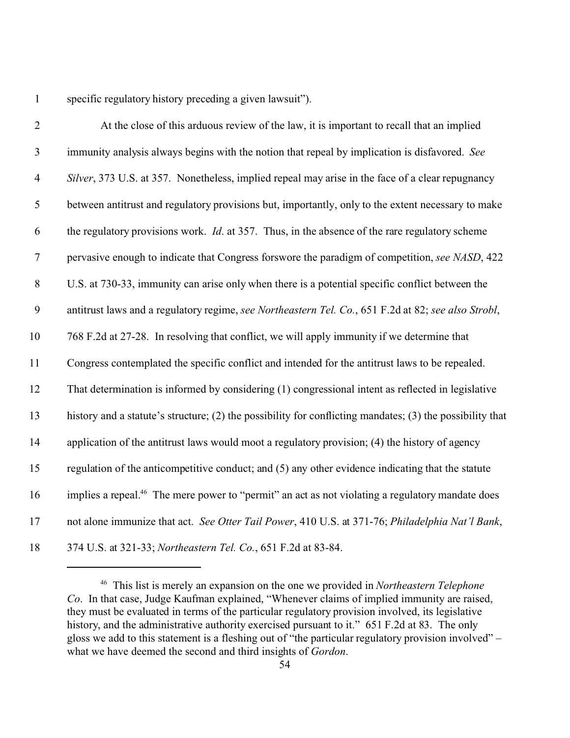specific regulatory history preceding a given lawsuit").

At the close of this arduous review of the law, it is important to recall that an implied immunity analysis always begins with the notion that repeal by implication is disfavored. *See Silver*, 373 U.S. at 357. Nonetheless, implied repeal may arise in the face of a clear repugnancy between antitrust and regulatory provisions but, importantly, only to the extent necessary to make the regulatory provisions work. *Id*. at 357. Thus, in the absence of the rare regulatory scheme pervasive enough to indicate that Congress forswore the paradigm of competition, *see NASD*, 422 U.S. at 730-33, immunity can arise only when there is a potential specific conflict between the antitrust laws and a regulatory regime, *see Northeastern Tel. Co.*, 651 F.2d at 82; *see also Strobl*, 768 F.2d at 27-28. In resolving that conflict, we will apply immunity if we determine that Congress contemplated the specific conflict and intended for the antitrust laws to be repealed. That determination is informed by considering (1) congressional intent as reflected in legislative history and a statute's structure; (2) the possibility for conflicting mandates; (3) the possibility that application of the antitrust laws would moot a regulatory provision; (4) the history of agency regulation of the anticompetitive conduct; and (5) any other evidence indicating that the statute implies a repeal.[46] The mere power to "permit" an act as not violating a regulatory mandate does not alone immunize that act. *See Otter Tail Power*, 410 U.S. at 371-76; *Philadelphia Nat'l Bank*, 374 U.S. at 321-33; *Northeastern Tel. Co.*, 651 F.2d at 83-84.

---

[46] This list is merely an expansion on the one we provided in *Northeastern Telephone Co*. In that case, Judge Kaufman explained, "Whenever claims of implied immunity are raised, they must be evaluated in terms of the particular regulatory provision involved, its legislative history, and the administrative authority exercised pursuant to it." 651 F.2d at 83. The only gloss we add to this statement is a fleshing out of "the particular regulatory provision involved" – what we have deemed the second and third insights of *Gordon*.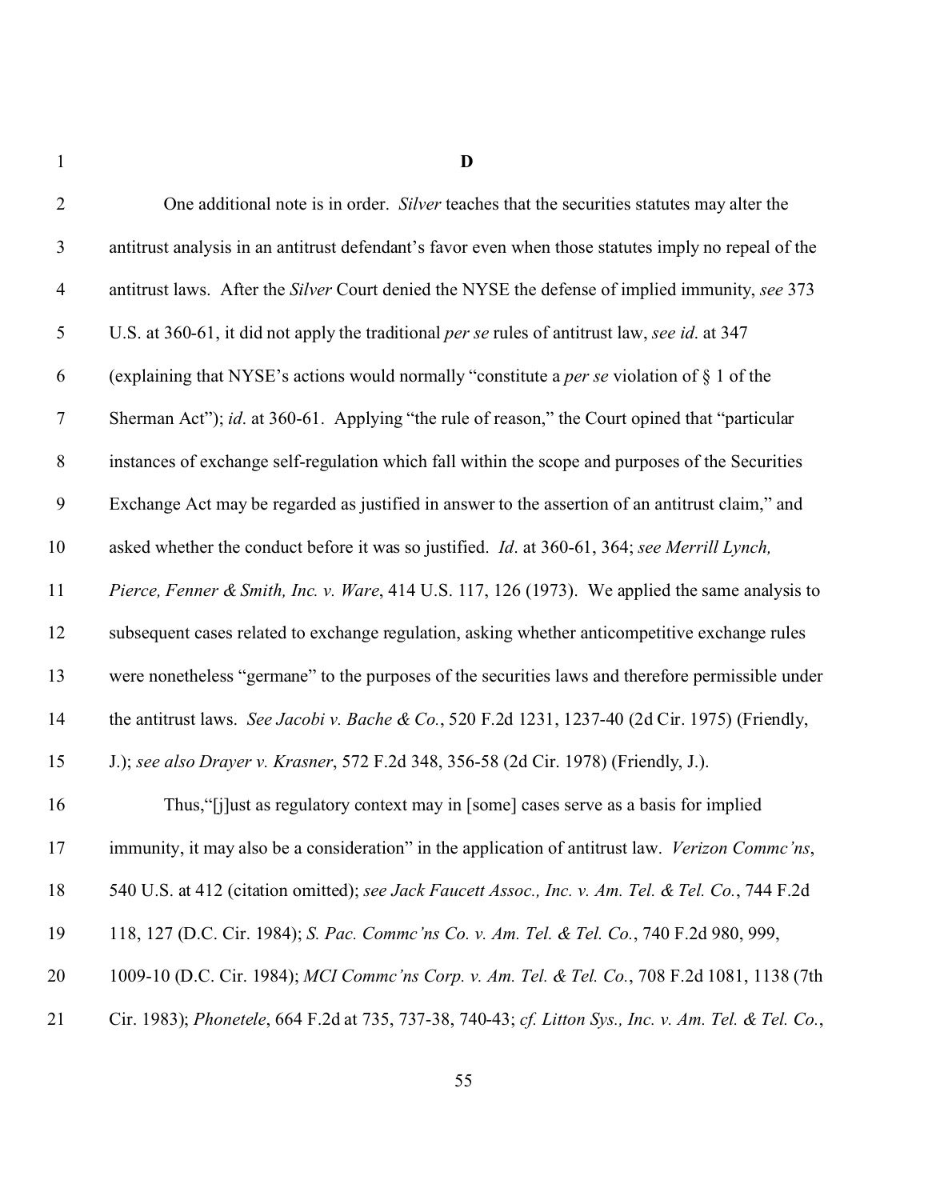**D**

One additional note is in order. *Silver* teaches that the securities statutes may alter the antitrust analysis in an antitrust defendant's favor even when those statutes imply no repeal of the antitrust laws. After the *Silver* Court denied the NYSE the defense of implied immunity, *see* 373 U.S. at 360-61, it did not apply the traditional *per se* rules of antitrust law, *see id*. at 347 (explaining that NYSE's actions would normally "constitute a *per se* violation of § 1 of the Sherman Act"); *id*. at 360-61. Applying "the rule of reason," the Court opined that "particular instances of exchange self-regulation which fall within the scope and purposes of the Securities Exchange Act may be regarded as justified in answer to the assertion of an antitrust claim," and asked whether the conduct before it was so justified. *Id*. at 360-61, 364; *see Merrill Lynch, Pierce, Fenner & Smith, Inc. v. Ware*, 414 U.S. 117, 126 (1973). We applied the same analysis to subsequent cases related to exchange regulation, asking whether anticompetitive exchange rules were nonetheless "germane" to the purposes of the securities laws and therefore permissible under the antitrust laws. *See Jacobi v. Bache & Co.*, 520 F.2d 1231, 1237-40 (2d Cir. 1975) (Friendly, J.); *see also Drayer v. Krasner*, 572 F.2d 348, 356-58 (2d Cir. 1978) (Friendly, J.).

Thus,"[j]ust as regulatory context may in [some] cases serve as a basis for implied immunity, it may also be a consideration" in the application of antitrust law. *Verizon Commc'ns*, 540 U.S. at 412 (citation omitted); *see Jack Faucett Assoc., Inc. v. Am. Tel. & Tel. Co.*, 744 F.2d 118, 127 (D.C. Cir. 1984); *S. Pac. Commc'ns Co. v. Am. Tel. & Tel. Co.*, 740 F.2d 980, 999, 1009-10 (D.C. Cir. 1984); *MCI Commc'ns Corp. v. Am. Tel. & Tel. Co.*, 708 F.2d 1081, 1138 (7th Cir. 1983); *Phonetele*, 664 F.2d at 735, 737-38, 740-43; *cf. Litton Sys., Inc. v. Am. Tel. & Tel. Co.*,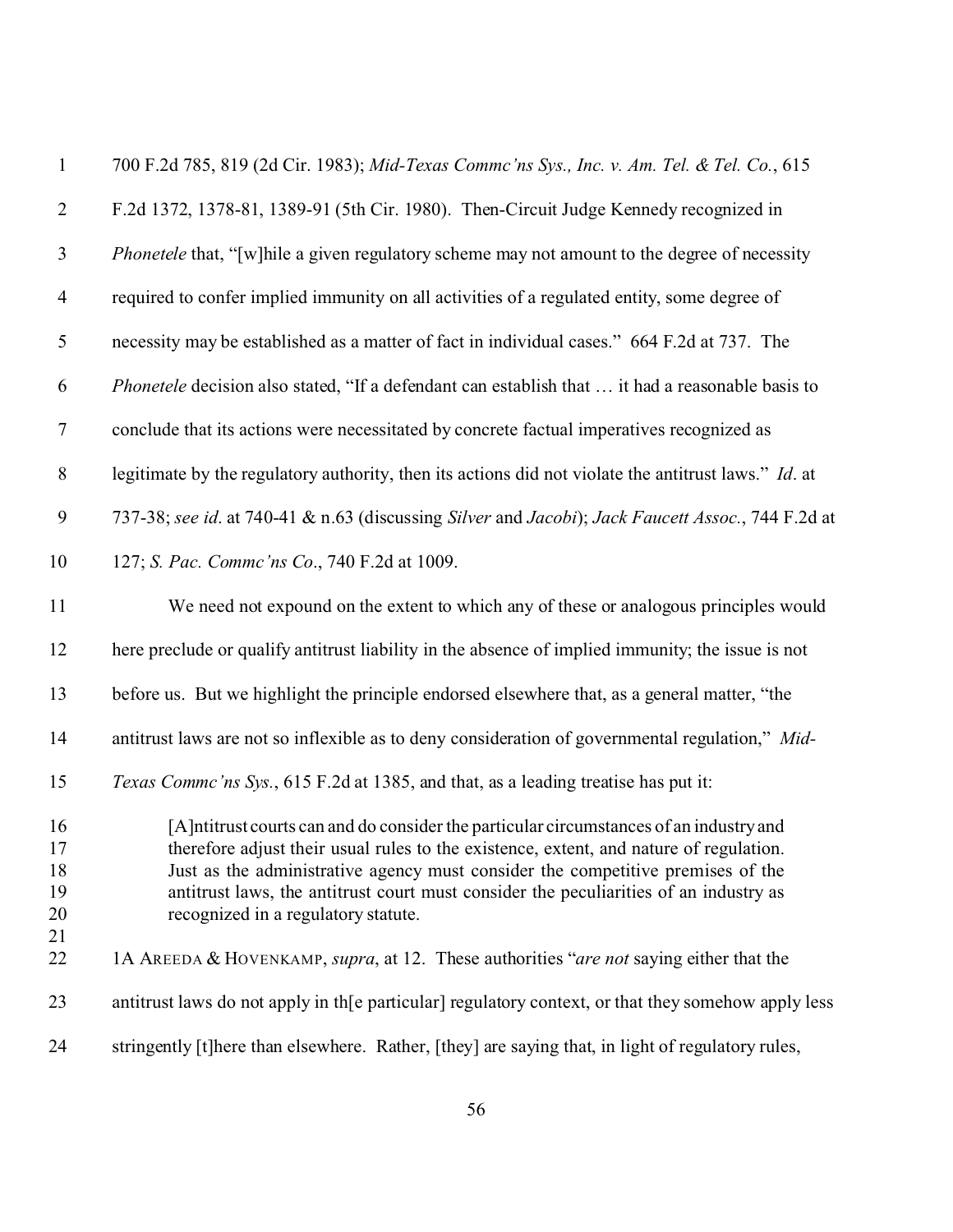700 F.2d 785, 819 (2d Cir. 1983); *Mid-Texas Commc'ns Sys., Inc. v. Am. Tel. & Tel. Co.*, 615 F.2d 1372, 1378-81, 1389-91 (5th Cir. 1980). Then-Circuit Judge Kennedy recognized in *Phonetele* that, "[w]hile a given regulatory scheme may not amount to the degree of necessity required to confer implied immunity on all activities of a regulated entity, some degree of necessity may be established as a matter of fact in individual cases." 664 F.2d at 737. The *Phonetele* decision also stated, "If a defendant can establish that … it had a reasonable basis to conclude that its actions were necessitated by concrete factual imperatives recognized as legitimate by the regulatory authority, then its actions did not violate the antitrust laws." *Id*. at 737-38; *see id*. at 740-41 & n.63 (discussing *Silver* and *Jacobi*); *Jack Faucett Assoc.*, 744 F.2d at 127; *S. Pac. Commc'ns Co*., 740 F.2d at 1009.

We need not expound on the extent to which any of these or analogous principles would here preclude or qualify antitrust liability in the absence of implied immunity; the issue is not before us. But we highlight the principle endorsed elsewhere that, as a general matter, "the antitrust laws are not so inflexible as to deny consideration of governmental regulation," *Mid-Texas Commc'ns Sys.*, 615 F.2d at 1385, and that, as a leading treatise has put it:

> [A]ntitrust courts can and do consider the particular circumstances of an industry and therefore adjust their usual rules to the existence, extent, and nature of regulation. Just as the administrative agency must consider the competitive premises of the antitrust laws, the antitrust court must consider the peculiarities of an industry as recognized in a regulatory statute.

1A AREEDA & HOVENKAMP, *supra*, at 12. These authorities "*are not* saying either that the antitrust laws do not apply in th[e particular] regulatory context, or that they somehow apply less stringently [t]here than elsewhere. Rather, [they] are saying that, in light of regulatory rules,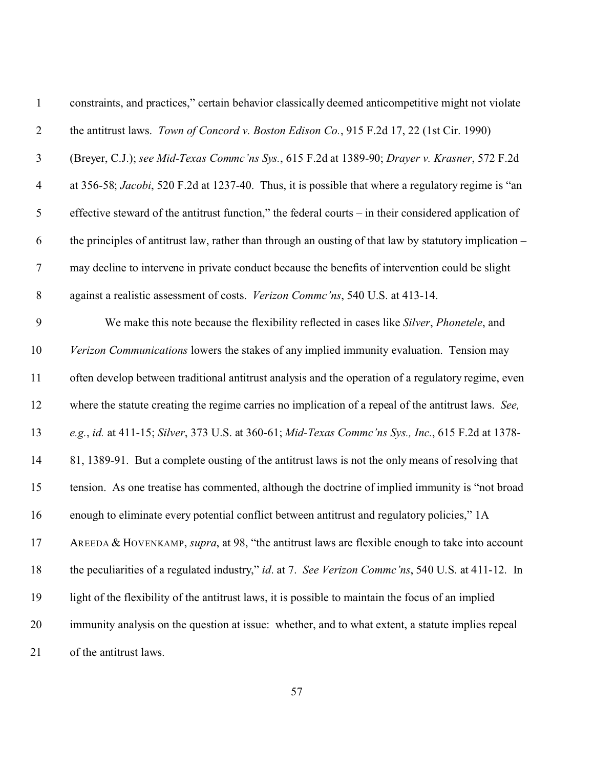constraints, and practices," certain behavior classically deemed anticompetitive might not violate the antitrust laws. *Town of Concord v. Boston Edison Co.*, 915 F.2d 17, 22 (1st Cir. 1990) (Breyer, C.J.); *see Mid-Texas Commc'ns Sys.*, 615 F.2d at 1389-90; *Drayer v. Krasner*, 572 F.2d at 356-58; *Jacobi*, 520 F.2d at 1237-40. Thus, it is possible that where a regulatory regime is "an effective steward of the antitrust function," the federal courts – in their considered application of the principles of antitrust law, rather than through an ousting of that law by statutory implication – may decline to intervene in private conduct because the benefits of intervention could be slight against a realistic assessment of costs. *Verizon Commc'ns*, 540 U.S. at 413-14.

We make this note because the flexibility reflected in cases like *Silver*, *Phonetele*, and *Verizon Communications* lowers the stakes of any implied immunity evaluation. Tension may often develop between traditional antitrust analysis and the operation of a regulatory regime, even where the statute creating the regime carries no implication of a repeal of the antitrust laws. *See, e.g.*, *id.* at 411-15; *Silver*, 373 U.S. at 360-61; *Mid-Texas Commc'ns Sys., Inc.*, 615 F.2d at 1378-81, 1389-91. But a complete ousting of the antitrust laws is not the only means of resolving that tension. As one treatise has commented, although the doctrine of implied immunity is "not broad enough to eliminate every potential conflict between antitrust and regulatory policies," 1A AREEDA & HOVENKAMP, *supra*, at 98, "the antitrust laws are flexible enough to take into account the peculiarities of a regulated industry," *id*. at 7. *See Verizon Commc'ns*, 540 U.S. at 411-12. In light of the flexibility of the antitrust laws, it is possible to maintain the focus of an implied immunity analysis on the question at issue: whether, and to what extent, a statute implies repeal of the antitrust laws.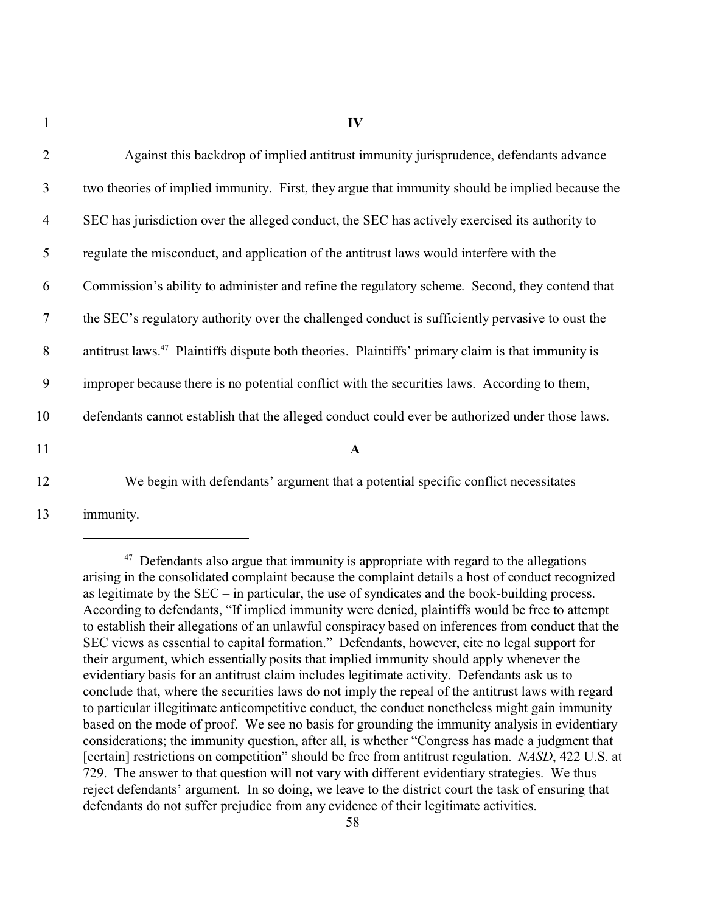## IV

Against this backdrop of implied antitrust immunity jurisprudence, defendants advance two theories of implied immunity. First, they argue that immunity should be implied because the SEC has jurisdiction over the alleged conduct, the SEC has actively exercised its authority to regulate the misconduct, and application of the antitrust laws would interfere with the Commission's ability to administer and refine the regulatory scheme. Second, they contend that the SEC's regulatory authority over the challenged conduct is sufficiently pervasive to oust the antitrust laws.[47] Plaintiffs dispute both theories. Plaintiffs' primary claim is that immunity is improper because there is no potential conflict with the securities laws. According to them, defendants cannot establish that the alleged conduct could ever be authorized under those laws.

### A

We begin with defendants' argument that a potential specific conflict necessitates immunity.

---

[47] Defendants also argue that immunity is appropriate with regard to the allegations arising in the consolidated complaint because the complaint details a host of conduct recognized as legitimate by the SEC – in particular, the use of syndicates and the book-building process. According to defendants, "If implied immunity were denied, plaintiffs would be free to attempt to establish their allegations of an unlawful conspiracy based on inferences from conduct that the SEC views as essential to capital formation." Defendants, however, cite no legal support for their argument, which essentially posits that implied immunity should apply whenever the evidentiary basis for an antitrust claim includes legitimate activity. Defendants ask us to conclude that, where the securities laws do not imply the repeal of the antitrust laws with regard to particular illegitimate anticompetitive conduct, the conduct nonetheless might gain immunity based on the mode of proof. We see no basis for grounding the immunity analysis in evidentiary considerations; the immunity question, after all, is whether "Congress has made a judgment that [certain] restrictions on competition" should be free from antitrust regulation. *NASD*, 422 U.S. at 729. The answer to that question will not vary with different evidentiary strategies. We thus reject defendants' argument. In so doing, we leave to the district court the task of ensuring that defendants do not suffer prejudice from any evidence of their legitimate activities.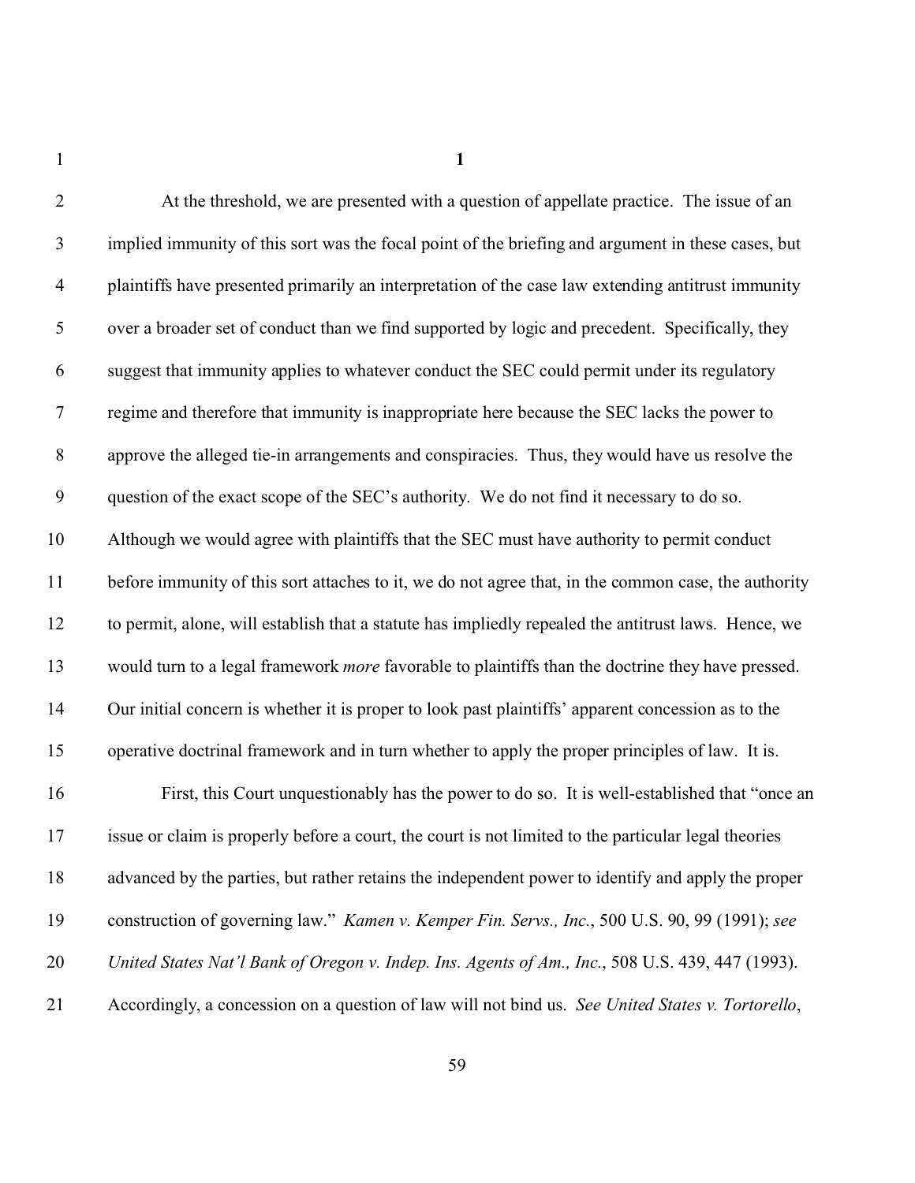**1**

At the threshold, we are presented with a question of appellate practice. The issue of an implied immunity of this sort was the focal point of the briefing and argument in these cases, but plaintiffs have presented primarily an interpretation of the case law extending antitrust immunity over a broader set of conduct than we find supported by logic and precedent. Specifically, they suggest that immunity applies to whatever conduct the SEC could permit under its regulatory regime and therefore that immunity is inappropriate here because the SEC lacks the power to approve the alleged tie-in arrangements and conspiracies. Thus, they would have us resolve the question of the exact scope of the SEC's authority. We do not find it necessary to do so. Although we would agree with plaintiffs that the SEC must have authority to permit conduct before immunity of this sort attaches to it, we do not agree that, in the common case, the authority to permit, alone, will establish that a statute has impliedly repealed the antitrust laws. Hence, we would turn to a legal framework *more* favorable to plaintiffs than the doctrine they have pressed. Our initial concern is whether it is proper to look past plaintiffs' apparent concession as to the operative doctrinal framework and in turn whether to apply the proper principles of law. It is.

First, this Court unquestionably has the power to do so. It is well-established that "once an issue or claim is properly before a court, the court is not limited to the particular legal theories advanced by the parties, but rather retains the independent power to identify and apply the proper construction of governing law." *Kamen v. Kemper Fin. Servs., Inc.*, 500 U.S. 90, 99 (1991); *see United States Nat'l Bank of Oregon v. Indep. Ins. Agents of Am., Inc.*, 508 U.S. 439, 447 (1993). Accordingly, a concession on a question of law will not bind us. *See United States v. Tortorello*,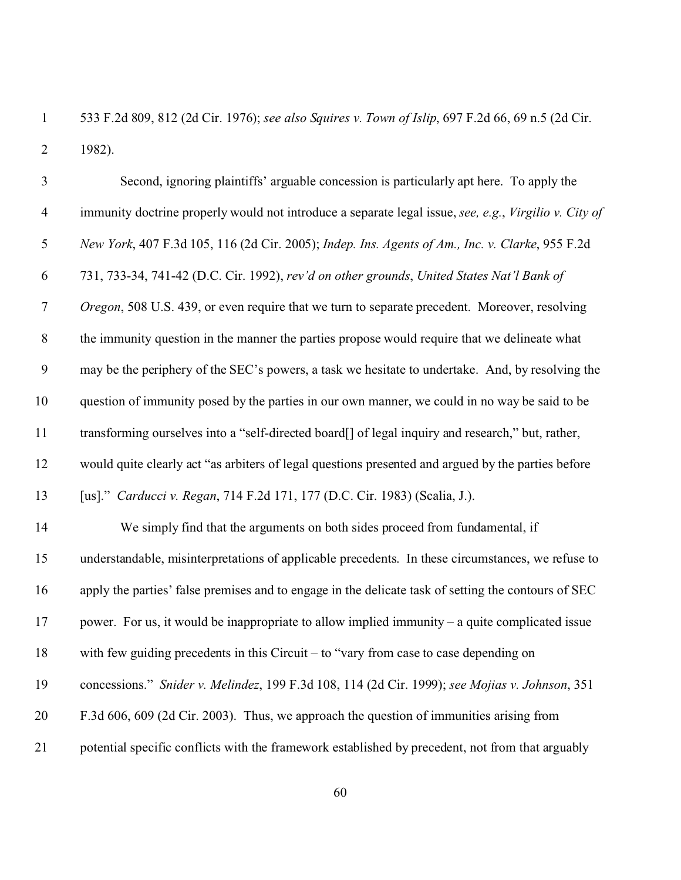533 F.2d 809, 812 (2d Cir. 1976); *see also Squires v. Town of Islip*, 697 F.2d 66, 69 n.5 (2d Cir. 1982).

Second, ignoring plaintiffs' arguable concession is particularly apt here. To apply the immunity doctrine properly would not introduce a separate legal issue, *see, e.g.*, *Virgilio v. City of New York*, 407 F.3d 105, 116 (2d Cir. 2005); *Indep. Ins. Agents of Am., Inc. v. Clarke*, 955 F.2d 731, 733-34, 741-42 (D.C. Cir. 1992), *rev'd on other grounds*, *United States Nat'l Bank of Oregon*, 508 U.S. 439, or even require that we turn to separate precedent. Moreover, resolving the immunity question in the manner the parties propose would require that we delineate what may be the periphery of the SEC's powers, a task we hesitate to undertake. And, by resolving the question of immunity posed by the parties in our own manner, we could in no way be said to be transforming ourselves into a "self-directed board[] of legal inquiry and research," but, rather, would quite clearly act "as arbiters of legal questions presented and argued by the parties before [us]." *Carducci v. Regan*, 714 F.2d 171, 177 (D.C. Cir. 1983) (Scalia, J.).

We simply find that the arguments on both sides proceed from fundamental, if understandable, misinterpretations of applicable precedents. In these circumstances, we refuse to apply the parties' false premises and to engage in the delicate task of setting the contours of SEC power. For us, it would be inappropriate to allow implied immunity – a quite complicated issue with few guiding precedents in this Circuit – to "vary from case to case depending on concessions." *Snider v. Melindez*, 199 F.3d 108, 114 (2d Cir. 1999); *see Mojias v. Johnson*, 351 F.3d 606, 609 (2d Cir. 2003). Thus, we approach the question of immunities arising from potential specific conflicts with the framework established by precedent, not from that arguably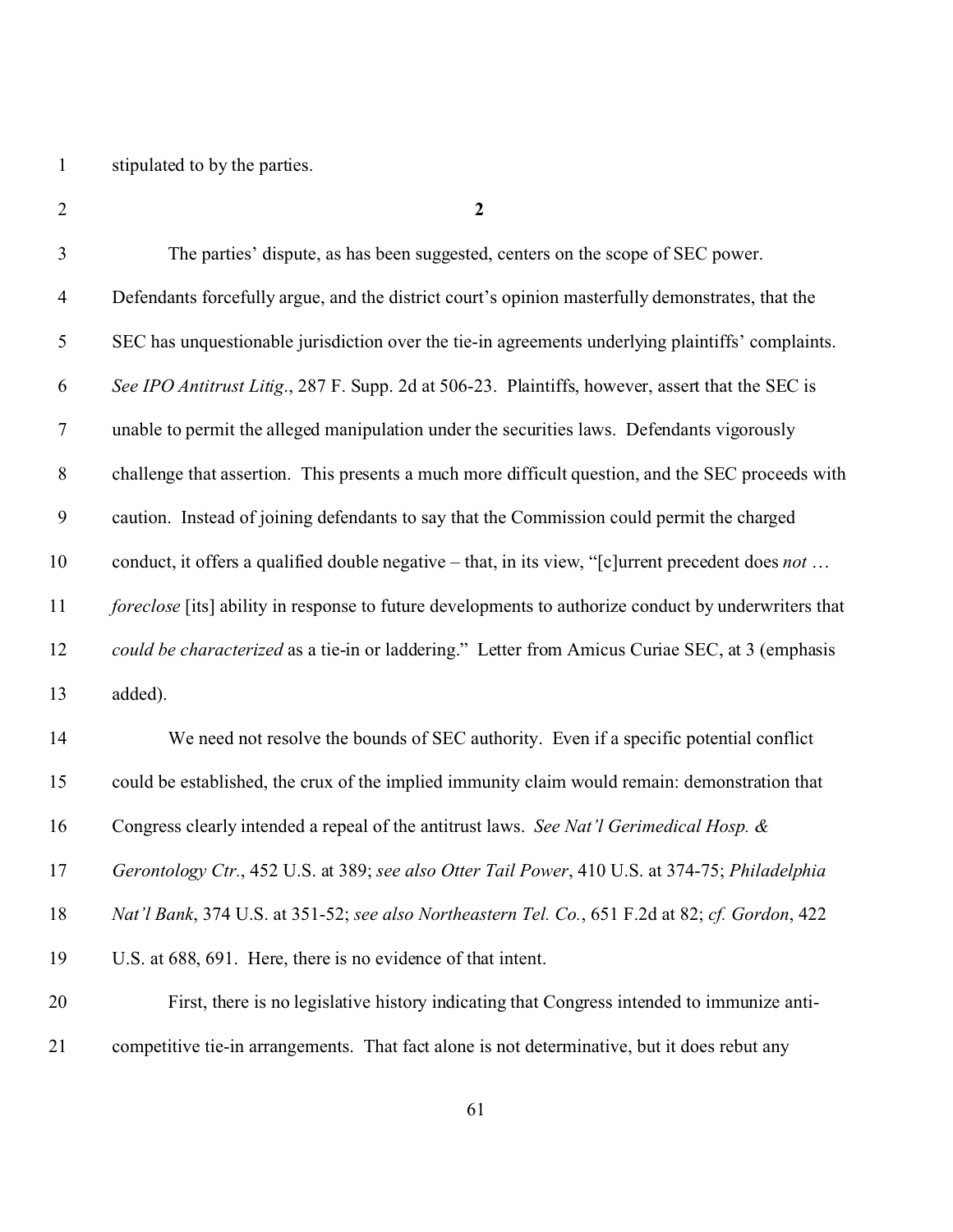stipulated to by the parties.

**2**

The parties' dispute, as has been suggested, centers on the scope of SEC power. Defendants forcefully argue, and the district court's opinion masterfully demonstrates, that the SEC has unquestionable jurisdiction over the tie-in agreements underlying plaintiffs' complaints. *See IPO Antitrust Litig*., 287 F. Supp. 2d at 506-23. Plaintiffs, however, assert that the SEC is unable to permit the alleged manipulation under the securities laws. Defendants vigorously challenge that assertion. This presents a much more difficult question, and the SEC proceeds with caution. Instead of joining defendants to say that the Commission could permit the charged conduct, it offers a qualified double negative – that, in its view, "[c]urrent precedent does *not* … *foreclose* [its] ability in response to future developments to authorize conduct by underwriters that *could be characterized* as a tie-in or laddering." Letter from Amicus Curiae SEC, at 3 (emphasis added).

We need not resolve the bounds of SEC authority. Even if a specific potential conflict could be established, the crux of the implied immunity claim would remain: demonstration that Congress clearly intended a repeal of the antitrust laws. *See Nat'l Gerimedical Hosp. & Gerontology Ctr.*, 452 U.S. at 389; *see also Otter Tail Power*, 410 U.S. at 374-75; *Philadelphia Nat'l Bank*, 374 U.S. at 351-52; *see also Northeastern Tel. Co.*, 651 F.2d at 82; *cf. Gordon*, 422 U.S. at 688, 691. Here, there is no evidence of that intent.

First, there is no legislative history indicating that Congress intended to immunize anti-competitive tie-in arrangements. That fact alone is not determinative, but it does rebut any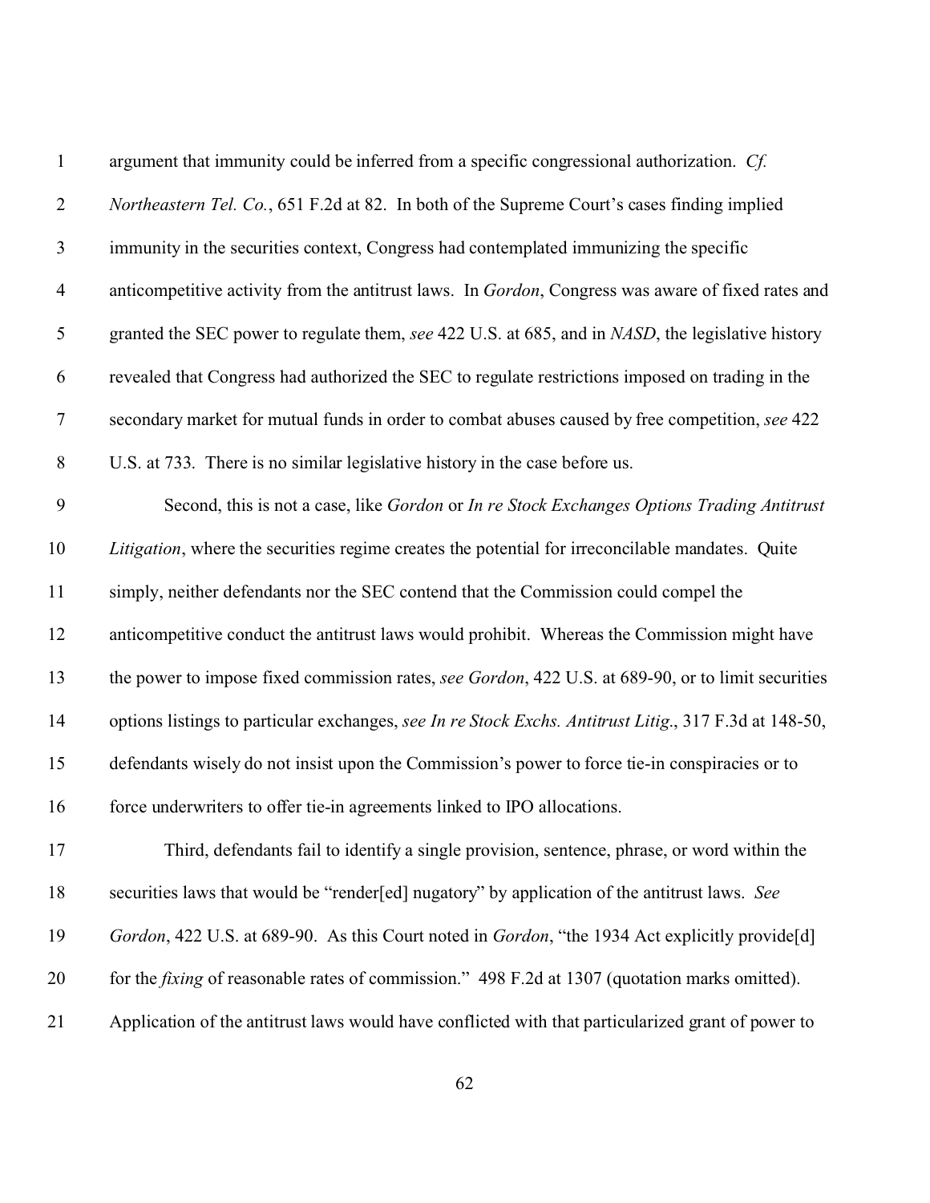argument that immunity could be inferred from a specific congressional authorization. *Cf. Northeastern Tel. Co.*, 651 F.2d at 82. In both of the Supreme Court's cases finding implied immunity in the securities context, Congress had contemplated immunizing the specific anticompetitive activity from the antitrust laws. In *Gordon*, Congress was aware of fixed rates and granted the SEC power to regulate them, *see* 422 U.S. at 685, and in *NASD*, the legislative history revealed that Congress had authorized the SEC to regulate restrictions imposed on trading in the secondary market for mutual funds in order to combat abuses caused by free competition, *see* 422 U.S. at 733. There is no similar legislative history in the case before us.

Second, this is not a case, like *Gordon* or *In re Stock Exchanges Options Trading Antitrust Litigation*, where the securities regime creates the potential for irreconcilable mandates. Quite simply, neither defendants nor the SEC contend that the Commission could compel the anticompetitive conduct the antitrust laws would prohibit. Whereas the Commission might have the power to impose fixed commission rates, *see Gordon*, 422 U.S. at 689-90, or to limit securities options listings to particular exchanges, *see In re Stock Exchs. Antitrust Litig.*, 317 F.3d at 148-50, defendants wisely do not insist upon the Commission's power to force tie-in conspiracies or to force underwriters to offer tie-in agreements linked to IPO allocations.

Third, defendants fail to identify a single provision, sentence, phrase, or word within the securities laws that would be "render[ed] nugatory" by application of the antitrust laws. *See Gordon*, 422 U.S. at 689-90. As this Court noted in *Gordon*, "the 1934 Act explicitly provide[d] for the *fixing* of reasonable rates of commission." 498 F.2d at 1307 (quotation marks omitted). Application of the antitrust laws would have conflicted with that particularized grant of power to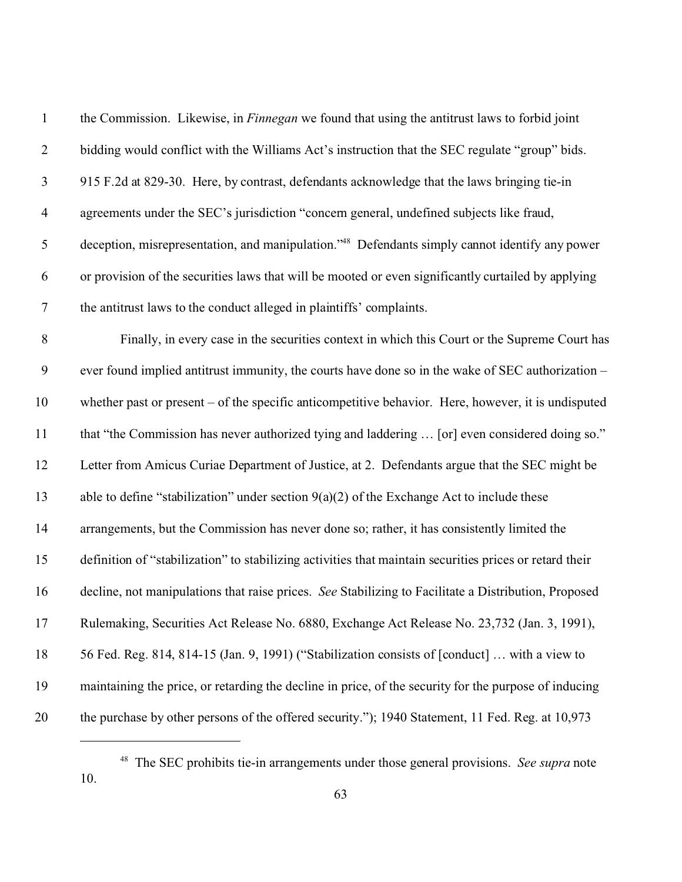the Commission. Likewise, in *Finnegan* we found that using the antitrust laws to forbid joint bidding would conflict with the Williams Act's instruction that the SEC regulate "group" bids. 915 F.2d at 829-30. Here, by contrast, defendants acknowledge that the laws bringing tie-in agreements under the SEC's jurisdiction "concern general, undefined subjects like fraud, deception, misrepresentation, and manipulation."[48] Defendants simply cannot identify any power or provision of the securities laws that will be mooted or even significantly curtailed by applying the antitrust laws to the conduct alleged in plaintiffs' complaints.

Finally, in every case in the securities context in which this Court or the Supreme Court has ever found implied antitrust immunity, the courts have done so in the wake of SEC authorization – whether past or present – of the specific anticompetitive behavior. Here, however, it is undisputed that "the Commission has never authorized tying and laddering … [or] even considered doing so." Letter from Amicus Curiae Department of Justice, at 2. Defendants argue that the SEC might be able to define "stabilization" under section 9(a)(2) of the Exchange Act to include these arrangements, but the Commission has never done so; rather, it has consistently limited the definition of "stabilization" to stabilizing activities that maintain securities prices or retard their decline, not manipulations that raise prices. *See* Stabilizing to Facilitate a Distribution, Proposed Rulemaking, Securities Act Release No. 6880, Exchange Act Release No. 23,732 (Jan. 3, 1991), 56 Fed. Reg. 814, 814-15 (Jan. 9, 1991) ("Stabilization consists of [conduct] … with a view to maintaining the price, or retarding the decline in price, of the security for the purpose of inducing the purchase by other persons of the offered security."); 1940 Statement, 11 Fed. Reg. at 10,973

---

[48] The SEC prohibits tie-in arrangements under those general provisions. *See supra* note 10.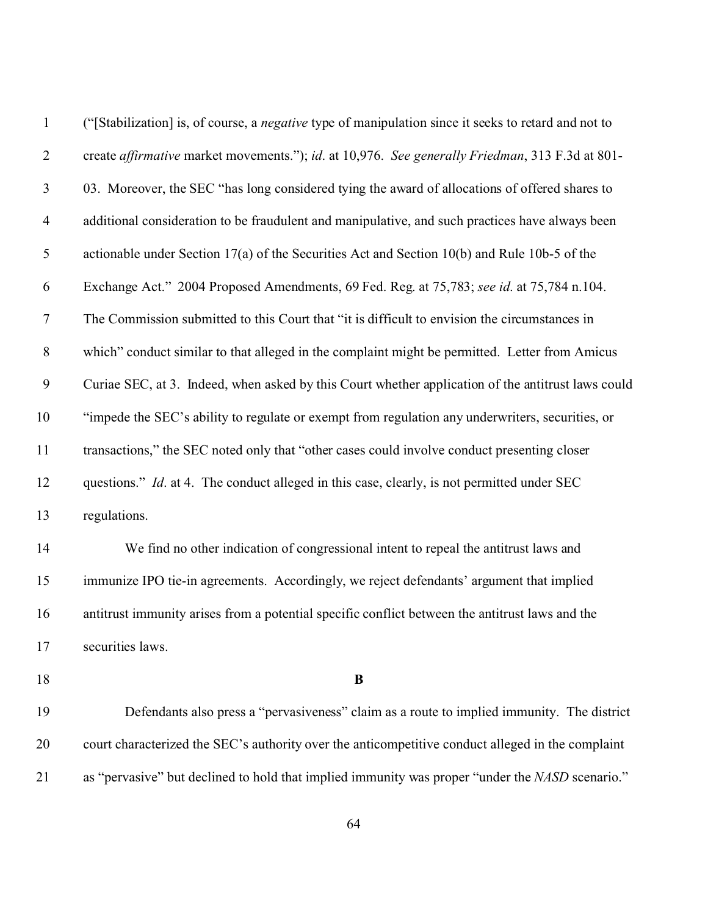("[Stabilization] is, of course, a *negative* type of manipulation since it seeks to retard and not to create *affirmative* market movements."); *id*. at 10,976. *See generally Friedman*, 313 F.3d at 801-03. Moreover, the SEC "has long considered tying the award of allocations of offered shares to additional consideration to be fraudulent and manipulative, and such practices have always been actionable under Section 17(a) of the Securities Act and Section 10(b) and Rule 10b-5 of the Exchange Act." 2004 Proposed Amendments, 69 Fed. Reg. at 75,783; *see id*. at 75,784 n.104. The Commission submitted to this Court that "it is difficult to envision the circumstances in which" conduct similar to that alleged in the complaint might be permitted. Letter from Amicus Curiae SEC, at 3. Indeed, when asked by this Court whether application of the antitrust laws could "impede the SEC's ability to regulate or exempt from regulation any underwriters, securities, or transactions," the SEC noted only that "other cases could involve conduct presenting closer questions." *Id*. at 4. The conduct alleged in this case, clearly, is not permitted under SEC regulations.

We find no other indication of congressional intent to repeal the antitrust laws and immunize IPO tie-in agreements. Accordingly, we reject defendants' argument that implied antitrust immunity arises from a potential specific conflict between the antitrust laws and the securities laws.

### B

Defendants also press a "pervasiveness" claim as a route to implied immunity. The district court characterized the SEC's authority over the anticompetitive conduct alleged in the complaint as "pervasive" but declined to hold that implied immunity was proper "under the *NASD* scenario."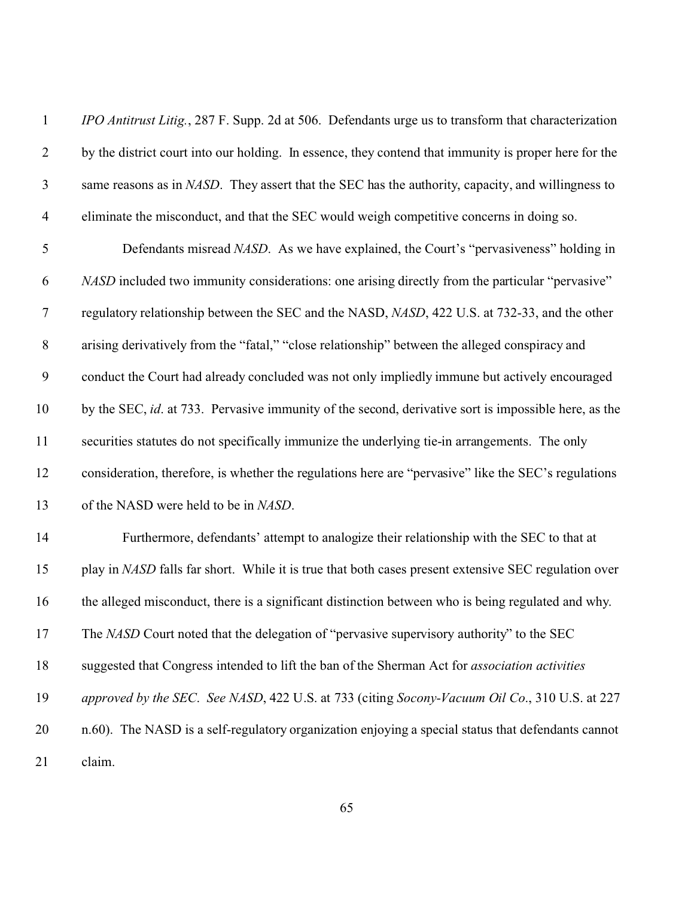*IPO Antitrust Litig.*, 287 F. Supp. 2d at 506. Defendants urge us to transform that characterization by the district court into our holding. In essence, they contend that immunity is proper here for the same reasons as in *NASD*. They assert that the SEC has the authority, capacity, and willingness to eliminate the misconduct, and that the SEC would weigh competitive concerns in doing so.

Defendants misread *NASD*. As we have explained, the Court's "pervasiveness" holding in *NASD* included two immunity considerations: one arising directly from the particular "pervasive" regulatory relationship between the SEC and the NASD, *NASD*, 422 U.S. at 732-33, and the other arising derivatively from the "fatal," "close relationship" between the alleged conspiracy and conduct the Court had already concluded was not only impliedly immune but actively encouraged by the SEC, *id*. at 733. Pervasive immunity of the second, derivative sort is impossible here, as the securities statutes do not specifically immunize the underlying tie-in arrangements. The only consideration, therefore, is whether the regulations here are "pervasive" like the SEC's regulations of the NASD were held to be in *NASD*.

Furthermore, defendants' attempt to analogize their relationship with the SEC to that at play in *NASD* falls far short. While it is true that both cases present extensive SEC regulation over the alleged misconduct, there is a significant distinction between who is being regulated and why. The *NASD* Court noted that the delegation of "pervasive supervisory authority" to the SEC suggested that Congress intended to lift the ban of the Sherman Act for *association activities approved by the SEC*. *See NASD*, 422 U.S. at 733 (citing *Socony-Vacuum Oil Co*., 310 U.S. at 227 n.60). The NASD is a self-regulatory organization enjoying a special status that defendants cannot claim.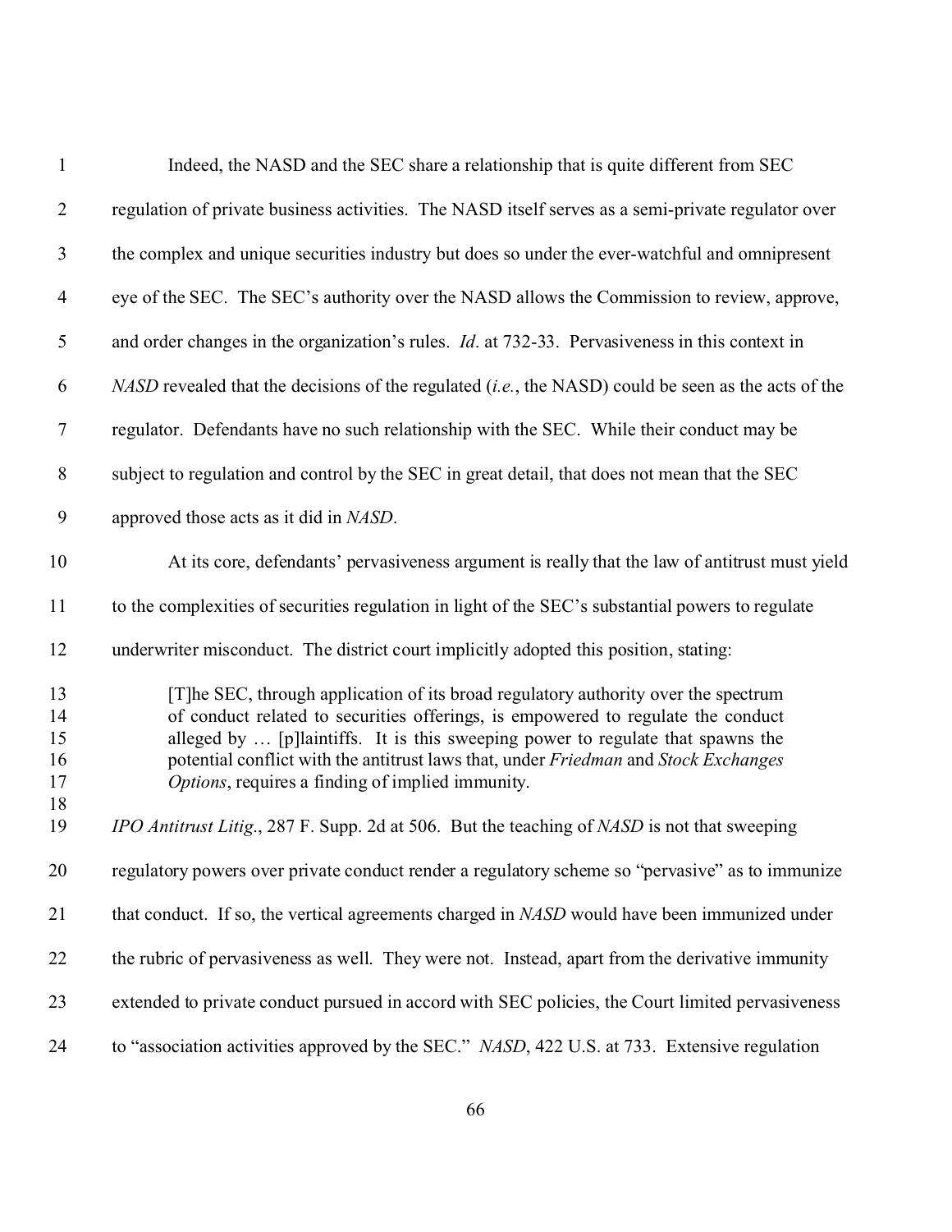Indeed, the NASD and the SEC share a relationship that is quite different from SEC regulation of private business activities. The NASD itself serves as a semi-private regulator over the complex and unique securities industry but does so under the ever-watchful and omnipresent eye of the SEC. The SEC's authority over the NASD allows the Commission to review, approve, and order changes in the organization's rules. *Id*. at 732-33. Pervasiveness in this context in *NASD* revealed that the decisions of the regulated (*i.e.*, the NASD) could be seen as the acts of the regulator. Defendants have no such relationship with the SEC. While their conduct may be subject to regulation and control by the SEC in great detail, that does not mean that the SEC approved those acts as it did in *NASD*.

At its core, defendants' pervasiveness argument is really that the law of antitrust must yield to the complexities of securities regulation in light of the SEC's substantial powers to regulate underwriter misconduct. The district court implicitly adopted this position, stating:

> [T]he SEC, through application of its broad regulatory authority over the spectrum of conduct related to securities offerings, is empowered to regulate the conduct alleged by … [p]laintiffs. It is this sweeping power to regulate that spawns the potential conflict with the antitrust laws that, under *Friedman* and *Stock Exchanges Options*, requires a finding of implied immunity.

*IPO Antitrust Litig*., 287 F. Supp. 2d at 506. But the teaching of *NASD* is not that sweeping regulatory powers over private conduct render a regulatory scheme so "pervasive" as to immunize that conduct. If so, the vertical agreements charged in *NASD* would have been immunized under the rubric of pervasiveness as well. They were not. Instead, apart from the derivative immunity extended to private conduct pursued in accord with SEC policies, the Court limited pervasiveness to "association activities approved by the SEC." *NASD*, 422 U.S. at 733. Extensive regulation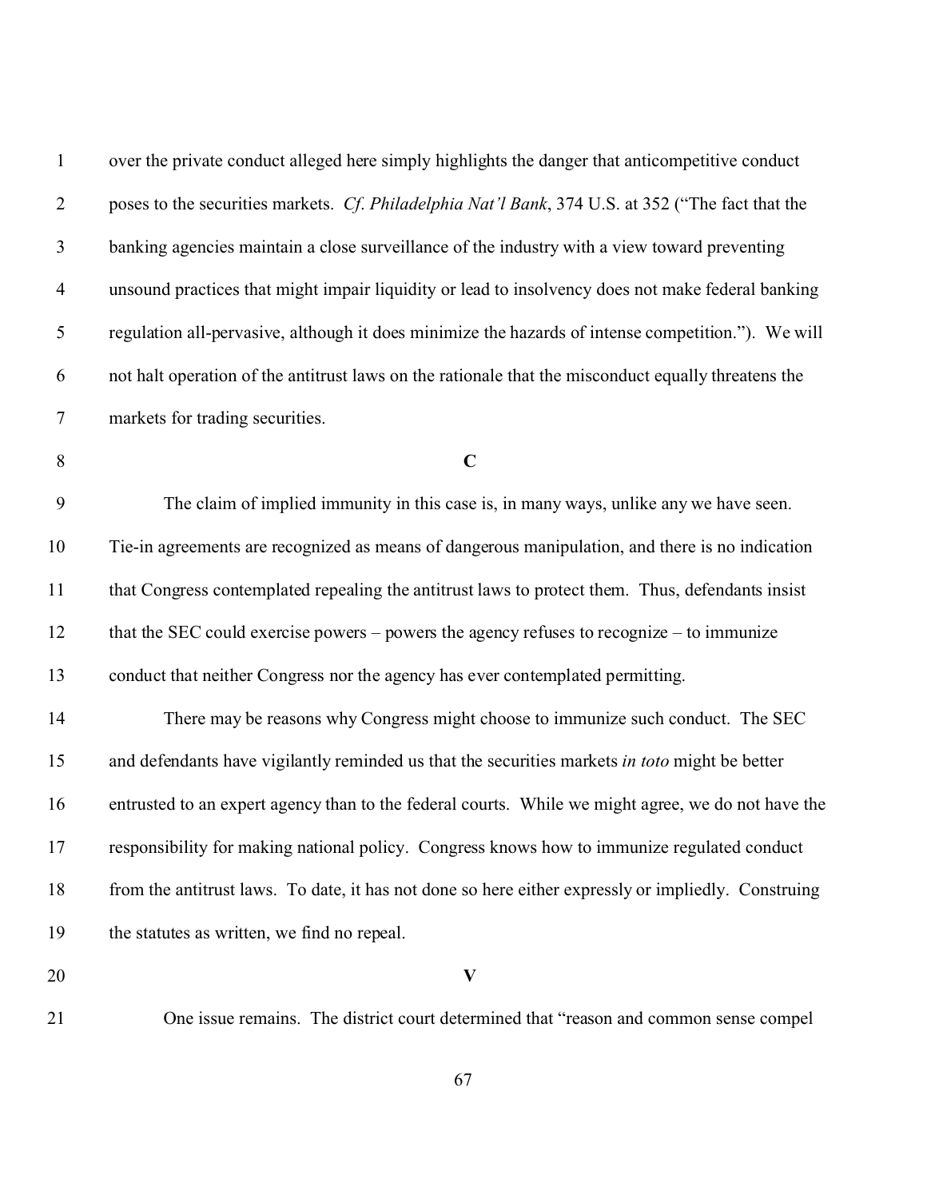over the private conduct alleged here simply highlights the danger that anticompetitive conduct poses to the securities markets. *Cf. Philadelphia Nat'l Bank*, 374 U.S. at 352 ("The fact that the banking agencies maintain a close surveillance of the industry with a view toward preventing unsound practices that might impair liquidity or lead to insolvency does not make federal banking regulation all-pervasive, although it does minimize the hazards of intense competition."). We will not halt operation of the antitrust laws on the rationale that the misconduct equally threatens the markets for trading securities.

### C

The claim of implied immunity in this case is, in many ways, unlike any we have seen. Tie-in agreements are recognized as means of dangerous manipulation, and there is no indication that Congress contemplated repealing the antitrust laws to protect them. Thus, defendants insist that the SEC could exercise powers – powers the agency refuses to recognize – to immunize conduct that neither Congress nor the agency has ever contemplated permitting.

There may be reasons why Congress might choose to immunize such conduct. The SEC and defendants have vigilantly reminded us that the securities markets *in toto* might be better entrusted to an expert agency than to the federal courts. While we might agree, we do not have the responsibility for making national policy. Congress knows how to immunize regulated conduct from the antitrust laws. To date, it has not done so here either expressly or impliedly. Construing the statutes as written, we find no repeal.

## V

One issue remains. The district court determined that "reason and common sense compel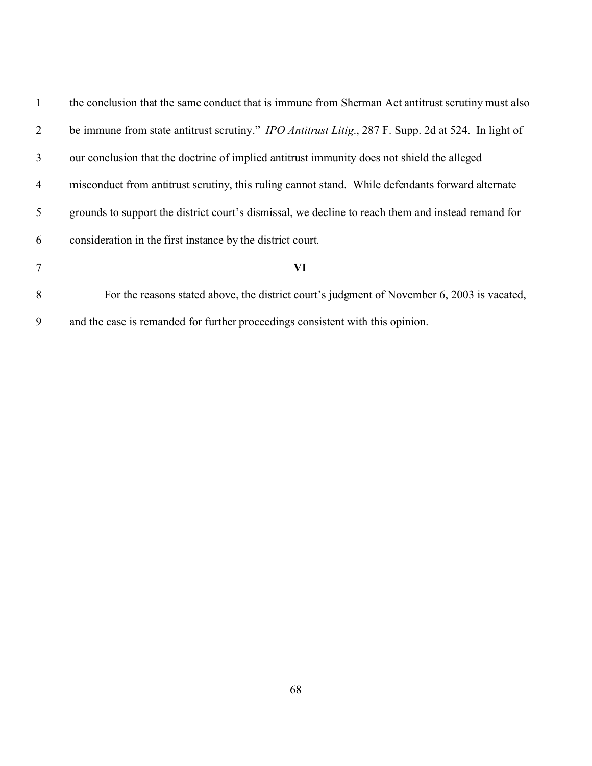the conclusion that the same conduct that is immune from Sherman Act antitrust scrutiny must also be immune from state antitrust scrutiny." *IPO Antitrust Litig*., 287 F. Supp. 2d at 524. In light of our conclusion that the doctrine of implied antitrust immunity does not shield the alleged misconduct from antitrust scrutiny, this ruling cannot stand. While defendants forward alternate grounds to support the district court's dismissal, we decline to reach them and instead remand for consideration in the first instance by the district court.

## VI

For the reasons stated above, the district court's judgment of November 6, 2003 is vacated, and the case is remanded for further proceedings consistent with this opinion.